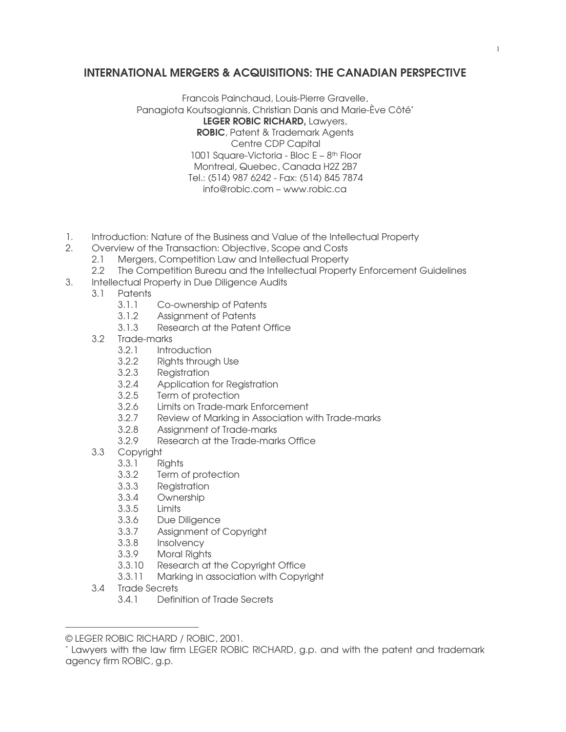# INTERNATIONAL MERGERS & ACQUISITIONS: THE CANADIAN PERSPECTIVE

Francois Painchaud, Louis-Pierre Gravelle,
Panagiota Koutsogiannis, Christian Danis and Marie-Ève Côté*
**LEGER ROBIC RICHARD,** Lawyers,
**ROBIC**, Patent & Trademark Agents
Centre CDP Capital
1001 Square-Victoria - Bloc E – 8th Floor
Montreal, Quebec, Canada H2Z 2B7
Tel.: (514) 987 6242 - Fax: (514) 845 7874
info@robic.com – www.robic.ca

1. Introduction: Nature of the Business and Value of the Intellectual Property
2. Overview of the Transaction: Objective, Scope and Costs
    - 2.1 Mergers, Competition Law and Intellectual Property
    - 2.2 The Competition Bureau and the Intellectual Property Enforcement Guidelines
3. Intellectual Property in Due Diligence Audits
    - 3.1 Patents
        - 3.1.1 Co-ownership of Patents
        - 3.1.2 Assignment of Patents
        - 3.1.3 Research at the Patent Office
    - 3.2 Trade-marks
        - 3.2.1 Introduction
        - 3.2.2 Rights through Use
        - 3.2.3 Registration
        - 3.2.4 Application for Registration
        - 3.2.5 Term of protection
        - 3.2.6 Limits on Trade-mark Enforcement
        - 3.2.7 Review of Marking in Association with Trade-marks
        - 3.2.8 Assignment of Trade-marks
        - 3.2.9 Research at the Trade-marks Office
    - 3.3 Copyright
        - 3.3.1 Rights
        - 3.3.2 Term of protection
        - 3.3.3 Registration
        - 3.3.4 Ownership
        - 3.3.5 Limits
        - 3.3.6 Due Diligence
        - 3.3.7 Assignment of Copyright
        - 3.3.8 Insolvency
        - 3.3.9 Moral Rights
        - 3.3.10 Research at the Copyright Office
        - 3.3.11 Marking in association with Copyright
    - 3.4 Trade Secrets
        - 3.4.1 Definition of Trade Secrets

---

© LEGER ROBIC RICHARD / ROBIC, 2001.

* Lawyers with the law firm LEGER ROBIC RICHARD, g.p. and with the patent and trademark agency firm ROBIC, g.p.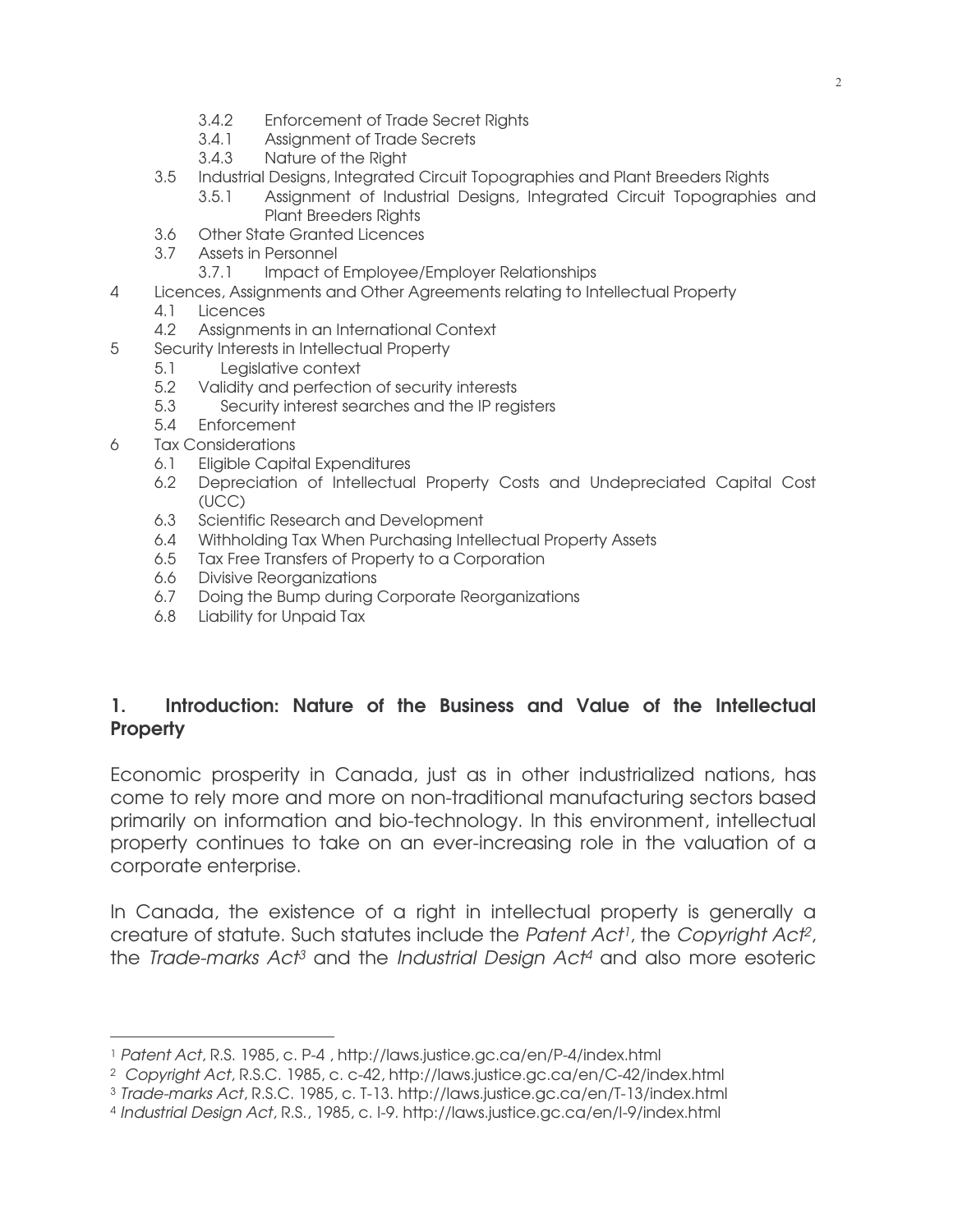- 3.4.2 Enforcement of Trade Secret Rights
- 3.4.1 Assignment of Trade Secrets
- 3.4.3 Nature of the Right

3.5 Industrial Designs, Integrated Circuit Topographies and Plant Breeders Rights
- 3.5.1 Assignment of Industrial Designs, Integrated Circuit Topographies and Plant Breeders Rights

3.6 Other State Granted Licences

3.7 Assets in Personnel
- 3.7.1 Impact of Employee/Employer Relationships

4 Licences, Assignments and Other Agreements relating to Intellectual Property
- 4.1 Licences
- 4.2 Assignments in an International Context

5 Security Interests in Intellectual Property
- 5.1 Legislative context
- 5.2 Validity and perfection of security interests
- 5.3 Security interest searches and the IP registers
- 5.4 Enforcement

6 Tax Considerations
- 6.1 Eligible Capital Expenditures
- 6.2 Depreciation of Intellectual Property Costs and Undepreciated Capital Cost (UCC)
- 6.3 Scientific Research and Development
- 6.4 Withholding Tax When Purchasing Intellectual Property Assets
- 6.5 Tax Free Transfers of Property to a Corporation
- 6.6 Divisive Reorganizations
- 6.7 Doing the Bump during Corporate Reorganizations
- 6.8 Liability for Unpaid Tax

## 1. Introduction: Nature of the Business and Value of the Intellectual Property

Economic prosperity in Canada, just as in other industrialized nations, has come to rely more and more on non-traditional manufacturing sectors based primarily on information and bio-technology. In this environment, intellectual property continues to take on an ever-increasing role in the valuation of a corporate enterprise.

In Canada, the existence of a right in intellectual property is generally a creature of statute. Such statutes include the *Patent Act*[1], the *Copyright Act*[2], the *Trade-marks Act*[3] and the *Industrial Design Act*[4] and also more esoteric

[1] *Patent Act*, R.S. 1985, c. P-4 , http://laws.justice.gc.ca/en/P-4/index.html

[2] *Copyright Act*, R.S.C. 1985, c. c-42, http://laws.justice.gc.ca/en/C-42/index.html

[3] *Trade-marks Act*, R.S.C. 1985, c. T-13. http://laws.justice.gc.ca/en/T-13/index.html

[4] *Industrial Design Act*, R.S., 1985, c. I-9. http://laws.justice.gc.ca/en/I-9/index.html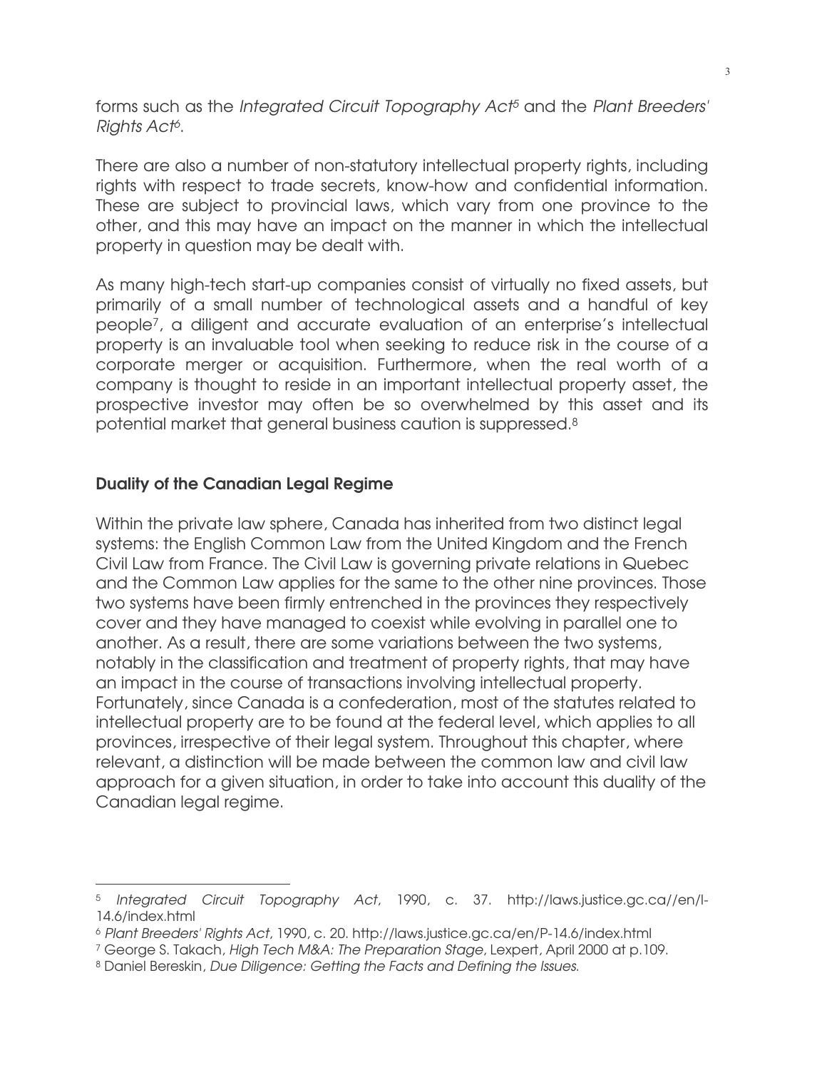forms such as the *Integrated Circuit Topography Act*[5] and the *Plant Breeders' Rights Act*[6].

There are also a number of non-statutory intellectual property rights, including rights with respect to trade secrets, know-how and confidential information. These are subject to provincial laws, which vary from one province to the other, and this may have an impact on the manner in which the intellectual property in question may be dealt with.

As many high-tech start-up companies consist of virtually no fixed assets, but primarily of a small number of technological assets and a handful of key people[7], a diligent and accurate evaluation of an enterprise's intellectual property is an invaluable tool when seeking to reduce risk in the course of a corporate merger or acquisition. Furthermore, when the real worth of a company is thought to reside in an important intellectual property asset, the prospective investor may often be so overwhelmed by this asset and its potential market that general business caution is suppressed.[8]

## Duality of the Canadian Legal Regime

Within the private law sphere, Canada has inherited from two distinct legal systems: the English Common Law from the United Kingdom and the French Civil Law from France. The Civil Law is governing private relations in Quebec and the Common Law applies for the same to the other nine provinces. Those two systems have been firmly entrenched in the provinces they respectively cover and they have managed to coexist while evolving in parallel one to another. As a result, there are some variations between the two systems, notably in the classification and treatment of property rights, that may have an impact in the course of transactions involving intellectual property. Fortunately, since Canada is a confederation, most of the statutes related to intellectual property are to be found at the federal level, which applies to all provinces, irrespective of their legal system. Throughout this chapter, where relevant, a distinction will be made between the common law and civil law approach for a given situation, in order to take into account this duality of the Canadian legal regime.

---

[5] *Integrated Circuit Topography Act*, 1990, c. 37. http://laws.justice.gc.ca//en/I-14.6/index.html

[6] *Plant Breeders' Rights Act*, 1990, c. 20. http://laws.justice.gc.ca/en/P-14.6/index.html

[7] George S. Takach, *High Tech M&A: The Preparation Stage*, Lexpert, April 2000 at p.109.

[8] Daniel Bereskin, *Due Diligence: Getting the Facts and Defining the Issues.*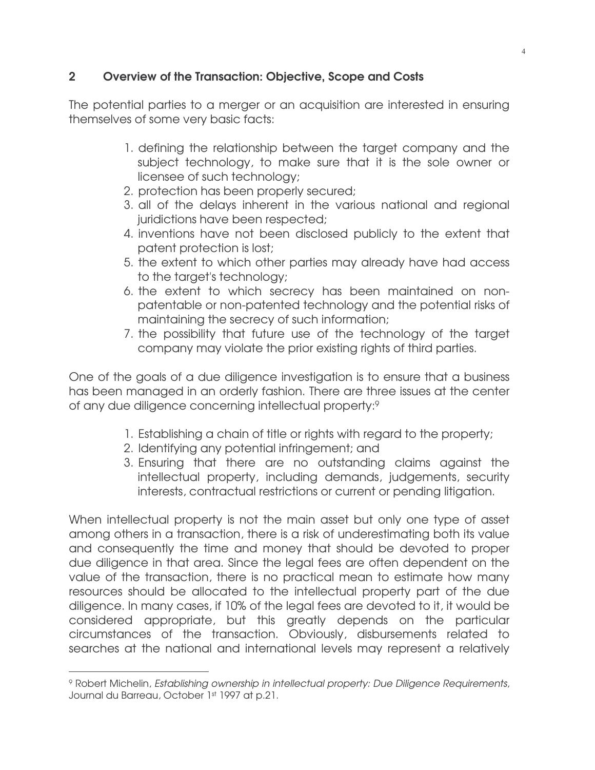## 2 Overview of the Transaction: Objective, Scope and Costs

The potential parties to a merger or an acquisition are interested in ensuring themselves of some very basic facts:

1. defining the relationship between the target company and the subject technology, to make sure that it is the sole owner or licensee of such technology;
2. protection has been properly secured;
3. all of the delays inherent in the various national and regional juridictions have been respected;
4. inventions have not been disclosed publicly to the extent that patent protection is lost;
5. the extent to which other parties may already have had access to the target's technology;
6. the extent to which secrecy has been maintained on non-patentable or non-patented technology and the potential risks of maintaining the secrecy of such information;
7. the possibility that future use of the technology of the target company may violate the prior existing rights of third parties.

One of the goals of a due diligence investigation is to ensure that a business has been managed in an orderly fashion. There are three issues at the center of any due diligence concerning intellectual property:[9]

1. Establishing a chain of title or rights with regard to the property;
2. Identifying any potential infringement; and
3. Ensuring that there are no outstanding claims against the intellectual property, including demands, judgements, security interests, contractual restrictions or current or pending litigation.

When intellectual property is not the main asset but only one type of asset among others in a transaction, there is a risk of underestimating both its value and consequently the time and money that should be devoted to proper due diligence in that area. Since the legal fees are often dependent on the value of the transaction, there is no practical mean to estimate how many resources should be allocated to the intellectual property part of the due diligence. In many cases, if 10% of the legal fees are devoted to it, it would be considered appropriate, but this greatly depends on the particular circumstances of the transaction. Obviously, disbursements related to searches at the national and international levels may represent a relatively

---

[9] Robert Michelin, *Establishing ownership in intellectual property: Due Diligence Requirements*, Journal du Barreau, October 1st 1997 at p.21.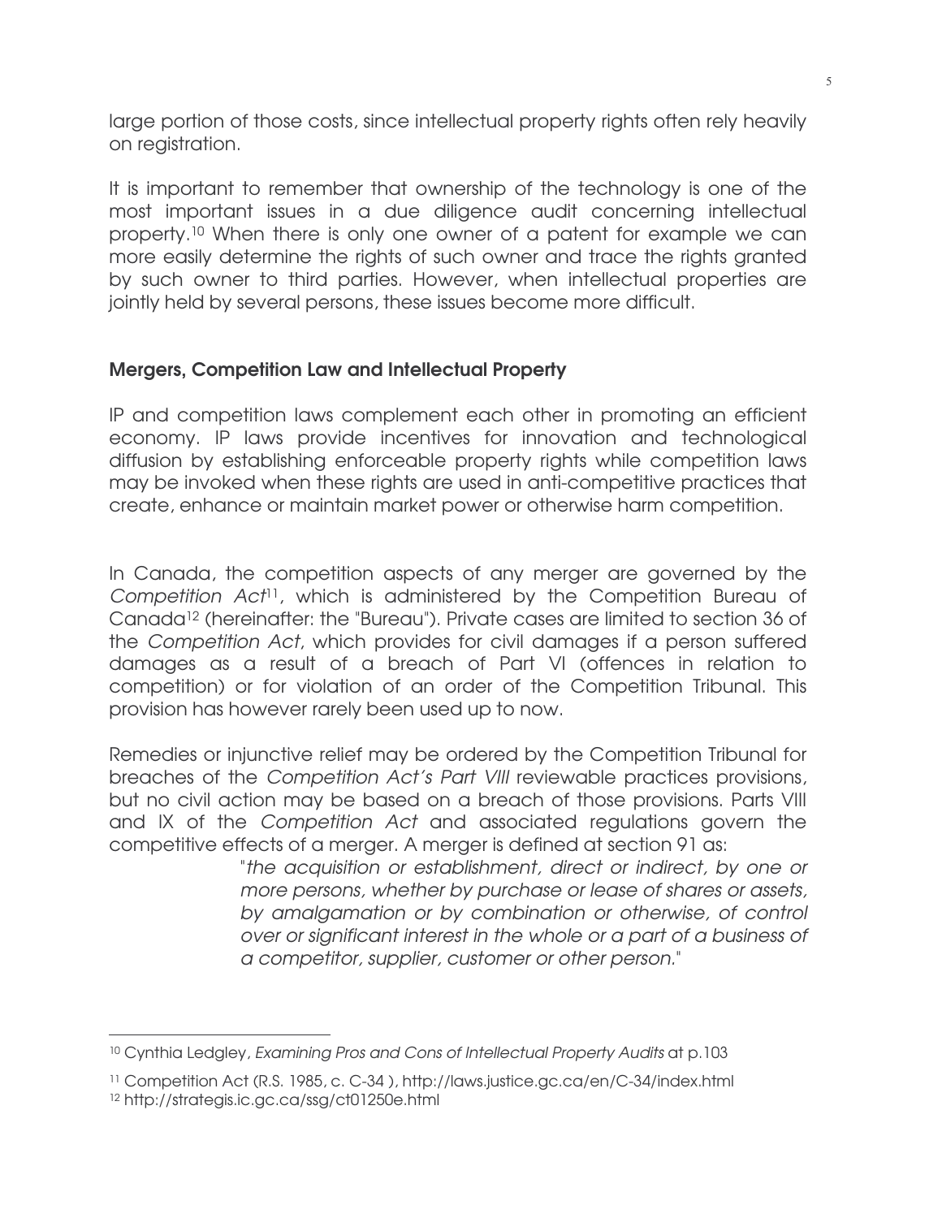large portion of those costs, since intellectual property rights often rely heavily on registration.

It is important to remember that ownership of the technology is one of the most important issues in a due diligence audit concerning intellectual property.[10] When there is only one owner of a patent for example we can more easily determine the rights of such owner and trace the rights granted by such owner to third parties. However, when intellectual properties are jointly held by several persons, these issues become more difficult.

## Mergers, Competition Law and Intellectual Property

IP and competition laws complement each other in promoting an efficient economy. IP laws provide incentives for innovation and technological diffusion by establishing enforceable property rights while competition laws may be invoked when these rights are used in anti-competitive practices that create, enhance or maintain market power or otherwise harm competition.

In Canada, the competition aspects of any merger are governed by the *Competition Act*[11], which is administered by the Competition Bureau of Canada[12] (hereinafter: the "Bureau"). Private cases are limited to section 36 of the *Competition Act*, which provides for civil damages if a person suffered damages as a result of a breach of Part VI (offences in relation to competition) or for violation of an order of the Competition Tribunal. This provision has however rarely been used up to now.

Remedies or injunctive relief may be ordered by the Competition Tribunal for breaches of the *Competition Act's Part VIII* reviewable practices provisions, but no civil action may be based on a breach of those provisions. Parts VIII and IX of the *Competition Act* and associated regulations govern the competitive effects of a merger. A merger is defined at section 91 as:

> "*the acquisition or establishment, direct or indirect, by one or more persons, whether by purchase or lease of shares or assets, by amalgamation or by combination or otherwise, of control over or significant interest in the whole or a part of a business of a competitor, supplier, customer or other person.*"

---

[10] Cynthia Ledgley, *Examining Pros and Cons of Intellectual Property Audits* at p.103

[11] Competition Act (R.S. 1985, c. C-34 ), http://laws.justice.gc.ca/en/C-34/index.html

[12] http://strategis.ic.gc.ca/ssg/ct01250e.html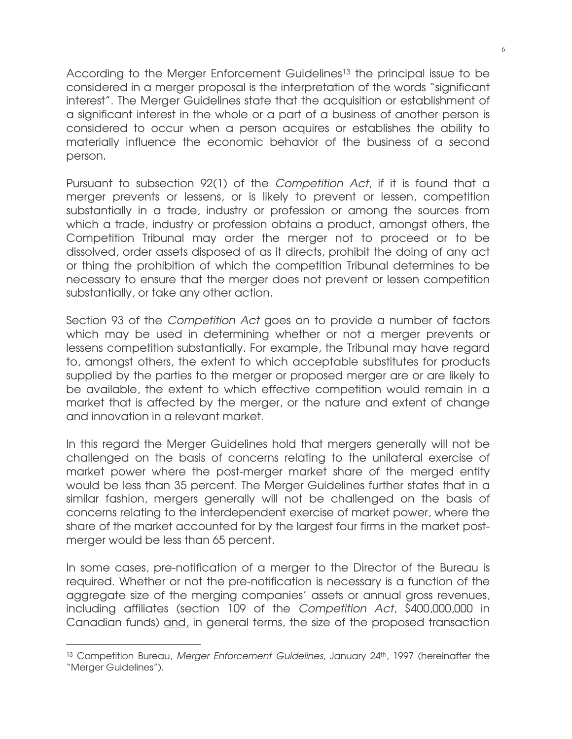According to the Merger Enforcement Guidelines[13] the principal issue to be considered in a merger proposal is the interpretation of the words "significant interest". The Merger Guidelines state that the acquisition or establishment of a significant interest in the whole or a part of a business of another person is considered to occur when a person acquires or establishes the ability to materially influence the economic behavior of the business of a second person.

Pursuant to subsection 92(1) of the *Competition Act*, if it is found that a merger prevents or lessens, or is likely to prevent or lessen, competition substantially in a trade, industry or profession or among the sources from which a trade, industry or profession obtains a product, amongst others, the Competition Tribunal may order the merger not to proceed or to be dissolved, order assets disposed of as it directs, prohibit the doing of any act or thing the prohibition of which the competition Tribunal determines to be necessary to ensure that the merger does not prevent or lessen competition substantially, or take any other action.

Section 93 of the *Competition Act* goes on to provide a number of factors which may be used in determining whether or not a merger prevents or lessens competition substantially. For example, the Tribunal may have regard to, amongst others, the extent to which acceptable substitutes for products supplied by the parties to the merger or proposed merger are or are likely to be available, the extent to which effective competition would remain in a market that is affected by the merger, or the nature and extent of change and innovation in a relevant market.

In this regard the Merger Guidelines hold that mergers generally will not be challenged on the basis of concerns relating to the unilateral exercise of market power where the post-merger market share of the merged entity would be less than 35 percent. The Merger Guidelines further states that in a similar fashion, mergers generally will not be challenged on the basis of concerns relating to the interdependent exercise of market power, where the share of the market accounted for by the largest four firms in the market post-merger would be less than 65 percent.

In some cases, pre-notification of a merger to the Director of the Bureau is required. Whether or not the pre-notification is necessary is a function of the aggregate size of the merging companies' assets or annual gross revenues, including affiliates (section 109 of the *Competition Act*, $400,000,000 in Canadian funds) <u>and,</u> in general terms, the size of the proposed transaction

---

[13] Competition Bureau, *Merger Enforcement Guidelines*, January 24th, 1997 (hereinafter the "Merger Guidelines").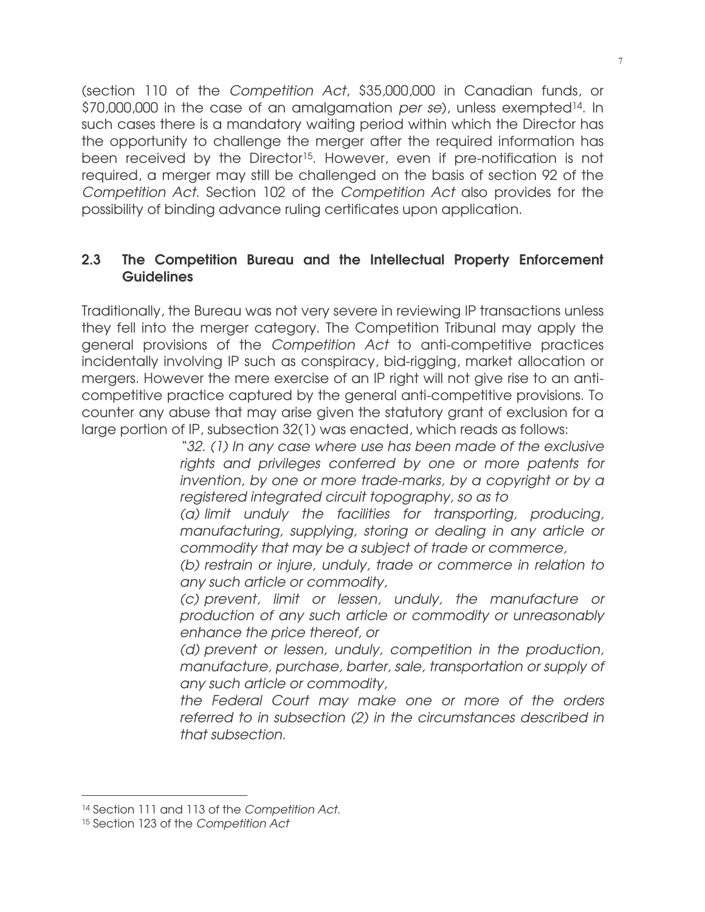(section 110 of the *Competition Act*, \$35,000,000 in Canadian funds, or \$70,000,000 in the case of an amalgamation *per se*), unless exempted[14]. In such cases there is a mandatory waiting period within which the Director has the opportunity to challenge the merger after the required information has been received by the Director[15]. However, even if pre-notification is not required, a merger may still be challenged on the basis of section 92 of the *Competition Act*. Section 102 of the *Competition Act* also provides for the possibility of binding advance ruling certificates upon application.

## 2.3 The Competition Bureau and the Intellectual Property Enforcement Guidelines

Traditionally, the Bureau was not very severe in reviewing IP transactions unless they fell into the merger category. The Competition Tribunal may apply the general provisions of the *Competition Act* to anti-competitive practices incidentally involving IP such as conspiracy, bid-rigging, market allocation or mergers. However the mere exercise of an IP right will not give rise to an anti-competitive practice captured by the general anti-competitive provisions. To counter any abuse that may arise given the statutory grant of exclusion for a large portion of IP, subsection 32(1) was enacted, which reads as follows:

> *"32. (1) In any case where use has been made of the exclusive rights and privileges conferred by one or more patents for invention, by one or more trade-marks, by a copyright or by a registered integrated circuit topography, so as to*
>
> *(a) limit unduly the facilities for transporting, producing, manufacturing, supplying, storing or dealing in any article or commodity that may be a subject of trade or commerce,*
>
> *(b) restrain or injure, unduly, trade or commerce in relation to any such article or commodity,*
>
> *(c) prevent, limit or lessen, unduly, the manufacture or production of any such article or commodity or unreasonably enhance the price thereof, or*
>
> *(d) prevent or lessen, unduly, competition in the production, manufacture, purchase, barter, sale, transportation or supply of any such article or commodity,*
>
> *the Federal Court may make one or more of the orders referred to in subsection (2) in the circumstances described in that subsection.*

---

[14] Section 111 and 113 of the *Competition Act*.

[15] Section 123 of the *Competition Act*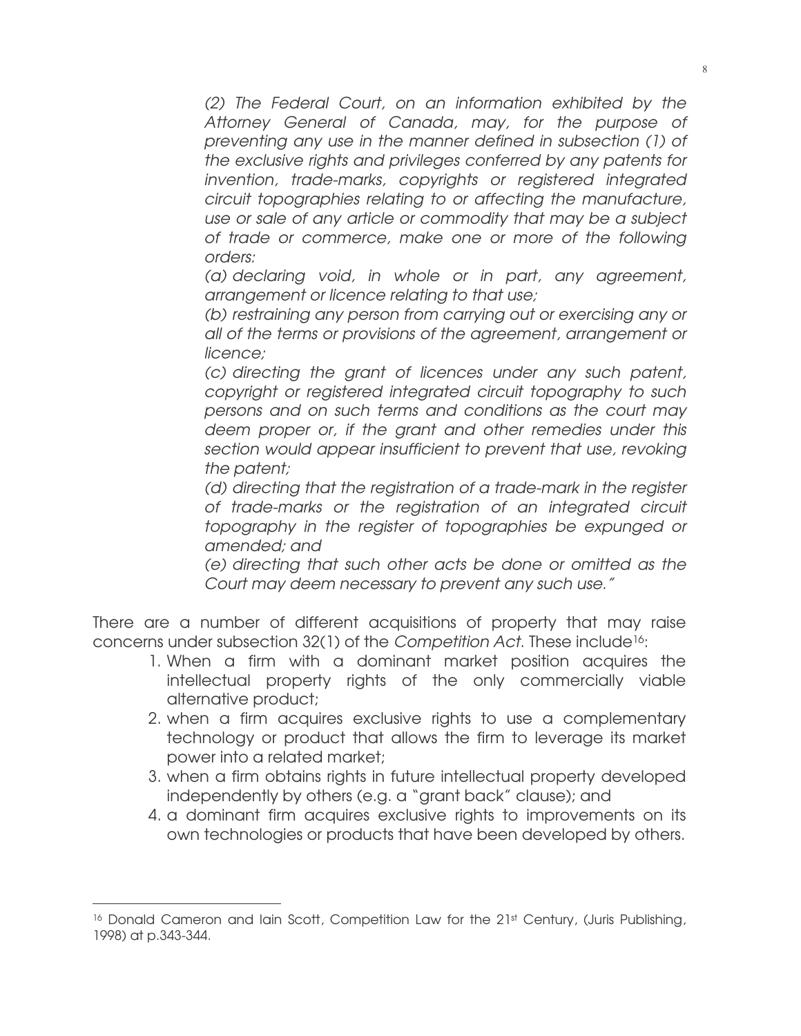*(2) The Federal Court, on an information exhibited by the Attorney General of Canada, may, for the purpose of preventing any use in the manner defined in subsection (1) of the exclusive rights and privileges conferred by any patents for invention, trade-marks, copyrights or registered integrated circuit topographies relating to or affecting the manufacture, use or sale of any article or commodity that may be a subject of trade or commerce, make one or more of the following orders:*

*(a) declaring void, in whole or in part, any agreement, arrangement or licence relating to that use;*

*(b) restraining any person from carrying out or exercising any or all of the terms or provisions of the agreement, arrangement or licence;*

*(c) directing the grant of licences under any such patent, copyright or registered integrated circuit topography to such persons and on such terms and conditions as the court may deem proper or, if the grant and other remedies under this section would appear insufficient to prevent that use, revoking the patent;*

*(d) directing that the registration of a trade-mark in the register of trade-marks or the registration of an integrated circuit topography in the register of topographies be expunged or amended; and*

*(e) directing that such other acts be done or omitted as the Court may deem necessary to prevent any such use."*

There are a number of different acquisitions of property that may raise concerns under subsection 32(1) of the *Competition Act*. These include[16]:

1. When a firm with a dominant market position acquires the intellectual property rights of the only commercially viable alternative product;
2. when a firm acquires exclusive rights to use a complementary technology or product that allows the firm to leverage its market power into a related market;
3. when a firm obtains rights in future intellectual property developed independently by others (e.g. a "grant back" clause); and
4. a dominant firm acquires exclusive rights to improvements on its own technologies or products that have been developed by others.

---

[16] Donald Cameron and Iain Scott, Competition Law for the 21st Century, (Juris Publishing, 1998) at p.343-344.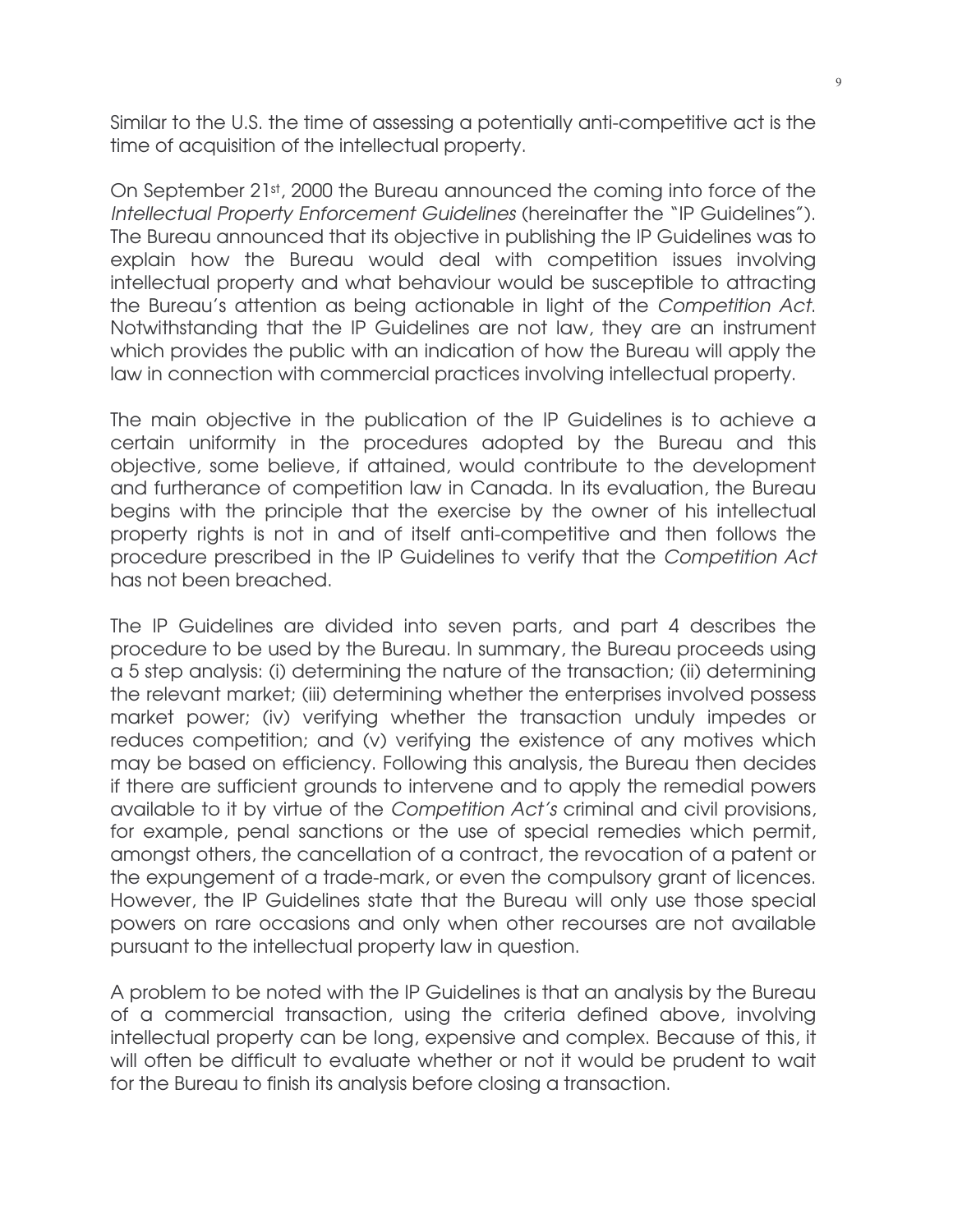Similar to the U.S. the time of assessing a potentially anti-competitive act is the time of acquisition of the intellectual property.

On September 21st, 2000 the Bureau announced the coming into force of the *Intellectual Property Enforcement Guidelines* (hereinafter the "IP Guidelines"). The Bureau announced that its objective in publishing the IP Guidelines was to explain how the Bureau would deal with competition issues involving intellectual property and what behaviour would be susceptible to attracting the Bureau's attention as being actionable in light of the *Competition Act*. Notwithstanding that the IP Guidelines are not law, they are an instrument which provides the public with an indication of how the Bureau will apply the law in connection with commercial practices involving intellectual property.

The main objective in the publication of the IP Guidelines is to achieve a certain uniformity in the procedures adopted by the Bureau and this objective, some believe, if attained, would contribute to the development and furtherance of competition law in Canada. In its evaluation, the Bureau begins with the principle that the exercise by the owner of his intellectual property rights is not in and of itself anti-competitive and then follows the procedure prescribed in the IP Guidelines to verify that the *Competition Act* has not been breached.

The IP Guidelines are divided into seven parts, and part 4 describes the procedure to be used by the Bureau. In summary, the Bureau proceeds using a 5 step analysis: (i) determining the nature of the transaction; (ii) determining the relevant market; (iii) determining whether the enterprises involved possess market power; (iv) verifying whether the transaction unduly impedes or reduces competition; and (v) verifying the existence of any motives which may be based on efficiency. Following this analysis, the Bureau then decides if there are sufficient grounds to intervene and to apply the remedial powers available to it by virtue of the *Competition Act's* criminal and civil provisions, for example, penal sanctions or the use of special remedies which permit, amongst others, the cancellation of a contract, the revocation of a patent or the expungement of a trade-mark, or even the compulsory grant of licences. However, the IP Guidelines state that the Bureau will only use those special powers on rare occasions and only when other recourses are not available pursuant to the intellectual property law in question.

A problem to be noted with the IP Guidelines is that an analysis by the Bureau of a commercial transaction, using the criteria defined above, involving intellectual property can be long, expensive and complex. Because of this, it will often be difficult to evaluate whether or not it would be prudent to wait for the Bureau to finish its analysis before closing a transaction.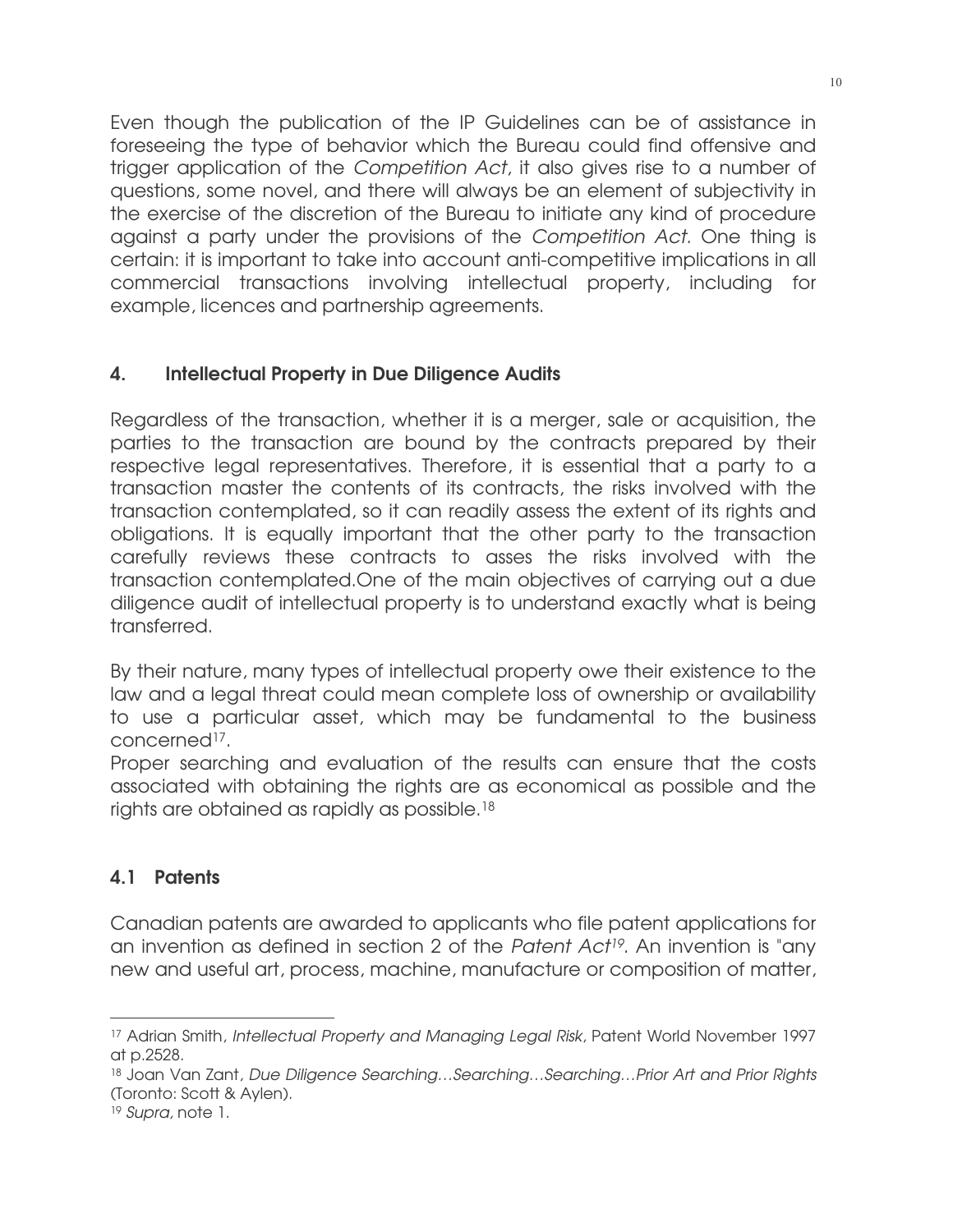Even though the publication of the IP Guidelines can be of assistance in foreseeing the type of behavior which the Bureau could find offensive and trigger application of the *Competition Act*, it also gives rise to a number of questions, some novel, and there will always be an element of subjectivity in the exercise of the discretion of the Bureau to initiate any kind of procedure against a party under the provisions of the *Competition Act*. One thing is certain: it is important to take into account anti-competitive implications in all commercial transactions involving intellectual property, including for example, licences and partnership agreements.

## 4. Intellectual Property in Due Diligence Audits

Regardless of the transaction, whether it is a merger, sale or acquisition, the parties to the transaction are bound by the contracts prepared by their respective legal representatives. Therefore, it is essential that a party to a transaction master the contents of its contracts, the risks involved with the transaction contemplated, so it can readily assess the extent of its rights and obligations. It is equally important that the other party to the transaction carefully reviews these contracts to asses the risks involved with the transaction contemplated.One of the main objectives of carrying out a due diligence audit of intellectual property is to understand exactly what is being transferred.

By their nature, many types of intellectual property owe their existence to the law and a legal threat could mean complete loss of ownership or availability to use a particular asset, which may be fundamental to the business concerned[17].

Proper searching and evaluation of the results can ensure that the costs associated with obtaining the rights are as economical as possible and the rights are obtained as rapidly as possible.[18]

### 4.1 Patents

Canadian patents are awarded to applicants who file patent applications for an invention as defined in section 2 of the *Patent Act*[19]. An invention is "any new and useful art, process, machine, manufacture or composition of matter,

---

[17] Adrian Smith, *Intellectual Property and Managing Legal Risk*, Patent World November 1997 at p.2528.

[18] Joan Van Zant, *Due Diligence Searching…Searching…Searching…Prior Art and Prior Rights* (Toronto: Scott & Aylen).

[19] *Supra*, note 1.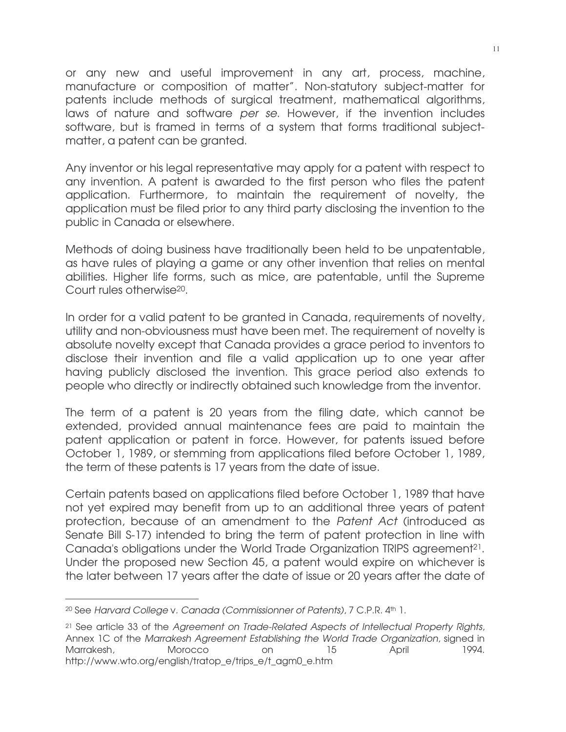or any new and useful improvement in any art, process, machine, manufacture or composition of matter". Non-statutory subject-matter for patents include methods of surgical treatment, mathematical algorithms, laws of nature and software *per se*. However, if the invention includes software, but is framed in terms of a system that forms traditional subject-matter, a patent can be granted.

Any inventor or his legal representative may apply for a patent with respect to any invention. A patent is awarded to the first person who files the patent application. Furthermore, to maintain the requirement of novelty, the application must be filed prior to any third party disclosing the invention to the public in Canada or elsewhere.

Methods of doing business have traditionally been held to be unpatentable, as have rules of playing a game or any other invention that relies on mental abilities. Higher life forms, such as mice, are patentable, until the Supreme Court rules otherwise[20].

In order for a valid patent to be granted in Canada, requirements of novelty, utility and non-obviousness must have been met. The requirement of novelty is absolute novelty except that Canada provides a grace period to inventors to disclose their invention and file a valid application up to one year after having publicly disclosed the invention. This grace period also extends to people who directly or indirectly obtained such knowledge from the inventor.

The term of a patent is 20 years from the filing date, which cannot be extended, provided annual maintenance fees are paid to maintain the patent application or patent in force. However, for patents issued before October 1, 1989, or stemming from applications filed before October 1, 1989, the term of these patents is 17 years from the date of issue.

Certain patents based on applications filed before October 1, 1989 that have not yet expired may benefit from up to an additional three years of patent protection, because of an amendment to the *Patent Act* (introduced as Senate Bill S-17) intended to bring the term of patent protection in line with Canada's obligations under the World Trade Organization TRIPS agreement[21]. Under the proposed new Section 45, a patent would expire on whichever is the later between 17 years after the date of issue or 20 years after the date of

---

[20] See *Harvard College* v. *Canada (Commissionner of Patents)*, 7 C.P.R. 4th 1.

[21] See article 33 of the *Agreement on Trade-Related Aspects of Intellectual Property Rights*, Annex 1C of the *Marrakesh Agreement Establishing the World Trade Organization*, signed in Marrakesh, Morocco on 15 April 1994. http://www.wto.org/english/tratop_e/trips_e/t_agm0_e.htm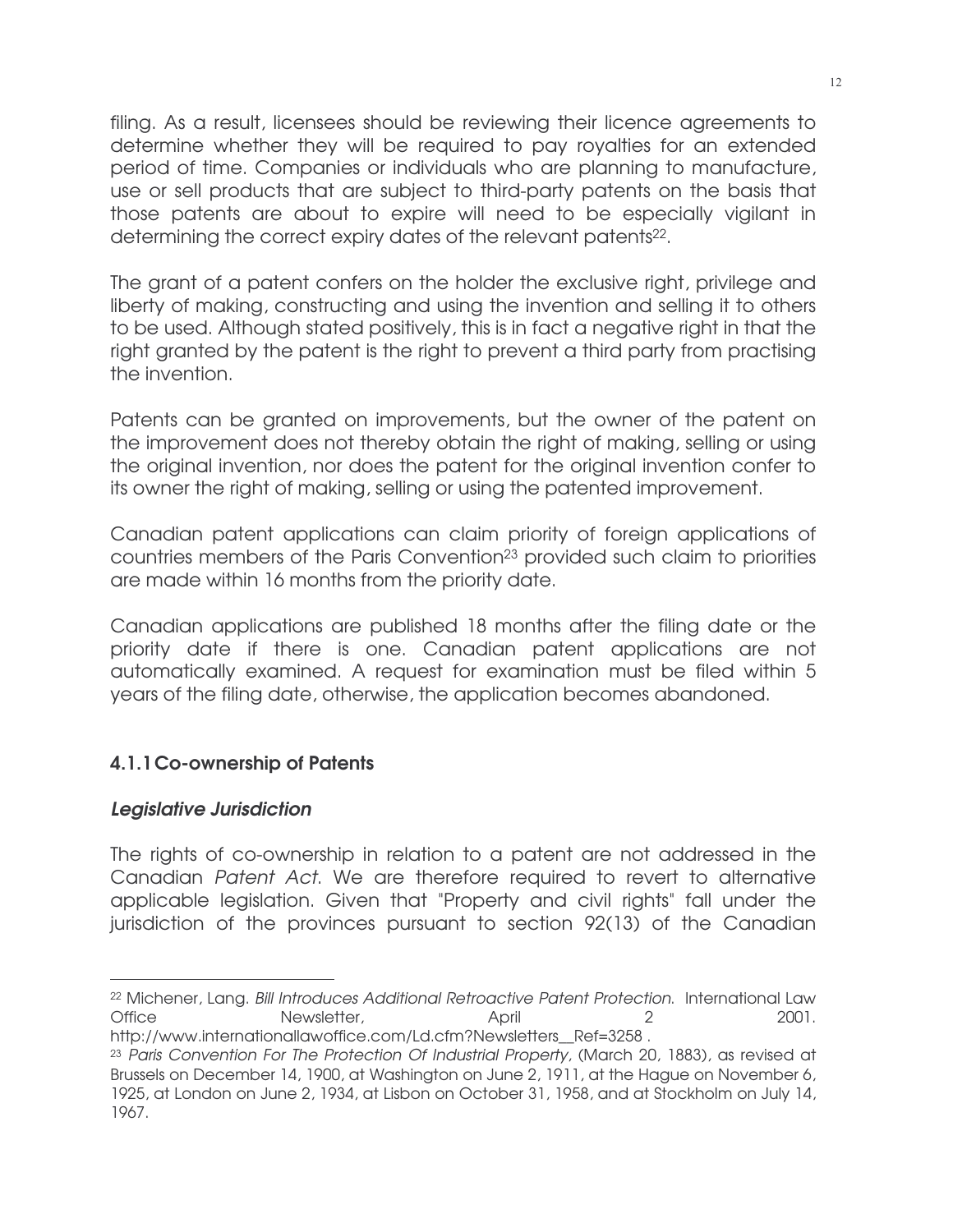filing. As a result, licensees should be reviewing their licence agreements to determine whether they will be required to pay royalties for an extended period of time. Companies or individuals who are planning to manufacture, use or sell products that are subject to third-party patents on the basis that those patents are about to expire will need to be especially vigilant in determining the correct expiry dates of the relevant patents[22].

The grant of a patent confers on the holder the exclusive right, privilege and liberty of making, constructing and using the invention and selling it to others to be used. Although stated positively, this is in fact a negative right in that the right granted by the patent is the right to prevent a third party from practising the invention.

Patents can be granted on improvements, but the owner of the patent on the improvement does not thereby obtain the right of making, selling or using the original invention, nor does the patent for the original invention confer to its owner the right of making, selling or using the patented improvement.

Canadian patent applications can claim priority of foreign applications of countries members of the Paris Convention[23] provided such claim to priorities are made within 16 months from the priority date.

Canadian applications are published 18 months after the filing date or the priority date if there is one. Canadian patent applications are not automatically examined. A request for examination must be filed within 5 years of the filing date, otherwise, the application becomes abandoned.

### 4.1.1 Co-ownership of Patents

***Legislative Jurisdiction***

The rights of co-ownership in relation to a patent are not addressed in the Canadian *Patent Act*. We are therefore required to revert to alternative applicable legislation. Given that "Property and civil rights" fall under the jurisdiction of the provinces pursuant to section 92(13) of the Canadian

---

[22] Michener, Lang. *Bill Introduces Additional Retroactive Patent Protection*. International Law Office Newsletter, April 2 2001. http://www.internationallawoffice.com/Ld.cfm?Newsletters__Ref=3258 .

[23] *Paris Convention For The Protection Of Industrial Property*, (March 20, 1883), as revised at Brussels on December 14, 1900, at Washington on June 2, 1911, at the Hague on November 6, 1925, at London on June 2, 1934, at Lisbon on October 31, 1958, and at Stockholm on July 14, 1967.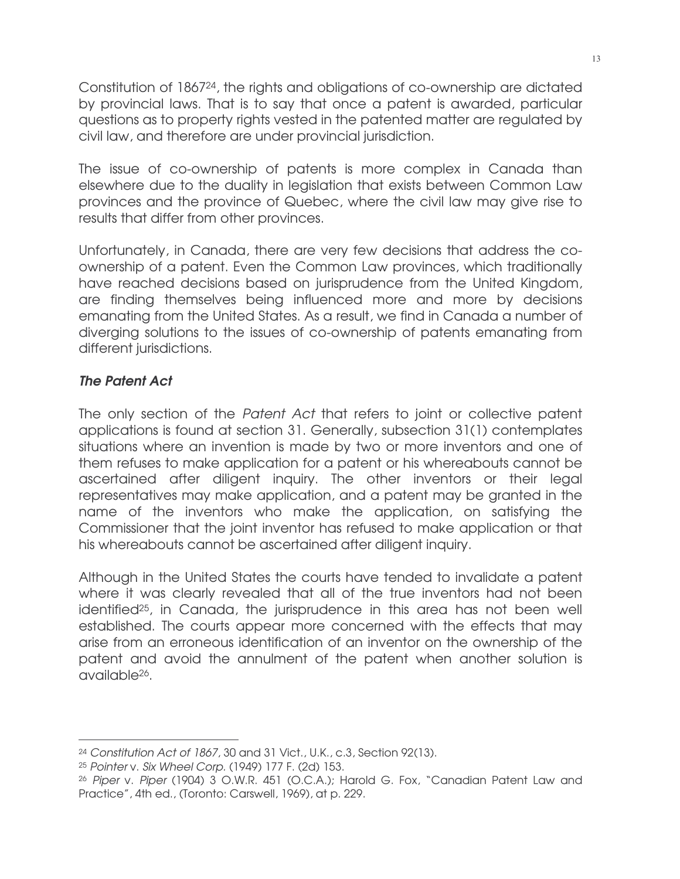Constitution of 1867[24], the rights and obligations of co-ownership are dictated by provincial laws. That is to say that once a patent is awarded, particular questions as to property rights vested in the patented matter are regulated by civil law, and therefore are under provincial jurisdiction.

The issue of co-ownership of patents is more complex in Canada than elsewhere due to the duality in legislation that exists between Common Law provinces and the province of Quebec, where the civil law may give rise to results that differ from other provinces.

Unfortunately, in Canada, there are very few decisions that address the co-ownership of a patent. Even the Common Law provinces, which traditionally have reached decisions based on jurisprudence from the United Kingdom, are finding themselves being influenced more and more by decisions emanating from the United States. As a result, we find in Canada a number of diverging solutions to the issues of co-ownership of patents emanating from different jurisdictions.

### *The Patent Act*

The only section of the *Patent Act* that refers to joint or collective patent applications is found at section 31. Generally, subsection 31(1) contemplates situations where an invention is made by two or more inventors and one of them refuses to make application for a patent or his whereabouts cannot be ascertained after diligent inquiry. The other inventors or their legal representatives may make application, and a patent may be granted in the name of the inventors who make the application, on satisfying the Commissioner that the joint inventor has refused to make application or that his whereabouts cannot be ascertained after diligent inquiry.

Although in the United States the courts have tended to invalidate a patent where it was clearly revealed that all of the true inventors had not been identified[25], in Canada, the jurisprudence in this area has not been well established. The courts appear more concerned with the effects that may arise from an erroneous identification of an inventor on the ownership of the patent and avoid the annulment of the patent when another solution is available[26].

---

[24] *Constitution Act of 1867*, 30 and 31 Vict., U.K., c.3, Section 92(13).

[25] *Pointer* v. *Six Wheel Corp.* (1949) 177 F. (2d) 153.

[26] *Piper* v. *Piper* (1904) 3 O.W.R. 451 (O.C.A.); Harold G. Fox, "Canadian Patent Law and Practice", 4th ed., (Toronto: Carswell, 1969), at p. 229.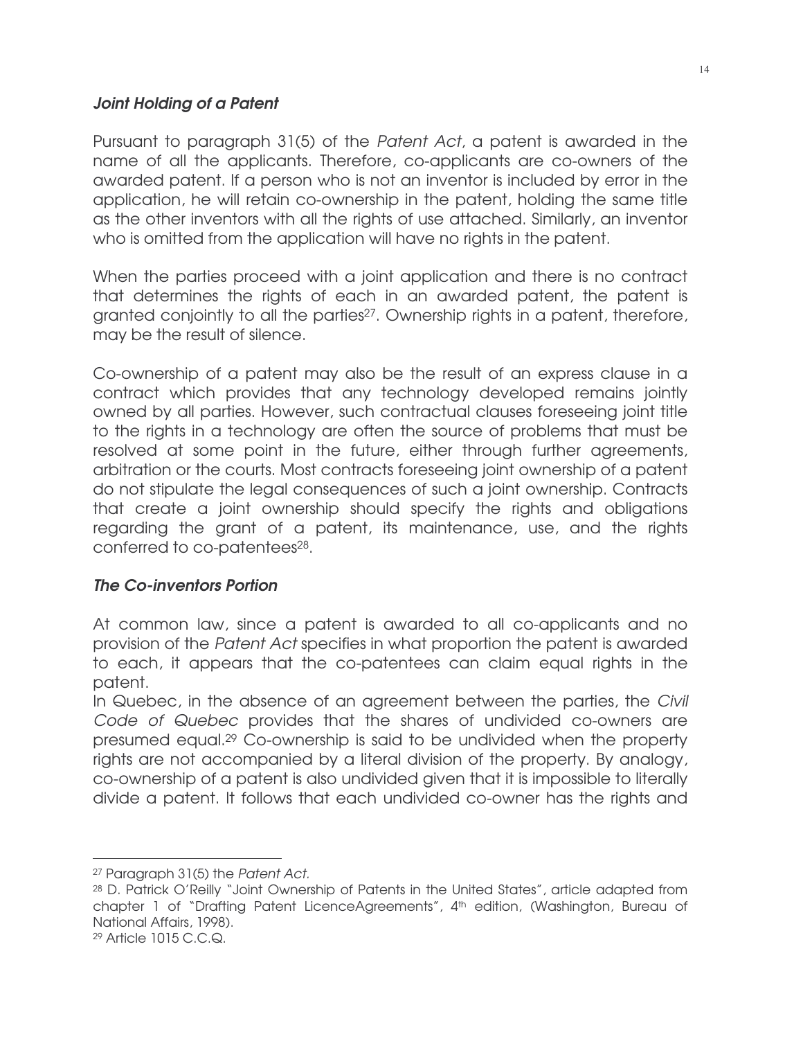### *Joint Holding of a Patent*

Pursuant to paragraph 31(5) of the *Patent Act*, a patent is awarded in the name of all the applicants. Therefore, co-applicants are co-owners of the awarded patent. If a person who is not an inventor is included by error in the application, he will retain co-ownership in the patent, holding the same title as the other inventors with all the rights of use attached. Similarly, an inventor who is omitted from the application will have no rights in the patent.

When the parties proceed with a joint application and there is no contract that determines the rights of each in an awarded patent, the patent is granted conjointly to all the parties[27]. Ownership rights in a patent, therefore, may be the result of silence.

Co-ownership of a patent may also be the result of an express clause in a contract which provides that any technology developed remains jointly owned by all parties. However, such contractual clauses foreseeing joint title to the rights in a technology are often the source of problems that must be resolved at some point in the future, either through further agreements, arbitration or the courts. Most contracts foreseeing joint ownership of a patent do not stipulate the legal consequences of such a joint ownership. Contracts that create a joint ownership should specify the rights and obligations regarding the grant of a patent, its maintenance, use, and the rights conferred to co-patentees[28].

### *The Co-inventors Portion*

At common law, since a patent is awarded to all co-applicants and no provision of the *Patent Act* specifies in what proportion the patent is awarded to each, it appears that the co-patentees can claim equal rights in the patent.

In Quebec, in the absence of an agreement between the parties, the *Civil Code of Quebec* provides that the shares of undivided co-owners are presumed equal.[29] Co-ownership is said to be undivided when the property rights are not accompanied by a literal division of the property. By analogy, co-ownership of a patent is also undivided given that it is impossible to literally divide a patent. It follows that each undivided co-owner has the rights and

---

[27] Paragraph 31(5) the *Patent Act.*

[28] D. Patrick O'Reilly "Joint Ownership of Patents in the United States", article adapted from chapter 1 of "Drafting Patent LicenceAgreements", 4th edition, (Washington, Bureau of National Affairs, 1998).

[29] Article 1015 C.C.Q.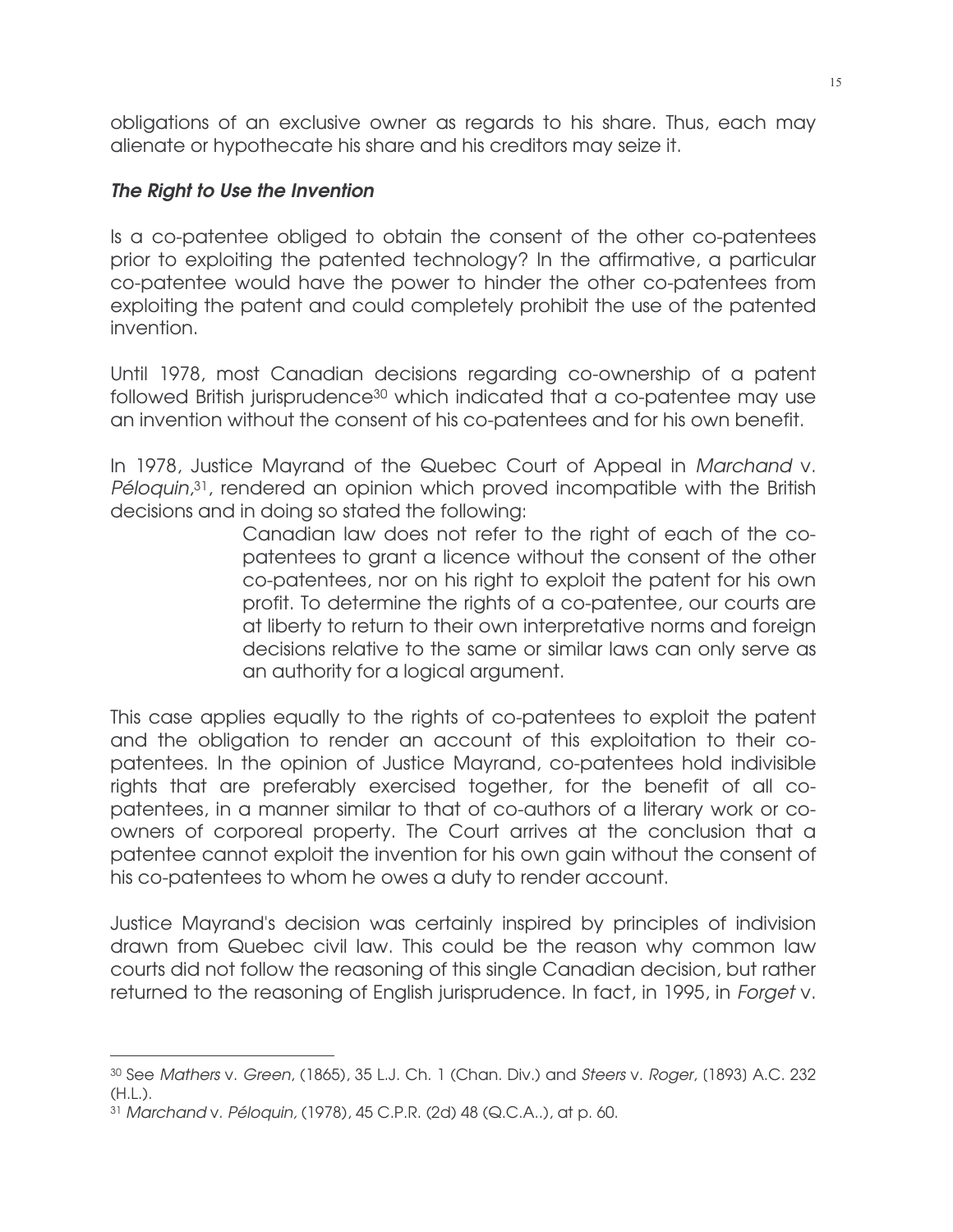obligations of an exclusive owner as regards to his share. Thus, each may alienate or hypothecate his share and his creditors may seize it.

### *The Right to Use the Invention*

Is a co-patentee obliged to obtain the consent of the other co-patentees prior to exploiting the patented technology? In the affirmative, a particular co-patentee would have the power to hinder the other co-patentees from exploiting the patent and could completely prohibit the use of the patented invention.

Until 1978, most Canadian decisions regarding co-ownership of a patent followed British jurisprudence[30] which indicated that a co-patentee may use an invention without the consent of his co-patentees and for his own benefit.

In 1978, Justice Mayrand of the Quebec Court of Appeal in *Marchand* v. *Péloquin*,[31], rendered an opinion which proved incompatible with the British decisions and in doing so stated the following:

> Canadian law does not refer to the right of each of the co-patentees to grant a licence without the consent of the other co-patentees, nor on his right to exploit the patent for his own profit. To determine the rights of a co-patentee, our courts are at liberty to return to their own interpretative norms and foreign decisions relative to the same or similar laws can only serve as an authority for a logical argument.

This case applies equally to the rights of co-patentees to exploit the patent and the obligation to render an account of this exploitation to their co-patentees. In the opinion of Justice Mayrand, co-patentees hold indivisible rights that are preferably exercised together, for the benefit of all co-patentees, in a manner similar to that of co-authors of a literary work or co-owners of corporeal property. The Court arrives at the conclusion that a patentee cannot exploit the invention for his own gain without the consent of his co-patentees to whom he owes a duty to render account.

Justice Mayrand's decision was certainly inspired by principles of indivision drawn from Quebec civil law. This could be the reason why common law courts did not follow the reasoning of this single Canadian decision, but rather returned to the reasoning of English jurisprudence. In fact, in 1995, in *Forget* v.

---

[30] See *Mathers* v. *Green*, (1865), 35 L.J. Ch. 1 (Chan. Div.) and *Steers* v. *Roger*, (1893) A.C. 232 (H.L.).

[31] *Marchand* v. *Péloquin*, (1978), 45 C.P.R. (2d) 48 (Q.C.A..), at p. 60.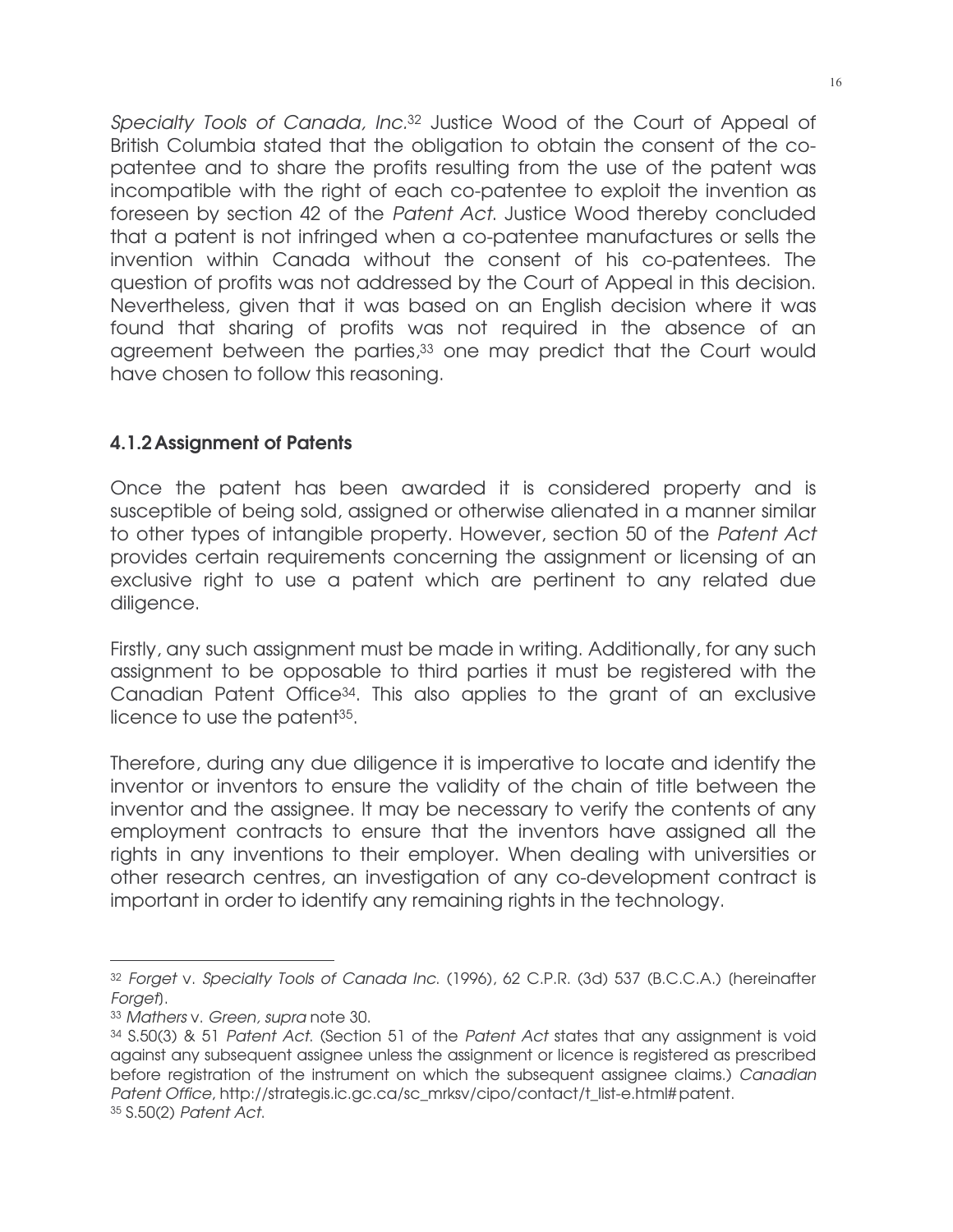*Specialty Tools of Canada, Inc.*[32] Justice Wood of the Court of Appeal of British Columbia stated that the obligation to obtain the consent of the co-patentee and to share the profits resulting from the use of the patent was incompatible with the right of each co-patentee to exploit the invention as foreseen by section 42 of the *Patent Act*. Justice Wood thereby concluded that a patent is not infringed when a co-patentee manufactures or sells the invention within Canada without the consent of his co-patentees. The question of profits was not addressed by the Court of Appeal in this decision. Nevertheless, given that it was based on an English decision where it was found that sharing of profits was not required in the absence of an agreement between the parties,[33] one may predict that the Court would have chosen to follow this reasoning.

### 4.1.2 Assignment of Patents

Once the patent has been awarded it is considered property and is susceptible of being sold, assigned or otherwise alienated in a manner similar to other types of intangible property. However, section 50 of the *Patent Act* provides certain requirements concerning the assignment or licensing of an exclusive right to use a patent which are pertinent to any related due diligence.

Firstly, any such assignment must be made in writing. Additionally, for any such assignment to be opposable to third parties it must be registered with the Canadian Patent Office[34]. This also applies to the grant of an exclusive licence to use the patent[35].

Therefore, during any due diligence it is imperative to locate and identify the inventor or inventors to ensure the validity of the chain of title between the inventor and the assignee. It may be necessary to verify the contents of any employment contracts to ensure that the inventors have assigned all the rights in any inventions to their employer. When dealing with universities or other research centres, an investigation of any co-development contract is important in order to identify any remaining rights in the technology.

---

[32] *Forget* v. *Specialty Tools of Canada Inc.* (1996), 62 C.P.R. (3d) 537 (B.C.C.A.) (hereinafter *Forget*).

[33] *Mathers* v. *Green, supra* note 30.

[34] S.50(3) & 51 *Patent Act*. (Section 51 of the *Patent Act* states that any assignment is void against any subsequent assignee unless the assignment or licence is registered as prescribed before registration of the instrument on which the subsequent assignee claims.) *Canadian Patent Office*, http://strategis.ic.gc.ca/sc_mrksv/cipo/contact/t_list-e.html#patent.

[35] S.50(2) *Patent Act*.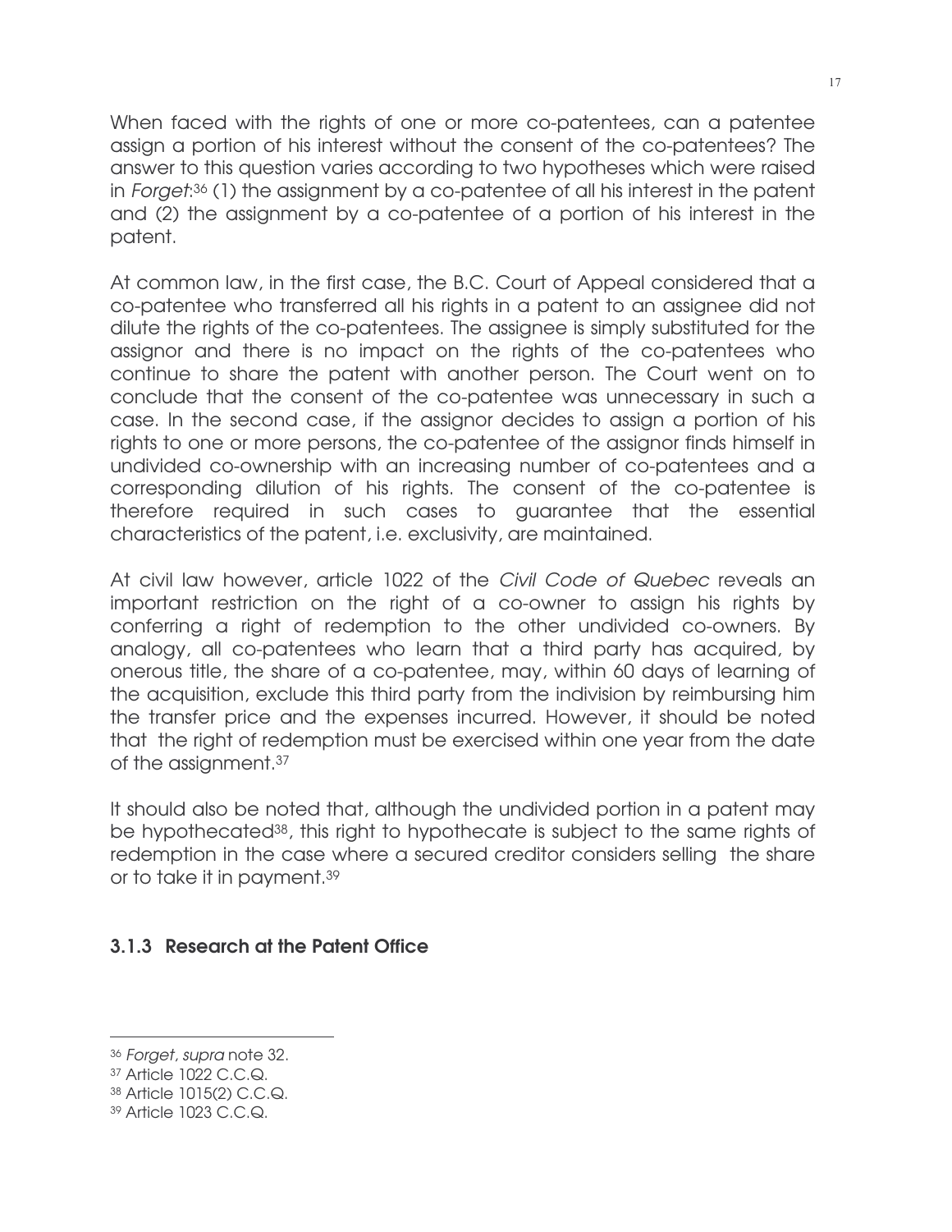When faced with the rights of one or more co-patentees, can a patentee assign a portion of his interest without the consent of the co-patentees? The answer to this question varies according to two hypotheses which were raised in *Forget*:[36] (1) the assignment by a co-patentee of all his interest in the patent and (2) the assignment by a co-patentee of a portion of his interest in the patent.

At common law, in the first case, the B.C. Court of Appeal considered that a co-patentee who transferred all his rights in a patent to an assignee did not dilute the rights of the co-patentees. The assignee is simply substituted for the assignor and there is no impact on the rights of the co-patentees who continue to share the patent with another person. The Court went on to conclude that the consent of the co-patentee was unnecessary in such a case. In the second case, if the assignor decides to assign a portion of his rights to one or more persons, the co-patentee of the assignor finds himself in undivided co-ownership with an increasing number of co-patentees and a corresponding dilution of his rights. The consent of the co-patentee is therefore required in such cases to guarantee that the essential characteristics of the patent, i.e. exclusivity, are maintained.

At civil law however, article 1022 of the *Civil Code of Quebec* reveals an important restriction on the right of a co-owner to assign his rights by conferring a right of redemption to the other undivided co-owners. By analogy, all co-patentees who learn that a third party has acquired, by onerous title, the share of a co-patentee, may, within 60 days of learning of the acquisition, exclude this third party from the indivision by reimbursing him the transfer price and the expenses incurred. However, it should be noted that the right of redemption must be exercised within one year from the date of the assignment.[37]

It should also be noted that, although the undivided portion in a patent may be hypothecated[38], this right to hypothecate is subject to the same rights of redemption in the case where a secured creditor considers selling the share or to take it in payment.[39]

### 3.1.3 Research at the Patent Office

---

[36] *Forget*, *supra* note 32.

[37] Article 1022 C.C.Q.

[38] Article 1015(2) C.C.Q.

[39] Article 1023 C.C.Q.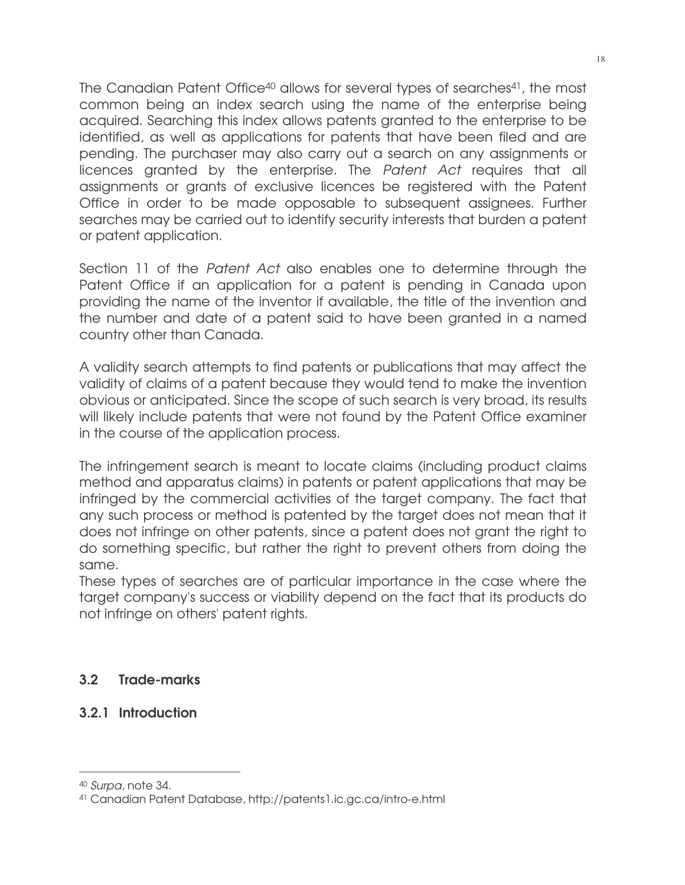The Canadian Patent Office[40] allows for several types of searches[41], the most common being an index search using the name of the enterprise being acquired. Searching this index allows patents granted to the enterprise to be identified, as well as applications for patents that have been filed and are pending. The purchaser may also carry out a search on any assignments or licences granted by the enterprise. The *Patent Act* requires that all assignments or grants of exclusive licences be registered with the Patent Office in order to be made opposable to subsequent assignees. Further searches may be carried out to identify security interests that burden a patent or patent application.

Section 11 of the *Patent Act* also enables one to determine through the Patent Office if an application for a patent is pending in Canada upon providing the name of the inventor if available, the title of the invention and the number and date of a patent said to have been granted in a named country other than Canada.

A validity search attempts to find patents or publications that may affect the validity of claims of a patent because they would tend to make the invention obvious or anticipated. Since the scope of such search is very broad, its results will likely include patents that were not found by the Patent Office examiner in the course of the application process.

The infringement search is meant to locate claims (including product claims method and apparatus claims) in patents or patent applications that may be infringed by the commercial activities of the target company. The fact that any such process or method is patented by the target does not mean that it does not infringe on other patents, since a patent does not grant the right to do something specific, but rather the right to prevent others from doing the same.

These types of searches are of particular importance in the case where the target company's success or viability depend on the fact that its products do not infringe on others' patent rights.

## 3.2 Trade-marks

### 3.2.1 Introduction

---

[40] *Surpa*, note 34.

[41] Canadian Patent Database, http://patents1.ic.gc.ca/intro-e.html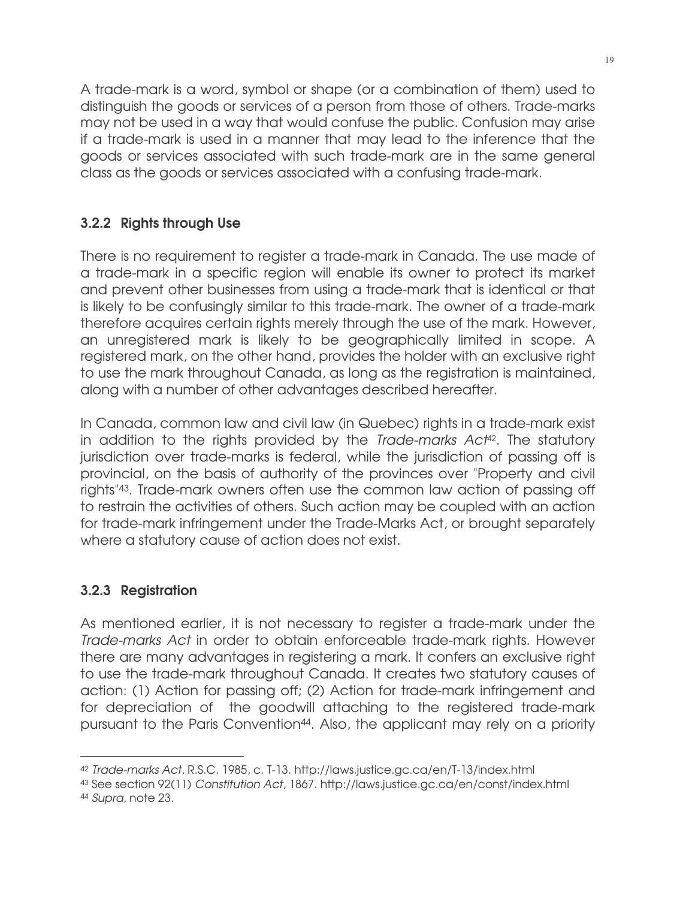A trade-mark is a word, symbol or shape (or a combination of them) used to distinguish the goods or services of a person from those of others. Trade-marks may not be used in a way that would confuse the public. Confusion may arise if a trade-mark is used in a manner that may lead to the inference that the goods or services associated with such trade-mark are in the same general class as the goods or services associated with a confusing trade-mark.

### 3.2.2 Rights through Use

There is no requirement to register a trade-mark in Canada. The use made of a trade-mark in a specific region will enable its owner to protect its market and prevent other businesses from using a trade-mark that is identical or that is likely to be confusingly similar to this trade-mark. The owner of a trade-mark therefore acquires certain rights merely through the use of the mark. However, an unregistered mark is likely to be geographically limited in scope. A registered mark, on the other hand, provides the holder with an exclusive right to use the mark throughout Canada, as long as the registration is maintained, along with a number of other advantages described hereafter.

In Canada, common law and civil law (in Quebec) rights in a trade-mark exist in addition to the rights provided by the *Trade-marks Act*[42]. The statutory jurisdiction over trade-marks is federal, while the jurisdiction of passing off is provincial, on the basis of authority of the provinces over "Property and civil rights"[43]. Trade-mark owners often use the common law action of passing off to restrain the activities of others. Such action may be coupled with an action for trade-mark infringement under the Trade-Marks Act, or brought separately where a statutory cause of action does not exist.

### 3.2.3 Registration

As mentioned earlier, it is not necessary to register a trade-mark under the *Trade-marks Act* in order to obtain enforceable trade-mark rights. However there are many advantages in registering a mark. It confers an exclusive right to use the trade-mark throughout Canada. It creates two statutory causes of action: (1) Action for passing off; (2) Action for trade-mark infringement and for depreciation of the goodwill attaching to the registered trade-mark pursuant to the Paris Convention[44]. Also, the applicant may rely on a priority

---

[42] *Trade-marks Act*, R.S.C. 1985, c. T-13. http://laws.justice.gc.ca/en/T-13/index.html

[43] See section 92(11) *Constitution Act*, 1867. http://laws.justice.gc.ca/en/const/index.html

[44] *Supra*, note 23.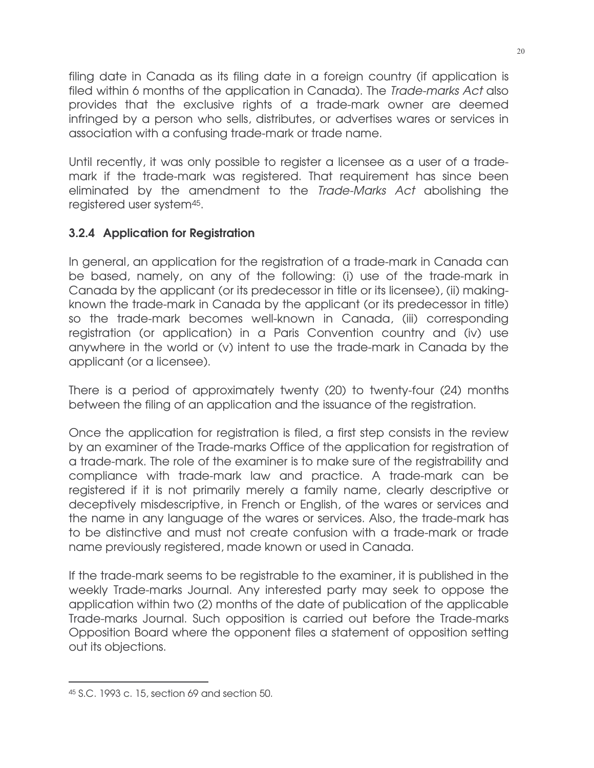filing date in Canada as its filing date in a foreign country (if application is filed within 6 months of the application in Canada). The *Trade-marks Act* also provides that the exclusive rights of a trade-mark owner are deemed infringed by a person who sells, distributes, or advertises wares or services in association with a confusing trade-mark or trade name.

Until recently, it was only possible to register a licensee as a user of a trade-mark if the trade-mark was registered. That requirement has since been eliminated by the amendment to the *Trade-Marks Act* abolishing the registered user system[45].

### 3.2.4 Application for Registration

In general, an application for the registration of a trade-mark in Canada can be based, namely, on any of the following: (i) use of the trade-mark in Canada by the applicant (or its predecessor in title or its licensee), (ii) making-known the trade-mark in Canada by the applicant (or its predecessor in title) so the trade-mark becomes well-known in Canada, (iii) corresponding registration (or application) in a Paris Convention country and (iv) use anywhere in the world or (v) intent to use the trade-mark in Canada by the applicant (or a licensee).

There is a period of approximately twenty (20) to twenty-four (24) months between the filing of an application and the issuance of the registration.

Once the application for registration is filed, a first step consists in the review by an examiner of the Trade-marks Office of the application for registration of a trade-mark. The role of the examiner is to make sure of the registrability and compliance with trade-mark law and practice. A trade-mark can be registered if it is not primarily merely a family name, clearly descriptive or deceptively misdescriptive, in French or English, of the wares or services and the name in any language of the wares or services. Also, the trade-mark has to be distinctive and must not create confusion with a trade-mark or trade name previously registered, made known or used in Canada.

If the trade-mark seems to be registrable to the examiner, it is published in the weekly Trade-marks Journal. Any interested party may seek to oppose the application within two (2) months of the date of publication of the applicable Trade-marks Journal. Such opposition is carried out before the Trade-marks Opposition Board where the opponent files a statement of opposition setting out its objections.

---

[45] S.C. 1993 c. 15, section 69 and section 50.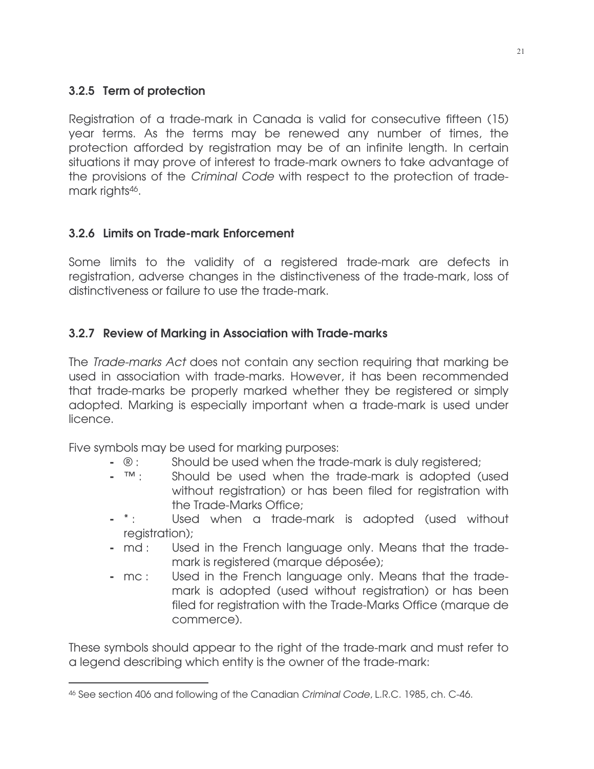### 3.2.5 Term of protection

Registration of a trade-mark in Canada is valid for consecutive fifteen (15) year terms. As the terms may be renewed any number of times, the protection afforded by registration may be of an infinite length. In certain situations it may prove of interest to trade-mark owners to take advantage of the provisions of the *Criminal Code* with respect to the protection of trade-mark rights[46].

### 3.2.6 Limits on Trade-mark Enforcement

Some limits to the validity of a registered trade-mark are defects in registration, adverse changes in the distinctiveness of the trade-mark, loss of distinctiveness or failure to use the trade-mark.

### 3.2.7 Review of Marking in Association with Trade-marks

The *Trade-marks Act* does not contain any section requiring that marking be used in association with trade-marks. However, it has been recommended that trade-marks be properly marked whether they be registered or simply adopted. Marking is especially important when a trade-mark is used under licence.

Five symbols may be used for marking purposes:

- ® : Should be used when the trade-mark is duly registered;
- ™ : Should be used when the trade-mark is adopted (used without registration) or has been filed for registration with the Trade-Marks Office;
- * : Used when a trade-mark is adopted (used without registration);
- md : Used in the French language only. Means that the trade-mark is registered (marque déposée);
- mc : Used in the French language only. Means that the trade-mark is adopted (used without registration) or has been filed for registration with the Trade-Marks Office (marque de commerce).

These symbols should appear to the right of the trade-mark and must refer to a legend describing which entity is the owner of the trade-mark:

---

[46] See section 406 and following of the Canadian *Criminal Code*, L.R.C. 1985, ch. C-46.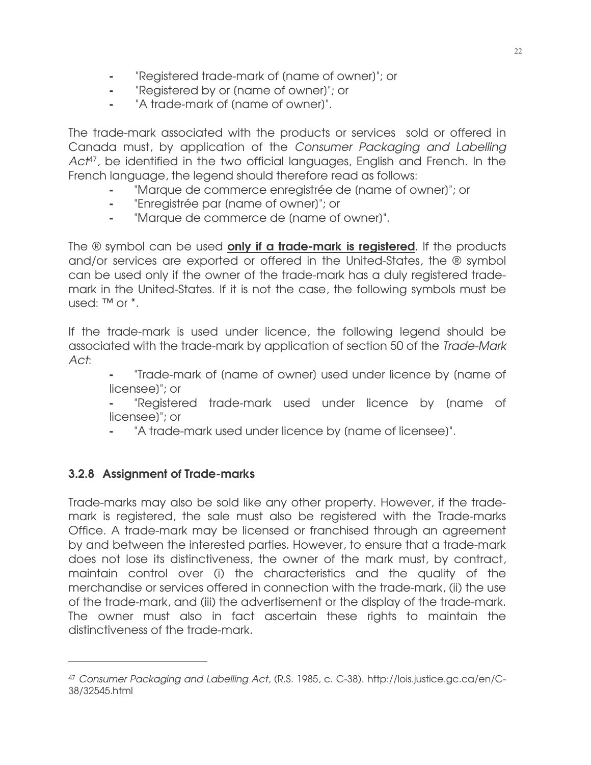- "Registered trade-mark of (name of owner)"; or
- "Registered by or (name of owner)"; or
- "A trade-mark of (name of owner)".

The trade-mark associated with the products or services sold or offered in Canada must, by application of the *Consumer Packaging and Labelling Act*[47], be identified in the two official languages, English and French. In the French language, the legend should therefore read as follows:

- "Marque de commerce enregistrée de (name of owner)"; or
- "Enregistrée par (name of owner)"; or
- "Marque de commerce de (name of owner)".

The ® symbol can be used **only if a trade-mark is registered**. If the products and/or services are exported or offered in the United-States, the ® symbol can be used only if the owner of the trade-mark has a duly registered trade-mark in the United-States. If it is not the case, the following symbols must be used: ™ or *.

If the trade-mark is used under licence, the following legend should be associated with the trade-mark by application of section 50 of the *Trade-Mark Act*:

- "Trade-mark of (name of owner) used under licence by (name of licensee)"; or
- "Registered trade-mark used under licence by (name of licensee)"; or
- "A trade-mark used under licence by (name of licensee)".

### 3.2.8 Assignment of Trade-marks

Trade-marks may also be sold like any other property. However, if the trade-mark is registered, the sale must also be registered with the Trade-marks Office. A trade-mark may be licensed or franchised through an agreement by and between the interested parties. However, to ensure that a trade-mark does not lose its distinctiveness, the owner of the mark must, by contract, maintain control over (i) the characteristics and the quality of the merchandise or services offered in connection with the trade-mark, (ii) the use of the trade-mark, and (iii) the advertisement or the display of the trade-mark. The owner must also in fact ascertain these rights to maintain the distinctiveness of the trade-mark.

---

[47] *Consumer Packaging and Labelling Act*, (R.S. 1985, c. C-38). http://lois.justice.gc.ca/en/C-38/32545.html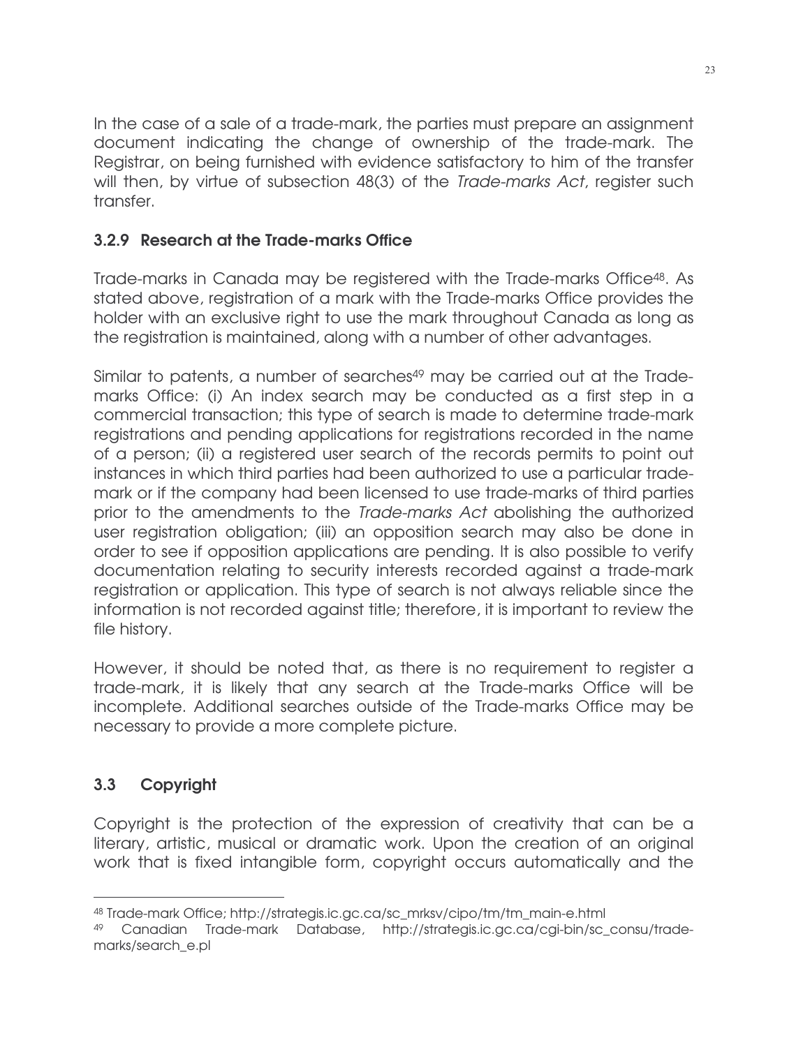In the case of a sale of a trade-mark, the parties must prepare an assignment document indicating the change of ownership of the trade-mark. The Registrar, on being furnished with evidence satisfactory to him of the transfer will then, by virtue of subsection 48(3) of the *Trade-marks Act*, register such transfer.

### 3.2.9 Research at the Trade-marks Office

Trade-marks in Canada may be registered with the Trade-marks Office[48]. As stated above, registration of a mark with the Trade-marks Office provides the holder with an exclusive right to use the mark throughout Canada as long as the registration is maintained, along with a number of other advantages.

Similar to patents, a number of searches[49] may be carried out at the Trade-marks Office: (i) An index search may be conducted as a first step in a commercial transaction; this type of search is made to determine trade-mark registrations and pending applications for registrations recorded in the name of a person; (ii) a registered user search of the records permits to point out instances in which third parties had been authorized to use a particular trade-mark or if the company had been licensed to use trade-marks of third parties prior to the amendments to the *Trade-marks Act* abolishing the authorized user registration obligation; (iii) an opposition search may also be done in order to see if opposition applications are pending. It is also possible to verify documentation relating to security interests recorded against a trade-mark registration or application. This type of search is not always reliable since the information is not recorded against title; therefore, it is important to review the file history.

However, it should be noted that, as there is no requirement to register a trade-mark, it is likely that any search at the Trade-marks Office will be incomplete. Additional searches outside of the Trade-marks Office may be necessary to provide a more complete picture.

## 3.3 Copyright

Copyright is the protection of the expression of creativity that can be a literary, artistic, musical or dramatic work. Upon the creation of an original work that is fixed intangible form, copyright occurs automatically and the

---

[48] Trade-mark Office; http://strategis.ic.gc.ca/sc_mrksv/cipo/tm/tm_main-e.html

[49] Canadian Trade-mark Database, http://strategis.ic.gc.ca/cgi-bin/sc_consu/trade-marks/search_e.pl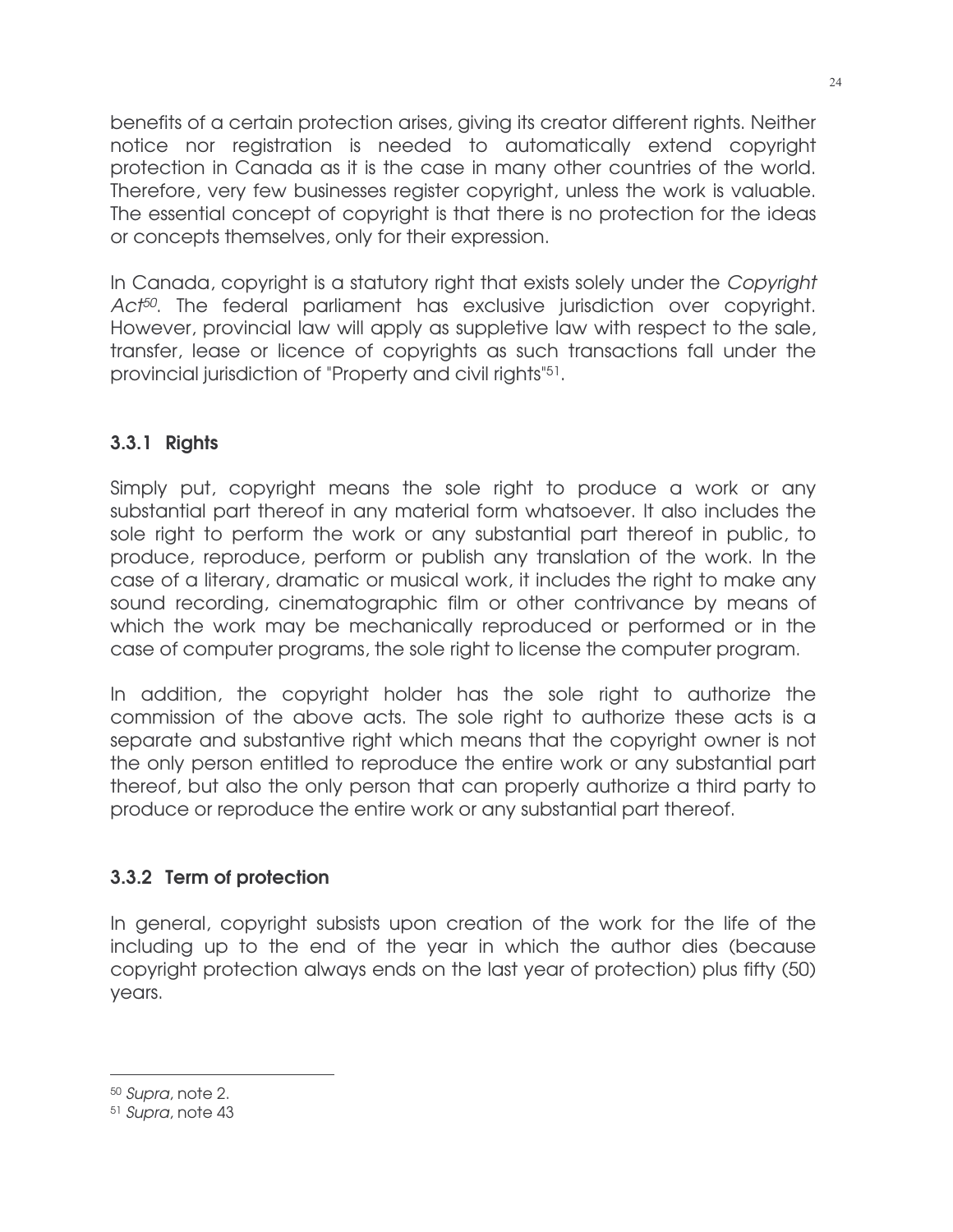benefits of a certain protection arises, giving its creator different rights. Neither notice nor registration is needed to automatically extend copyright protection in Canada as it is the case in many other countries of the world. Therefore, very few businesses register copyright, unless the work is valuable. The essential concept of copyright is that there is no protection for the ideas or concepts themselves, only for their expression.

In Canada, copyright is a statutory right that exists solely under the *Copyright Act*[50]. The federal parliament has exclusive jurisdiction over copyright. However, provincial law will apply as suppletive law with respect to the sale, transfer, lease or licence of copyrights as such transactions fall under the provincial jurisdiction of "Property and civil rights"[51].

### 3.3.1 Rights

Simply put, copyright means the sole right to produce a work or any substantial part thereof in any material form whatsoever. It also includes the sole right to perform the work or any substantial part thereof in public, to produce, reproduce, perform or publish any translation of the work. In the case of a literary, dramatic or musical work, it includes the right to make any sound recording, cinematographic film or other contrivance by means of which the work may be mechanically reproduced or performed or in the case of computer programs, the sole right to license the computer program.

In addition, the copyright holder has the sole right to authorize the commission of the above acts. The sole right to authorize these acts is a separate and substantive right which means that the copyright owner is not the only person entitled to reproduce the entire work or any substantial part thereof, but also the only person that can properly authorize a third party to produce or reproduce the entire work or any substantial part thereof.

### 3.3.2 Term of protection

In general, copyright subsists upon creation of the work for the life of the including up to the end of the year in which the author dies (because copyright protection always ends on the last year of protection) plus fifty (50) years.

---

[50] *Supra*, note 2.

[51] *Supra*, note 43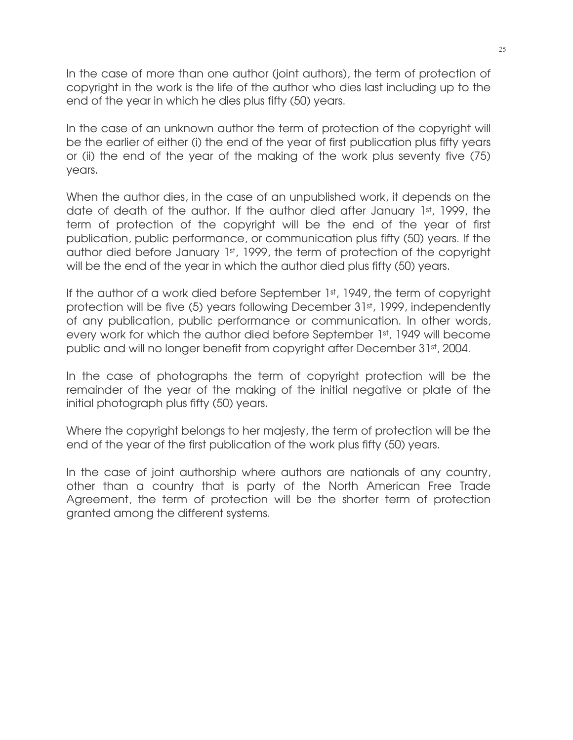In the case of more than one author (joint authors), the term of protection of copyright in the work is the life of the author who dies last including up to the end of the year in which he dies plus fifty (50) years.

In the case of an unknown author the term of protection of the copyright will be the earlier of either (i) the end of the year of first publication plus fifty years or (ii) the end of the year of the making of the work plus seventy five (75) years.

When the author dies, in the case of an unpublished work, it depends on the date of death of the author. If the author died after January 1st, 1999, the term of protection of the copyright will be the end of the year of first publication, public performance, or communication plus fifty (50) years. If the author died before January 1st, 1999, the term of protection of the copyright will be the end of the year in which the author died plus fifty (50) years.

If the author of a work died before September 1st, 1949, the term of copyright protection will be five (5) years following December 31st, 1999, independently of any publication, public performance or communication. In other words, every work for which the author died before September 1st, 1949 will become public and will no longer benefit from copyright after December 31st, 2004.

In the case of photographs the term of copyright protection will be the remainder of the year of the making of the initial negative or plate of the initial photograph plus fifty (50) years.

Where the copyright belongs to her majesty, the term of protection will be the end of the year of the first publication of the work plus fifty (50) years.

In the case of joint authorship where authors are nationals of any country, other than a country that is party of the North American Free Trade Agreement, the term of protection will be the shorter term of protection granted among the different systems.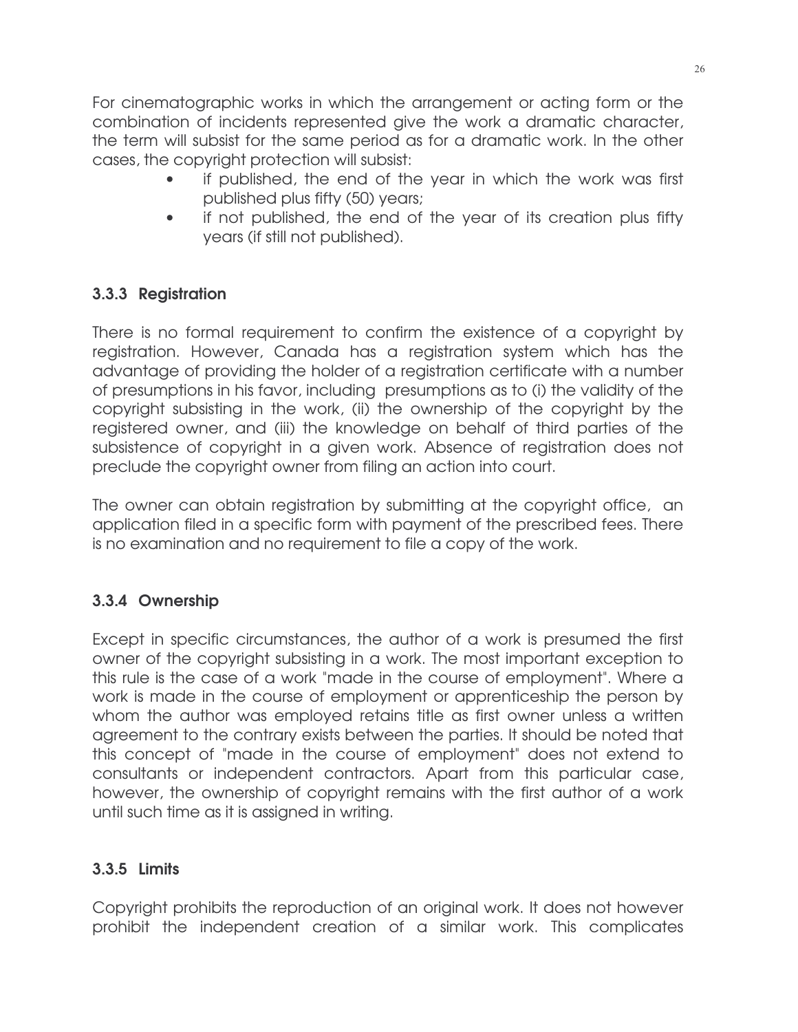For cinematographic works in which the arrangement or acting form or the combination of incidents represented give the work a dramatic character, the term will subsist for the same period as for a dramatic work. In the other cases, the copyright protection will subsist:

- if published, the end of the year in which the work was first published plus fifty (50) years;
- if not published, the end of the year of its creation plus fifty years (if still not published).

### 3.3.3 Registration

There is no formal requirement to confirm the existence of a copyright by registration. However, Canada has a registration system which has the advantage of providing the holder of a registration certificate with a number of presumptions in his favor, including presumptions as to (i) the validity of the copyright subsisting in the work, (ii) the ownership of the copyright by the registered owner, and (iii) the knowledge on behalf of third parties of the subsistence of copyright in a given work. Absence of registration does not preclude the copyright owner from filing an action into court.

The owner can obtain registration by submitting at the copyright office, an application filed in a specific form with payment of the prescribed fees. There is no examination and no requirement to file a copy of the work.

### 3.3.4 Ownership

Except in specific circumstances, the author of a work is presumed the first owner of the copyright subsisting in a work. The most important exception to this rule is the case of a work "made in the course of employment". Where a work is made in the course of employment or apprenticeship the person by whom the author was employed retains title as first owner unless a written agreement to the contrary exists between the parties. It should be noted that this concept of "made in the course of employment" does not extend to consultants or independent contractors. Apart from this particular case, however, the ownership of copyright remains with the first author of a work until such time as it is assigned in writing.

### 3.3.5 Limits

Copyright prohibits the reproduction of an original work. It does not however prohibit the independent creation of a similar work. This complicates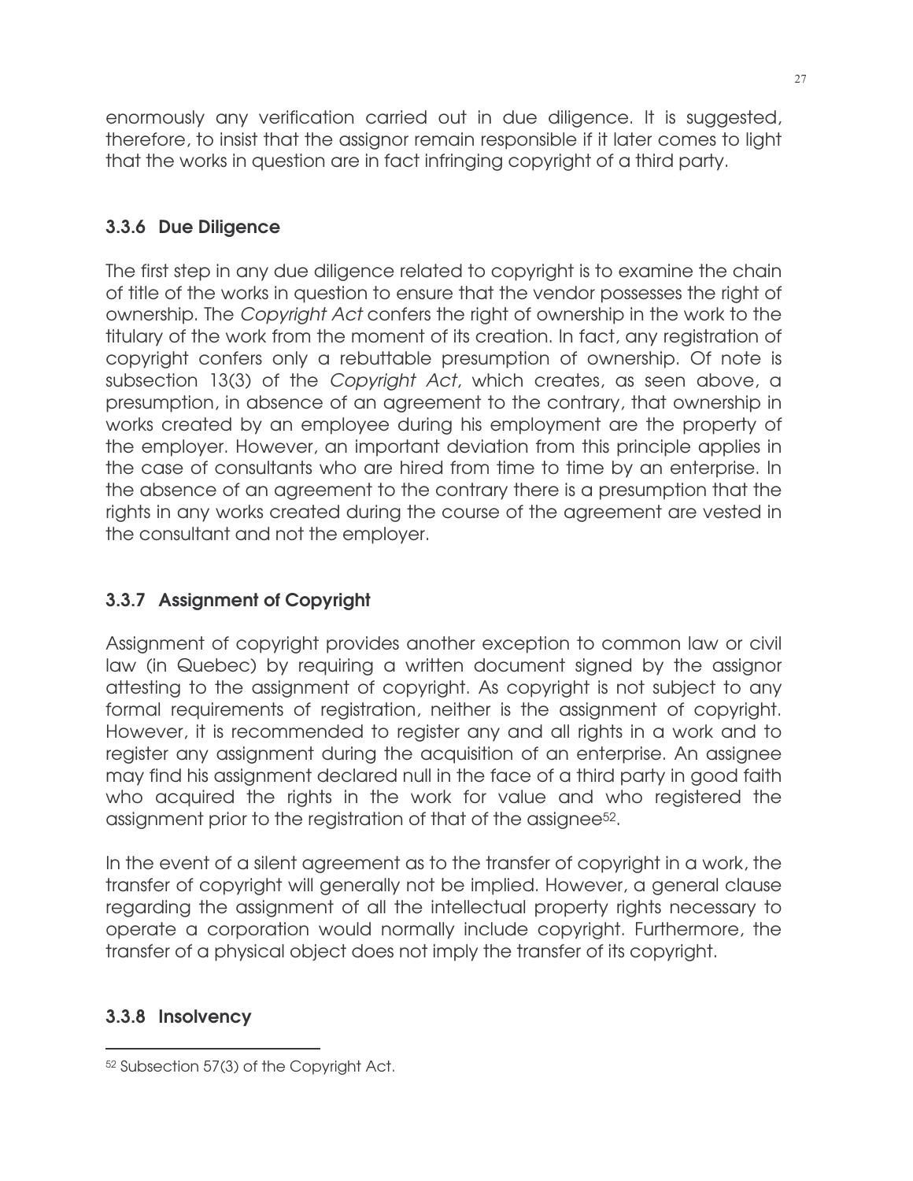enormously any verification carried out in due diligence. It is suggested, therefore, to insist that the assignor remain responsible if it later comes to light that the works in question are in fact infringing copyright of a third party.

### 3.3.6 Due Diligence

The first step in any due diligence related to copyright is to examine the chain of title of the works in question to ensure that the vendor possesses the right of ownership. The *Copyright Act* confers the right of ownership in the work to the titulary of the work from the moment of its creation. In fact, any registration of copyright confers only a rebuttable presumption of ownership. Of note is subsection 13(3) of the *Copyright Act*, which creates, as seen above, a presumption, in absence of an agreement to the contrary, that ownership in works created by an employee during his employment are the property of the employer. However, an important deviation from this principle applies in the case of consultants who are hired from time to time by an enterprise. In the absence of an agreement to the contrary there is a presumption that the rights in any works created during the course of the agreement are vested in the consultant and not the employer.

### 3.3.7 Assignment of Copyright

Assignment of copyright provides another exception to common law or civil law (in Quebec) by requiring a written document signed by the assignor attesting to the assignment of copyright. As copyright is not subject to any formal requirements of registration, neither is the assignment of copyright. However, it is recommended to register any and all rights in a work and to register any assignment during the acquisition of an enterprise. An assignee may find his assignment declared null in the face of a third party in good faith who acquired the rights in the work for value and who registered the assignment prior to the registration of that of the assignee[52].

In the event of a silent agreement as to the transfer of copyright in a work, the transfer of copyright will generally not be implied. However, a general clause regarding the assignment of all the intellectual property rights necessary to operate a corporation would normally include copyright. Furthermore, the transfer of a physical object does not imply the transfer of its copyright.

### 3.3.8 Insolvency

[52] Subsection 57(3) of the Copyright Act.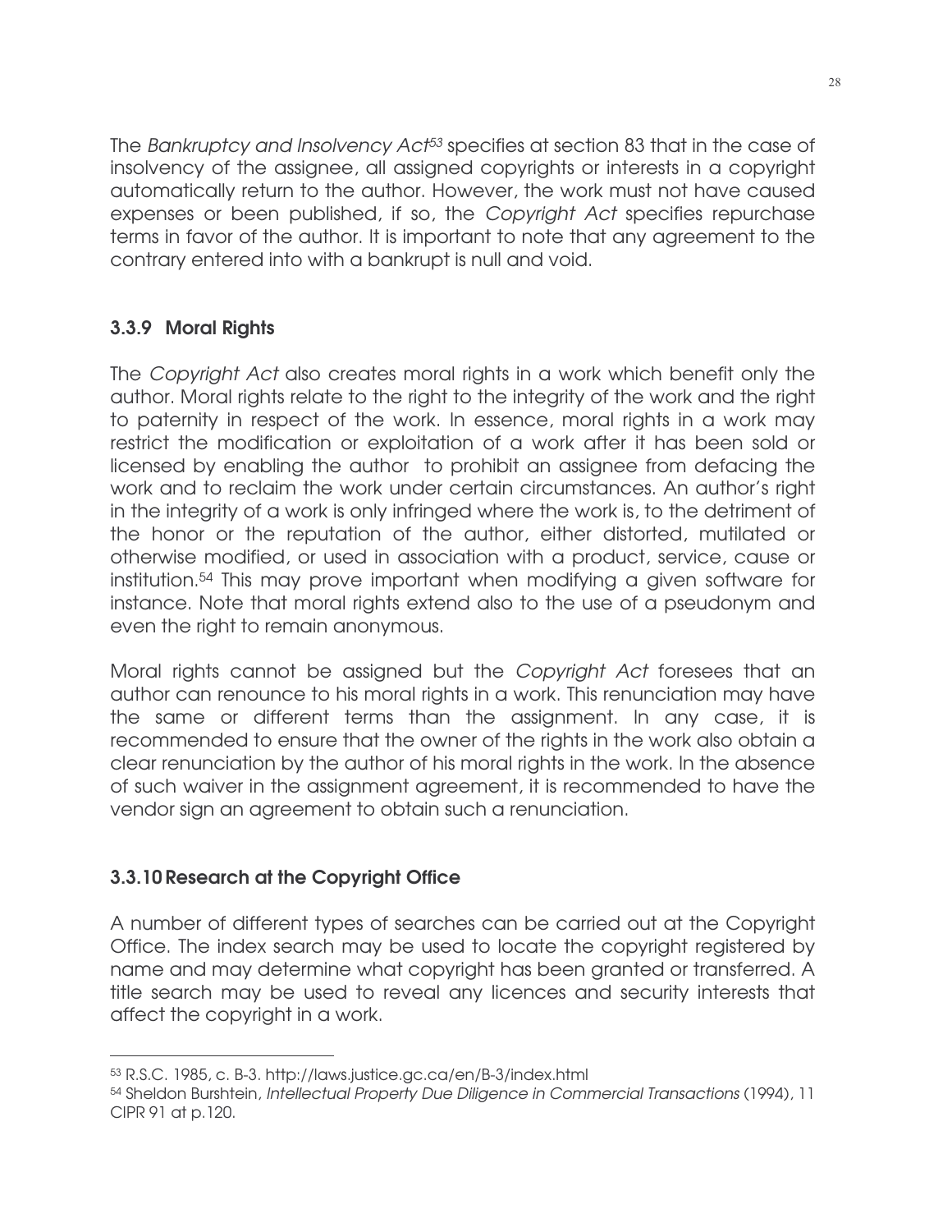The *Bankruptcy and Insolvency Act*[53] specifies at section 83 that in the case of insolvency of the assignee, all assigned copyrights or interests in a copyright automatically return to the author. However, the work must not have caused expenses or been published, if so, the *Copyright Act* specifies repurchase terms in favor of the author. It is important to note that any agreement to the contrary entered into with a bankrupt is null and void.

### 3.3.9 Moral Rights

The *Copyright Act* also creates moral rights in a work which benefit only the author. Moral rights relate to the right to the integrity of the work and the right to paternity in respect of the work. In essence, moral rights in a work may restrict the modification or exploitation of a work after it has been sold or licensed by enabling the author to prohibit an assignee from defacing the work and to reclaim the work under certain circumstances. An author's right in the integrity of a work is only infringed where the work is, to the detriment of the honor or the reputation of the author, either distorted, mutilated or otherwise modified, or used in association with a product, service, cause or institution.[54] This may prove important when modifying a given software for instance. Note that moral rights extend also to the use of a pseudonym and even the right to remain anonymous.

Moral rights cannot be assigned but the *Copyright Act* foresees that an author can renounce to his moral rights in a work. This renunciation may have the same or different terms than the assignment. In any case, it is recommended to ensure that the owner of the rights in the work also obtain a clear renunciation by the author of his moral rights in the work. In the absence of such waiver in the assignment agreement, it is recommended to have the vendor sign an agreement to obtain such a renunciation.

### 3.3.10 Research at the Copyright Office

A number of different types of searches can be carried out at the Copyright Office. The index search may be used to locate the copyright registered by name and may determine what copyright has been granted or transferred. A title search may be used to reveal any licences and security interests that affect the copyright in a work.

---

[53] R.S.C. 1985, c. B-3. http://laws.justice.gc.ca/en/B-3/index.html

[54] Sheldon Burshtein, *Intellectual Property Due Diligence in Commercial Transactions* (1994), 11 CIPR 91 at p.120.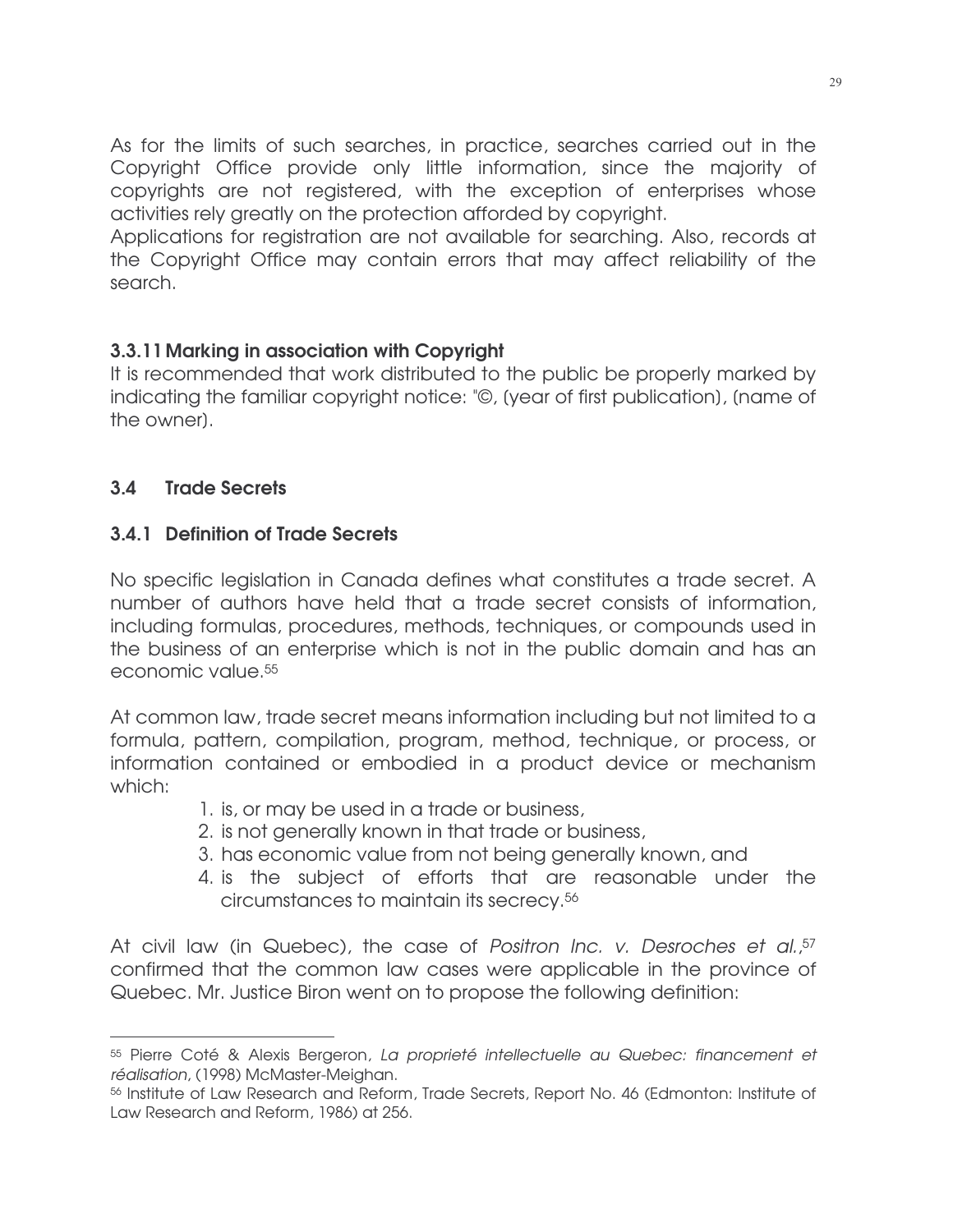As for the limits of such searches, in practice, searches carried out in the Copyright Office provide only little information, since the majority of copyrights are not registered, with the exception of enterprises whose activities rely greatly on the protection afforded by copyright.
Applications for registration are not available for searching. Also, records at the Copyright Office may contain errors that may affect reliability of the search.

### 3.3.11 Marking in association with Copyright

It is recommended that work distributed to the public be properly marked by indicating the familiar copyright notice: "©, (year of first publication), (name of the owner).

## 3.4 Trade Secrets

### 3.4.1 Definition of Trade Secrets

No specific legislation in Canada defines what constitutes a trade secret. A number of authors have held that a trade secret consists of information, including formulas, procedures, methods, techniques, or compounds used in the business of an enterprise which is not in the public domain and has an economic value.[55]

At common law, trade secret means information including but not limited to a formula, pattern, compilation, program, method, technique, or process, or information contained or embodied in a product device or mechanism which:

1. is, or may be used in a trade or business,
2. is not generally known in that trade or business,
3. has economic value from not being generally known, and
4. is the subject of efforts that are reasonable under the circumstances to maintain its secrecy.[56]

At civil law (in Quebec), the case of *Positron Inc. v. Desroches et al.*,[57] confirmed that the common law cases were applicable in the province of Quebec. Mr. Justice Biron went on to propose the following definition:

---

[55] Pierre Coté & Alexis Bergeron, *La proprieté intellectuelle au Quebec: financement et réalisation*, (1998) McMaster-Meighan.

[56] Institute of Law Research and Reform, Trade Secrets, Report No. 46 (Edmonton: Institute of Law Research and Reform, 1986) at 256.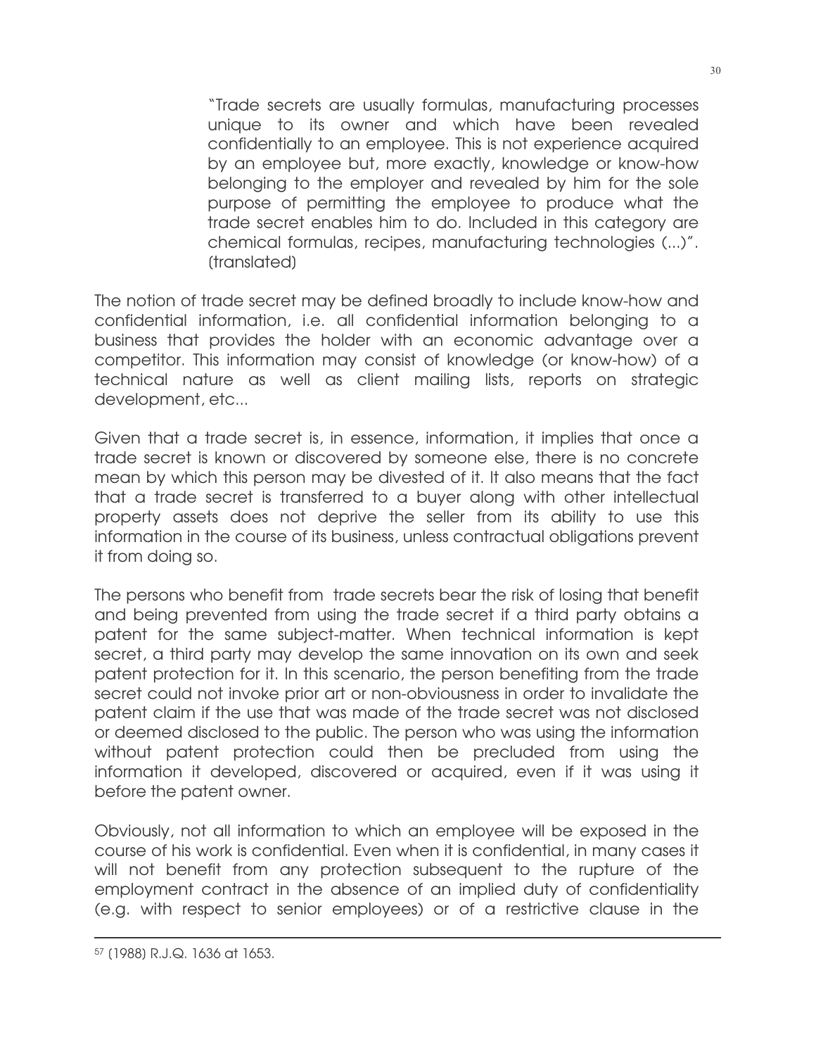> "Trade secrets are usually formulas, manufacturing processes unique to its owner and which have been revealed confidentially to an employee. This is not experience acquired by an employee but, more exactly, knowledge or know-how belonging to the employer and revealed by him for the sole purpose of permitting the employee to produce what the trade secret enables him to do. Included in this category are chemical formulas, recipes, manufacturing technologies (...)". (translated)

The notion of trade secret may be defined broadly to include know-how and confidential information, i.e. all confidential information belonging to a business that provides the holder with an economic advantage over a competitor. This information may consist of knowledge (or know-how) of a technical nature as well as client mailing lists, reports on strategic development, etc...

Given that a trade secret is, in essence, information, it implies that once a trade secret is known or discovered by someone else, there is no concrete mean by which this person may be divested of it. It also means that the fact that a trade secret is transferred to a buyer along with other intellectual property assets does not deprive the seller from its ability to use this information in the course of its business, unless contractual obligations prevent it from doing so.

The persons who benefit from trade secrets bear the risk of losing that benefit and being prevented from using the trade secret if a third party obtains a patent for the same subject-matter. When technical information is kept secret, a third party may develop the same innovation on its own and seek patent protection for it. In this scenario, the person benefiting from the trade secret could not invoke prior art or non-obviousness in order to invalidate the patent claim if the use that was made of the trade secret was not disclosed or deemed disclosed to the public. The person who was using the information without patent protection could then be precluded from using the information it developed, discovered or acquired, even if it was using it before the patent owner.

Obviously, not all information to which an employee will be exposed in the course of his work is confidential. Even when it is confidential, in many cases it will not benefit from any protection subsequent to the rupture of the employment contract in the absence of an implied duty of confidentiality (e.g. with respect to senior employees) or of a restrictive clause in the

---

[57] (1988) R.J.Q. 1636 at 1653.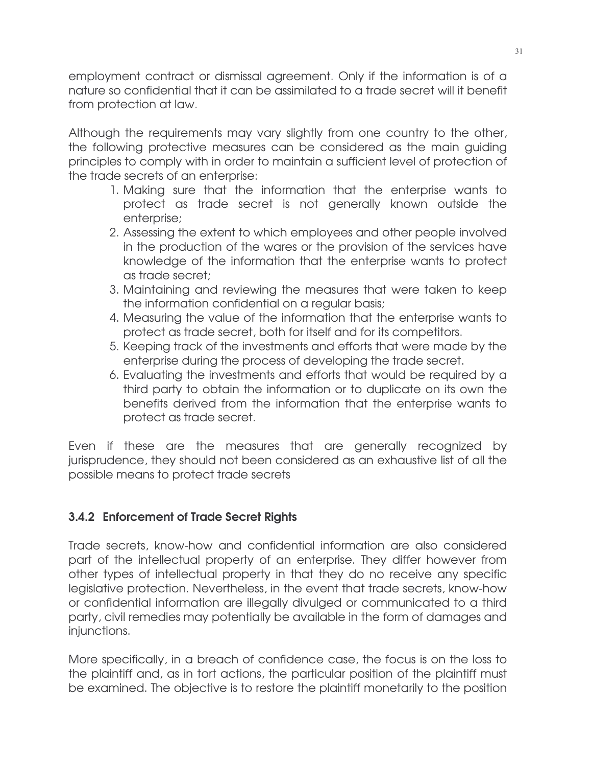employment contract or dismissal agreement. Only if the information is of a nature so confidential that it can be assimilated to a trade secret will it benefit from protection at law.

Although the requirements may vary slightly from one country to the other, the following protective measures can be considered as the main guiding principles to comply with in order to maintain a sufficient level of protection of the trade secrets of an enterprise:

1. Making sure that the information that the enterprise wants to protect as trade secret is not generally known outside the enterprise;
2. Assessing the extent to which employees and other people involved in the production of the wares or the provision of the services have knowledge of the information that the enterprise wants to protect as trade secret;
3. Maintaining and reviewing the measures that were taken to keep the information confidential on a regular basis;
4. Measuring the value of the information that the enterprise wants to protect as trade secret, both for itself and for its competitors.
5. Keeping track of the investments and efforts that were made by the enterprise during the process of developing the trade secret.
6. Evaluating the investments and efforts that would be required by a third party to obtain the information or to duplicate on its own the benefits derived from the information that the enterprise wants to protect as trade secret.

Even if these are the measures that are generally recognized by jurisprudence, they should not been considered as an exhaustive list of all the possible means to protect trade secrets

### 3.4.2 Enforcement of Trade Secret Rights

Trade secrets, know-how and confidential information are also considered part of the intellectual property of an enterprise. They differ however from other types of intellectual property in that they do no receive any specific legislative protection. Nevertheless, in the event that trade secrets, know-how or confidential information are illegally divulged or communicated to a third party, civil remedies may potentially be available in the form of damages and injunctions.

More specifically, in a breach of confidence case, the focus is on the loss to the plaintiff and, as in tort actions, the particular position of the plaintiff must be examined. The objective is to restore the plaintiff monetarily to the position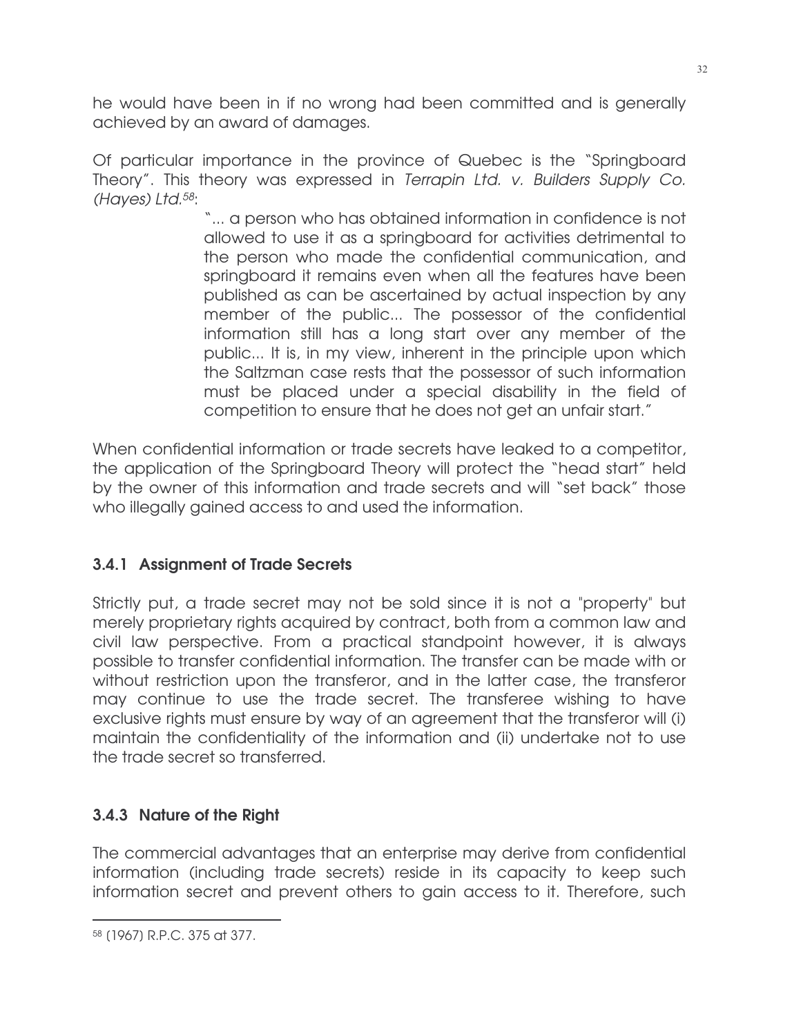he would have been in if no wrong had been committed and is generally achieved by an award of damages.

Of particular importance in the province of Quebec is the "Springboard Theory". This theory was expressed in *Terrapin Ltd. v. Builders Supply Co. (Hayes) Ltd.*[58]:

> "... a person who has obtained information in confidence is not allowed to use it as a springboard for activities detrimental to the person who made the confidential communication, and springboard it remains even when all the features have been published as can be ascertained by actual inspection by any member of the public... The possessor of the confidential information still has a long start over any member of the public... It is, in my view, inherent in the principle upon which the Saltzman case rests that the possessor of such information must be placed under a special disability in the field of competition to ensure that he does not get an unfair start."

When confidential information or trade secrets have leaked to a competitor, the application of the Springboard Theory will protect the "head start" held by the owner of this information and trade secrets and will "set back" those who illegally gained access to and used the information.

### 3.4.1 Assignment of Trade Secrets

Strictly put, a trade secret may not be sold since it is not a "property" but merely proprietary rights acquired by contract, both from a common law and civil law perspective. From a practical standpoint however, it is always possible to transfer confidential information. The transfer can be made with or without restriction upon the transferor, and in the latter case, the transferor may continue to use the trade secret. The transferee wishing to have exclusive rights must ensure by way of an agreement that the transferor will (i) maintain the confidentiality of the information and (ii) undertake not to use the trade secret so transferred.

### 3.4.3 Nature of the Right

The commercial advantages that an enterprise may derive from confidential information (including trade secrets) reside in its capacity to keep such information secret and prevent others to gain access to it. Therefore, such

---

[58] (1967) R.P.C. 375 at 377.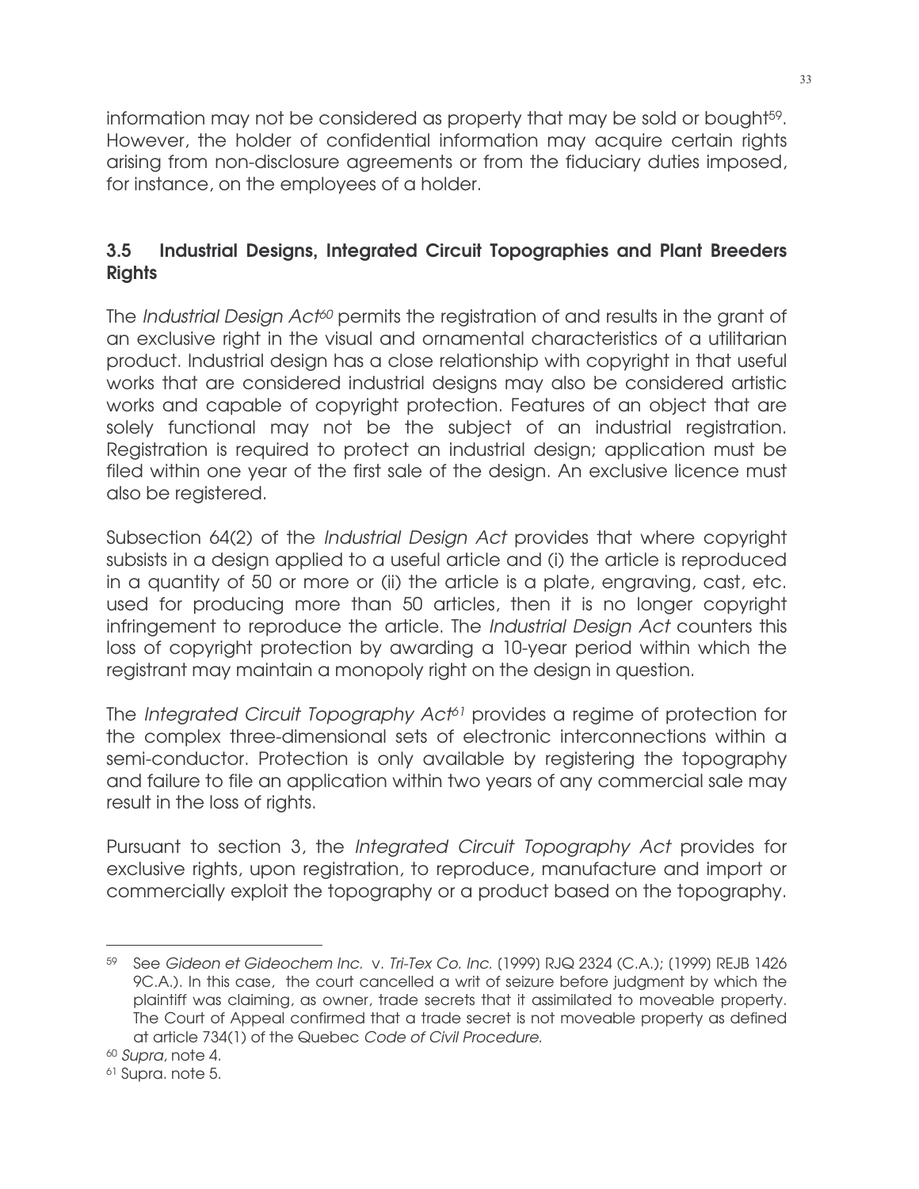information may not be considered as property that may be sold or bought[59]. However, the holder of confidential information may acquire certain rights arising from non-disclosure agreements or from the fiduciary duties imposed, for instance, on the employees of a holder.

## 3.5 Industrial Designs, Integrated Circuit Topographies and Plant Breeders Rights

The *Industrial Design Act*[60] permits the registration of and results in the grant of an exclusive right in the visual and ornamental characteristics of a utilitarian product. Industrial design has a close relationship with copyright in that useful works that are considered industrial designs may also be considered artistic works and capable of copyright protection. Features of an object that are solely functional may not be the subject of an industrial registration. Registration is required to protect an industrial design; application must be filed within one year of the first sale of the design. An exclusive licence must also be registered.

Subsection 64(2) of the *Industrial Design Act* provides that where copyright subsists in a design applied to a useful article and (i) the article is reproduced in a quantity of 50 or more or (ii) the article is a plate, engraving, cast, etc. used for producing more than 50 articles, then it is no longer copyright infringement to reproduce the article. The *Industrial Design Act* counters this loss of copyright protection by awarding a 10-year period within which the registrant may maintain a monopoly right on the design in question.

The *Integrated Circuit Topography Act*[61] provides a regime of protection for the complex three-dimensional sets of electronic interconnections within a semi-conductor. Protection is only available by registering the topography and failure to file an application within two years of any commercial sale may result in the loss of rights.

Pursuant to section 3, the *Integrated Circuit Topography Act* provides for exclusive rights, upon registration, to reproduce, manufacture and import or commercially exploit the topography or a product based on the topography.

---

[59] See *Gideon et Gideochem Inc.* v. *Tri-Tex Co. Inc.* (1999) RJQ 2324 (C.A.); (1999) REJB 1426 9C.A.). In this case, the court cancelled a writ of seizure before judgment by which the plaintiff was claiming, as owner, trade secrets that it assimilated to moveable property. The Court of Appeal confirmed that a trade secret is not moveable property as defined at article 734(1) of the Quebec *Code of Civil Procedure*.

[60] *Supra*, note 4.

[61] Supra. note 5.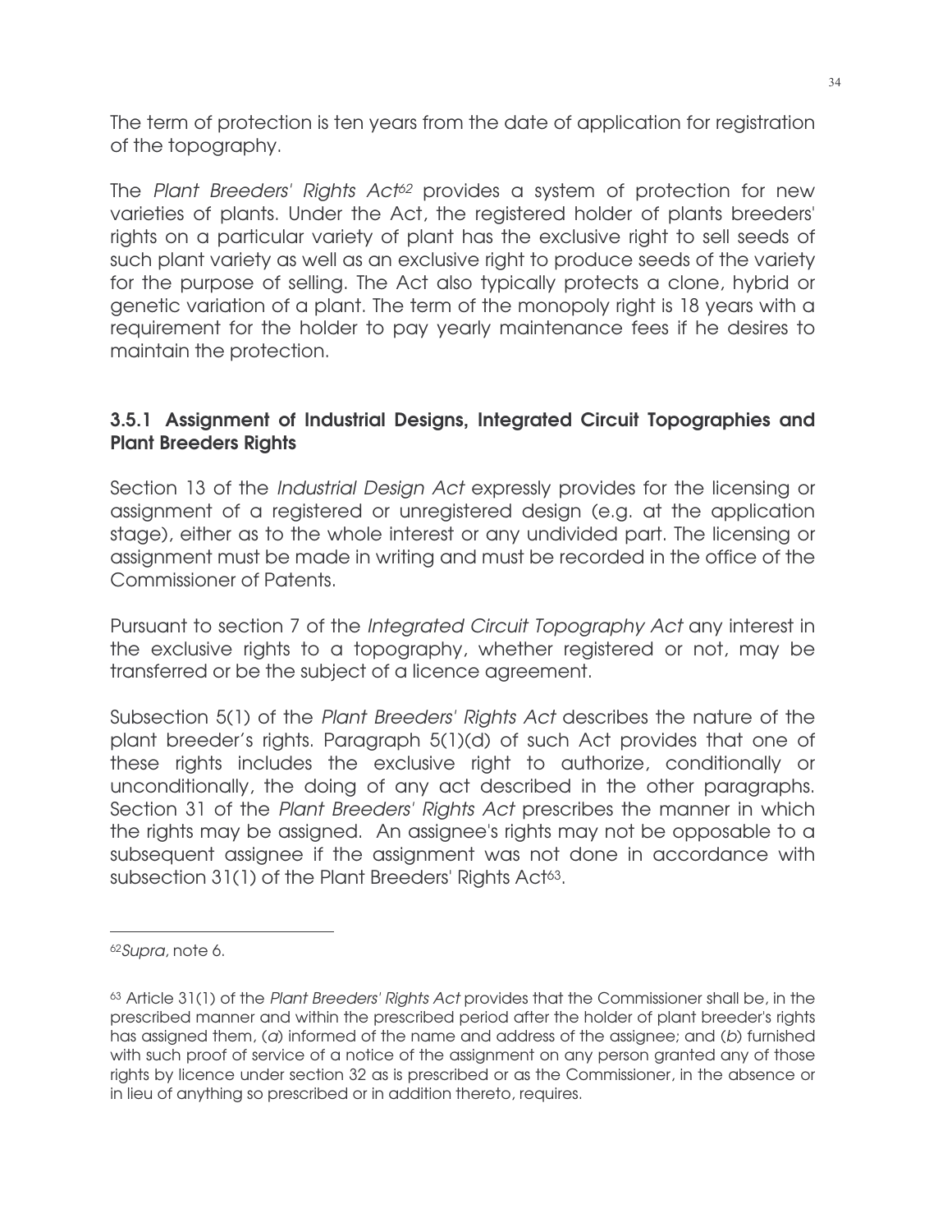The term of protection is ten years from the date of application for registration of the topography.

The *Plant Breeders' Rights Act*[62] provides a system of protection for new varieties of plants. Under the Act, the registered holder of plants breeders' rights on a particular variety of plant has the exclusive right to sell seeds of such plant variety as well as an exclusive right to produce seeds of the variety for the purpose of selling. The Act also typically protects a clone, hybrid or genetic variation of a plant. The term of the monopoly right is 18 years with a requirement for the holder to pay yearly maintenance fees if he desires to maintain the protection.

### 3.5.1 Assignment of Industrial Designs, Integrated Circuit Topographies and Plant Breeders Rights

Section 13 of the *Industrial Design Act* expressly provides for the licensing or assignment of a registered or unregistered design (e.g. at the application stage), either as to the whole interest or any undivided part. The licensing or assignment must be made in writing and must be recorded in the office of the Commissioner of Patents.

Pursuant to section 7 of the *Integrated Circuit Topography Act* any interest in the exclusive rights to a topography, whether registered or not, may be transferred or be the subject of a licence agreement.

Subsection 5(1) of the *Plant Breeders' Rights Act* describes the nature of the plant breeder's rights. Paragraph 5(1)(d) of such Act provides that one of these rights includes the exclusive right to authorize, conditionally or unconditionally, the doing of any act described in the other paragraphs. Section 31 of the *Plant Breeders' Rights Act* prescribes the manner in which the rights may be assigned. An assignee's rights may not be opposable to a subsequent assignee if the assignment was not done in accordance with subsection 31(1) of the Plant Breeders' Rights Act[63].

---

[62] *Supra*, note 6.

[63] Article 31(1) of the *Plant Breeders' Rights Act* provides that the Commissioner shall be, in the prescribed manner and within the prescribed period after the holder of plant breeder's rights has assigned them, (*a*) informed of the name and address of the assignee; and (*b*) furnished with such proof of service of a notice of the assignment on any person granted any of those rights by licence under section 32 as is prescribed or as the Commissioner, in the absence or in lieu of anything so prescribed or in addition thereto, requires.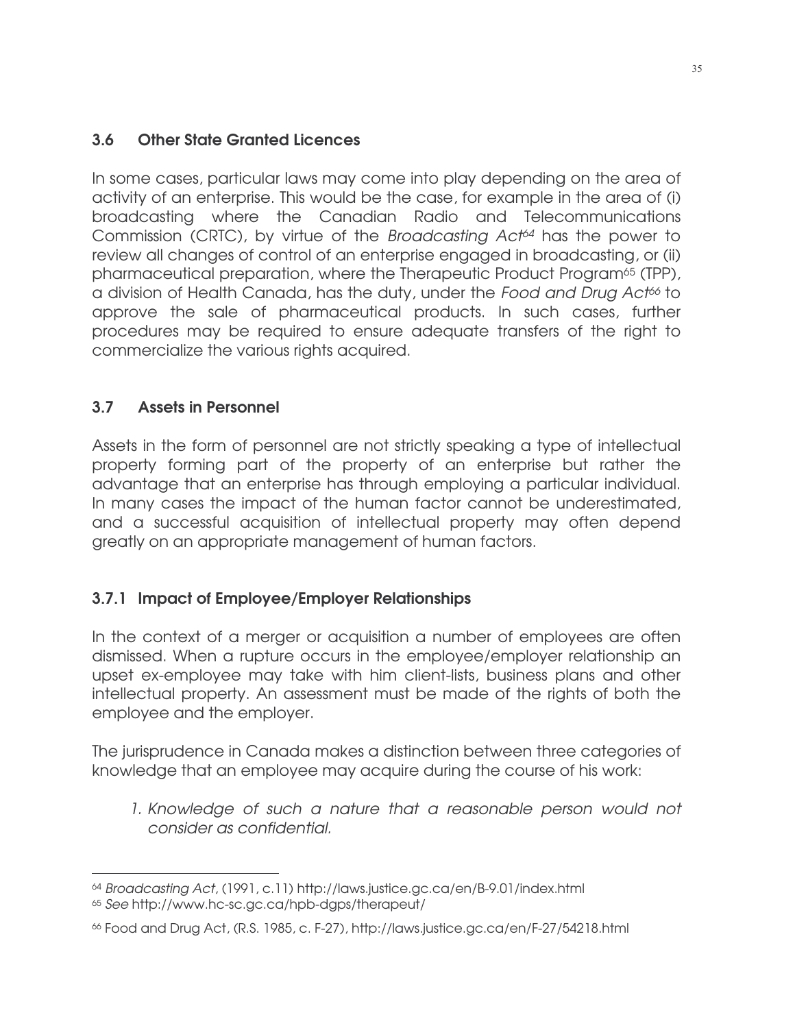## 3.6 Other State Granted Licences

In some cases, particular laws may come into play depending on the area of activity of an enterprise. This would be the case, for example in the area of (i) broadcasting where the Canadian Radio and Telecommunications Commission (CRTC), by virtue of the *Broadcasting Act*[64] has the power to review all changes of control of an enterprise engaged in broadcasting, or (ii) pharmaceutical preparation, where the Therapeutic Product Program[65] (TPP), a division of Health Canada, has the duty, under the *Food and Drug Act*[66] to approve the sale of pharmaceutical products. In such cases, further procedures may be required to ensure adequate transfers of the right to commercialize the various rights acquired.

## 3.7 Assets in Personnel

Assets in the form of personnel are not strictly speaking a type of intellectual property forming part of the property of an enterprise but rather the advantage that an enterprise has through employing a particular individual. In many cases the impact of the human factor cannot be underestimated, and a successful acquisition of intellectual property may often depend greatly on an appropriate management of human factors.

### 3.7.1 Impact of Employee/Employer Relationships

In the context of a merger or acquisition a number of employees are often dismissed. When a rupture occurs in the employee/employer relationship an upset ex-employee may take with him client-lists, business plans and other intellectual property. An assessment must be made of the rights of both the employee and the employer.

The jurisprudence in Canada makes a distinction between three categories of knowledge that an employee may acquire during the course of his work:

1. *Knowledge of such a nature that a reasonable person would not consider as confidential.*

---

[64] *Broadcasting Act*, (1991, c.11) http://laws.justice.gc.ca/en/B-9.01/index.html

[65] *See* http://www.hc-sc.gc.ca/hpb-dgps/therapeut/

[66] Food and Drug Act, (R.S. 1985, c. F-27), http://laws.justice.gc.ca/en/F-27/54218.html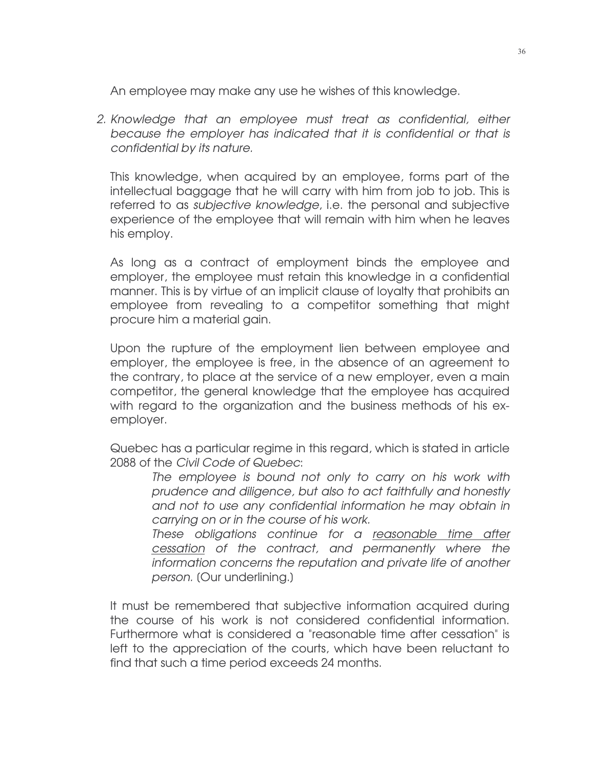An employee may make any use he wishes of this knowledge.

2. *Knowledge that an employee must treat as confidential, either because the employer has indicated that it is confidential or that is confidential by its nature.*

   This knowledge, when acquired by an employee, forms part of the intellectual baggage that he will carry with him from job to job. This is referred to as *subjective knowledge*, i.e. the personal and subjective experience of the employee that will remain with him when he leaves his employ.

   As long as a contract of employment binds the employee and employer, the employee must retain this knowledge in a confidential manner. This is by virtue of an implicit clause of loyalty that prohibits an employee from revealing to a competitor something that might procure him a material gain.

   Upon the rupture of the employment lien between employee and employer, the employee is free, in the absence of an agreement to the contrary, to place at the service of a new employer, even a main competitor, the general knowledge that the employee has acquired with regard to the organization and the business methods of his ex-employer.

   Quebec has a particular regime in this regard, which is stated in article 2088 of the *Civil Code of Quebec*:

   > *The employee is bound not only to carry on his work with prudence and diligence, but also to act faithfully and honestly and not to use any confidential information he may obtain in carrying on or in the course of his work.*
   >
   > *These obligations continue for a <u>reasonable time after cessation</u> of the contract, and permanently where the information concerns the reputation and private life of another person.* (Our underlining.)

   It must be remembered that subjective information acquired during the course of his work is not considered confidential information. Furthermore what is considered a "reasonable time after cessation" is left to the appreciation of the courts, which have been reluctant to find that such a time period exceeds 24 months.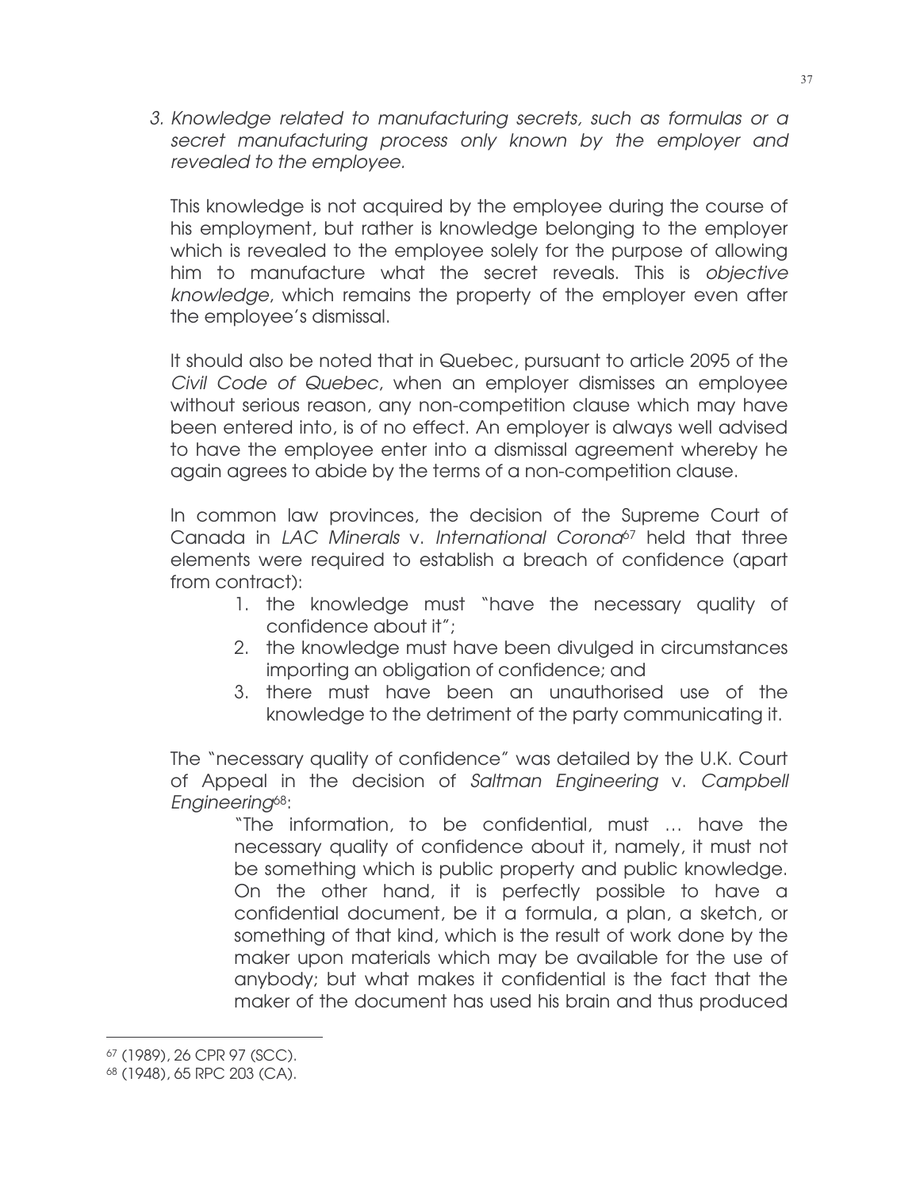*3. Knowledge related to manufacturing secrets, such as formulas or a secret manufacturing process only known by the employer and revealed to the employee.*

This knowledge is not acquired by the employee during the course of his employment, but rather is knowledge belonging to the employer which is revealed to the employee solely for the purpose of allowing him to manufacture what the secret reveals. This is *objective knowledge*, which remains the property of the employer even after the employee's dismissal.

It should also be noted that in Quebec, pursuant to article 2095 of the *Civil Code of Quebec*, when an employer dismisses an employee without serious reason, any non-competition clause which may have been entered into, is of no effect. An employer is always well advised to have the employee enter into a dismissal agreement whereby he again agrees to abide by the terms of a non-competition clause.

In common law provinces, the decision of the Supreme Court of Canada in *LAC Minerals* v. *International Corona*[67] held that three elements were required to establish a breach of confidence (apart from contract):

1. the knowledge must "have the necessary quality of confidence about it";
2. the knowledge must have been divulged in circumstances importing an obligation of confidence; and
3. there must have been an unauthorised use of the knowledge to the detriment of the party communicating it.

The "necessary quality of confidence" was detailed by the U.K. Court of Appeal in the decision of *Saltman Engineering* v. *Campbell Engineering*[68]:

> "The information, to be confidential, must … have the necessary quality of confidence about it, namely, it must not be something which is public property and public knowledge. On the other hand, it is perfectly possible to have a confidential document, be it a formula, a plan, a sketch, or something of that kind, which is the result of work done by the maker upon materials which may be available for the use of anybody; but what makes it confidential is the fact that the maker of the document has used his brain and thus produced

---

[67] (1989), 26 CPR 97 (SCC).

[68] (1948), 65 RPC 203 (CA).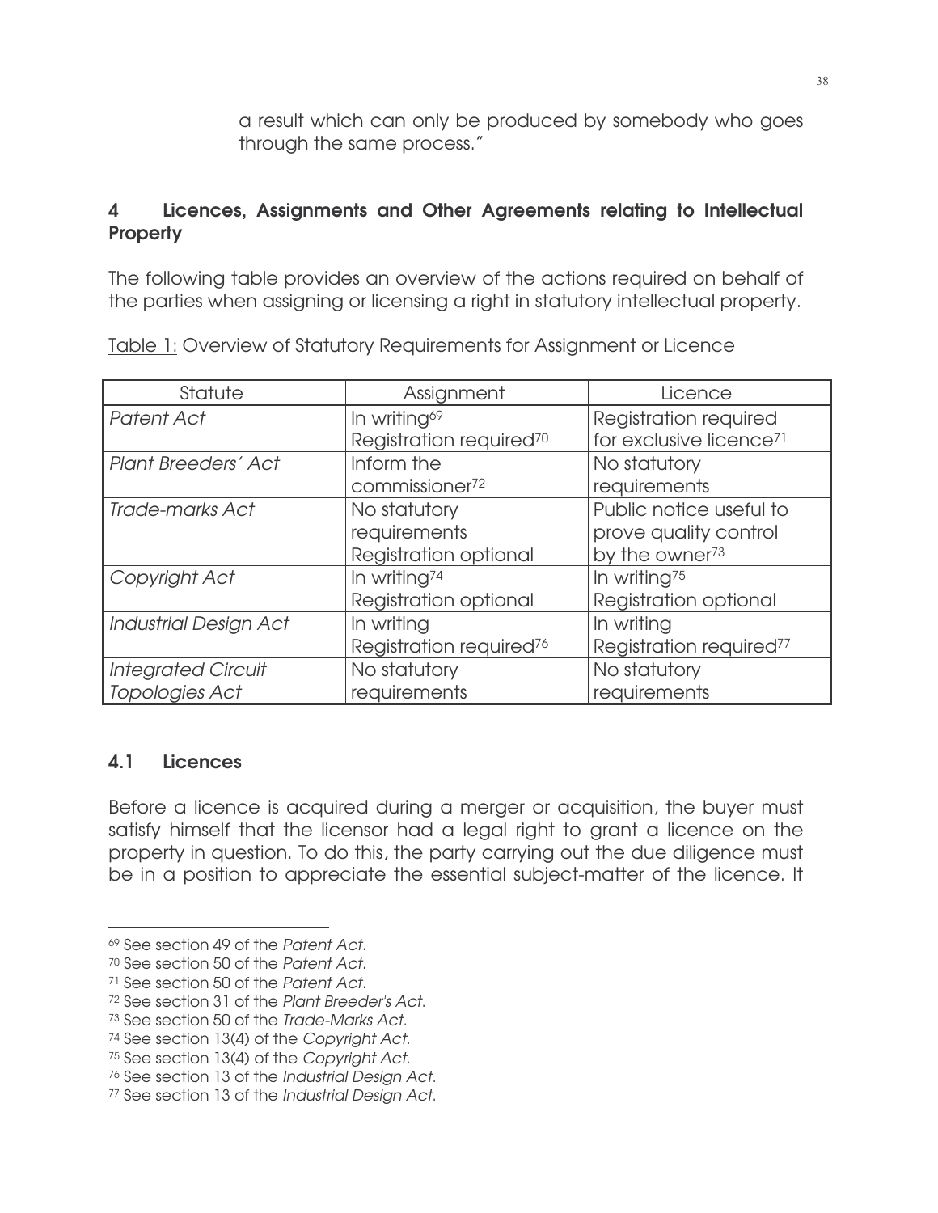a result which can only be produced by somebody who goes through the same process."

## 4 Licences, Assignments and Other Agreements relating to Intellectual Property

The following table provides an overview of the actions required on behalf of the parties when assigning or licensing a right in statutory intellectual property.

Table 1: Overview of Statutory Requirements for Assignment or Licence

| Statute | Assignment | Licence |
|---|---|---|
| *Patent Act* | In writing[69]<br>Registration required[70] | Registration required for exclusive licence[71] |
| *Plant Breeders' Act* | Inform the commissioner[72] | No statutory requirements |
| *Trade-marks Act* | No statutory requirements<br>Registration optional | Public notice useful to prove quality control by the owner[73] |
| *Copyright Act* | In writing[74]<br>Registration optional | In writing[75]<br>Registration optional |
| *Industrial Design Act* | In writing<br>Registration required[76] | In writing<br>Registration required[77] |
| *Integrated Circuit Topologies Act* | No statutory requirements | No statutory requirements |

### 4.1 Licences

Before a licence is acquired during a merger or acquisition, the buyer must satisfy himself that the licensor had a legal right to grant a licence on the property in question. To do this, the party carrying out the due diligence must be in a position to appreciate the essential subject-matter of the licence. It

---

[69] See section 49 of the *Patent Act*.
[70] See section 50 of the *Patent Act*.
[71] See section 50 of the *Patent Act*.
[72] See section 31 of the *Plant Breeder's Act*.
[73] See section 50 of the *Trade-Marks Act*.
[74] See section 13(4) of the *Copyright Act*.
[75] See section 13(4) of the *Copyright Act*.
[76] See section 13 of the *Industrial Design Act*.
[77] See section 13 of the *Industrial Design Act*.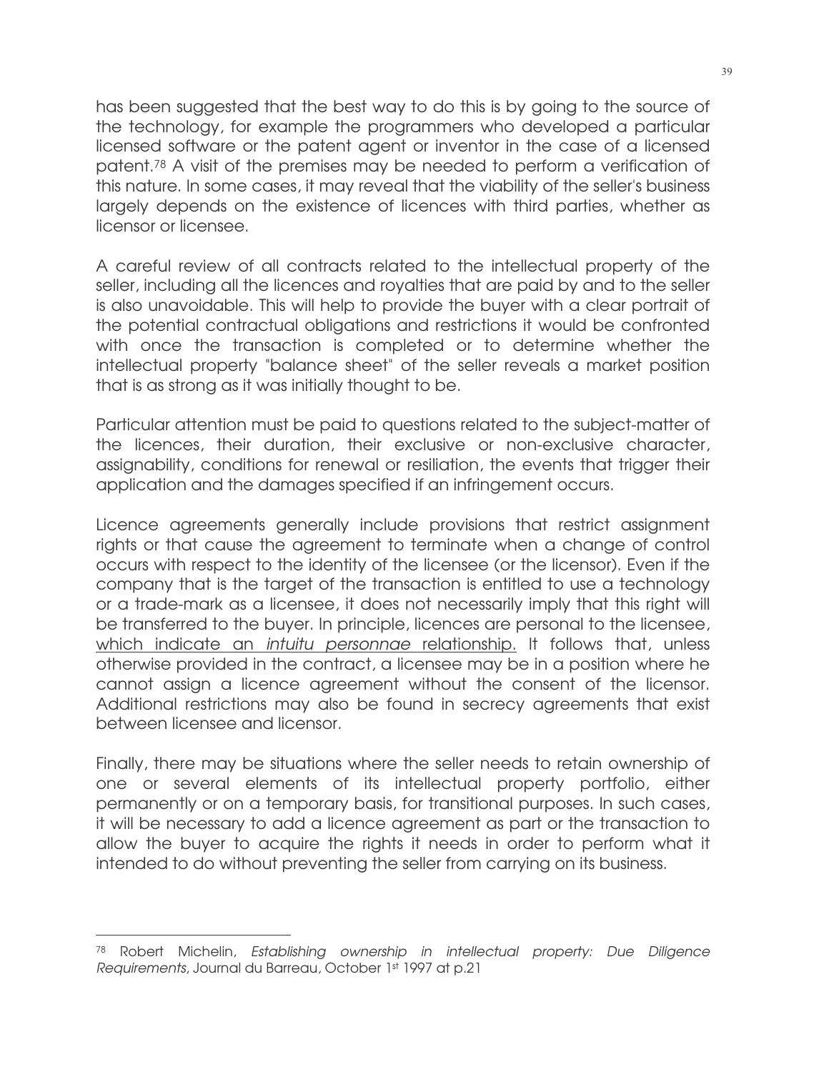has been suggested that the best way to do this is by going to the source of the technology, for example the programmers who developed a particular licensed software or the patent agent or inventor in the case of a licensed patent.[78] A visit of the premises may be needed to perform a verification of this nature. In some cases, it may reveal that the viability of the seller's business largely depends on the existence of licences with third parties, whether as licensor or licensee.

A careful review of all contracts related to the intellectual property of the seller, including all the licences and royalties that are paid by and to the seller is also unavoidable. This will help to provide the buyer with a clear portrait of the potential contractual obligations and restrictions it would be confronted with once the transaction is completed or to determine whether the intellectual property "balance sheet" of the seller reveals a market position that is as strong as it was initially thought to be.

Particular attention must be paid to questions related to the subject-matter of the licences, their duration, their exclusive or non-exclusive character, assignability, conditions for renewal or resiliation, the events that trigger their application and the damages specified if an infringement occurs.

Licence agreements generally include provisions that restrict assignment rights or that cause the agreement to terminate when a change of control occurs with respect to the identity of the licensee (or the licensor). Even if the company that is the target of the transaction is entitled to use a technology or a trade-mark as a licensee, it does not necessarily imply that this right will be transferred to the buyer. In principle, licences are personal to the licensee, <u>which indicate an *intuitu personnae* relationship.</u> It follows that, unless otherwise provided in the contract, a licensee may be in a position where he cannot assign a licence agreement without the consent of the licensor. Additional restrictions may also be found in secrecy agreements that exist between licensee and licensor.

Finally, there may be situations where the seller needs to retain ownership of one or several elements of its intellectual property portfolio, either permanently or on a temporary basis, for transitional purposes. In such cases, it will be necessary to add a licence agreement as part or the transaction to allow the buyer to acquire the rights it needs in order to perform what it intended to do without preventing the seller from carrying on its business.

---

[78] Robert Michelin, *Establishing ownership in intellectual property: Due Diligence Requirements*, Journal du Barreau, October 1st 1997 at p.21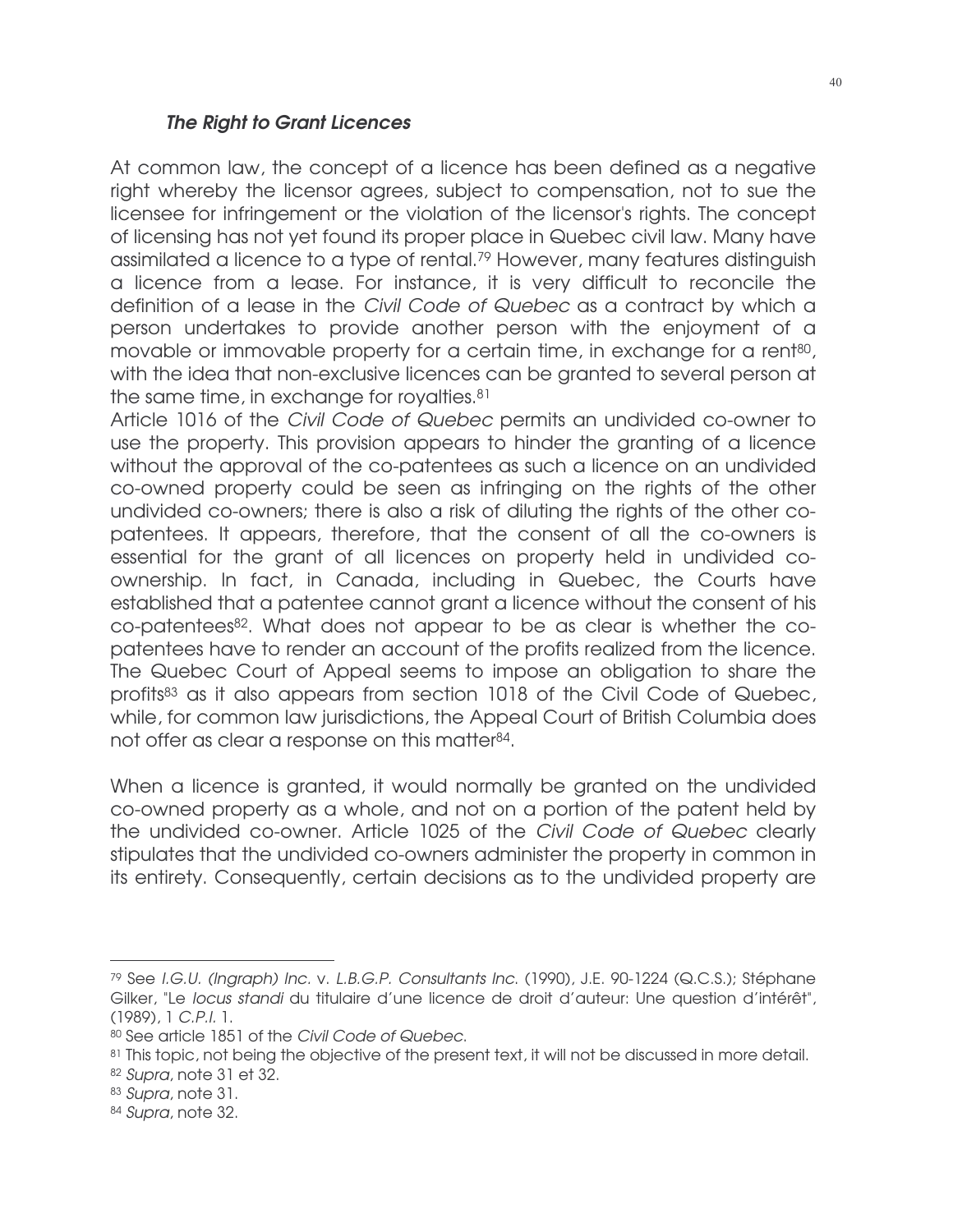### *The Right to Grant Licences*

At common law, the concept of a licence has been defined as a negative right whereby the licensor agrees, subject to compensation, not to sue the licensee for infringement or the violation of the licensor's rights. The concept of licensing has not yet found its proper place in Quebec civil law. Many have assimilated a licence to a type of rental.[79] However, many features distinguish a licence from a lease. For instance, it is very difficult to reconcile the definition of a lease in the *Civil Code of Quebec* as a contract by which a person undertakes to provide another person with the enjoyment of a movable or immovable property for a certain time, in exchange for a rent[80], with the idea that non-exclusive licences can be granted to several person at the same time, in exchange for royalties.[81]

Article 1016 of the *Civil Code of Quebec* permits an undivided co-owner to use the property. This provision appears to hinder the granting of a licence without the approval of the co-patentees as such a licence on an undivided co-owned property could be seen as infringing on the rights of the other undivided co-owners; there is also a risk of diluting the rights of the other co-patentees. It appears, therefore, that the consent of all the co-owners is essential for the grant of all licences on property held in undivided co-ownership. In fact, in Canada, including in Quebec, the Courts have established that a patentee cannot grant a licence without the consent of his co-patentees[82]. What does not appear to be as clear is whether the co-patentees have to render an account of the profits realized from the licence. The Quebec Court of Appeal seems to impose an obligation to share the profits[83] as it also appears from section 1018 of the Civil Code of Quebec, while, for common law jurisdictions, the Appeal Court of British Columbia does not offer as clear a response on this matter[84].

When a licence is granted, it would normally be granted on the undivided co-owned property as a whole, and not on a portion of the patent held by the undivided co-owner. Article 1025 of the *Civil Code of Quebec* clearly stipulates that the undivided co-owners administer the property in common in its entirety. Consequently, certain decisions as to the undivided property are

---

[79] See *I.G.U. (Ingraph) Inc.* v. *L.B.G.P. Consultants Inc.* (1990), J.E. 90-1224 (Q.C.S.); Stéphane Gilker, "Le *locus standi* du titulaire d'une licence de droit d'auteur: Une question d'intérêt", (1989), 1 *C.P.I.* 1.

[80] See article 1851 of the *Civil Code of Quebec*.

[81] This topic, not being the objective of the present text, it will not be discussed in more detail.

[82] *Supra*, note 31 et 32.

[83] *Supra*, note 31.

[84] *Supra*, note 32.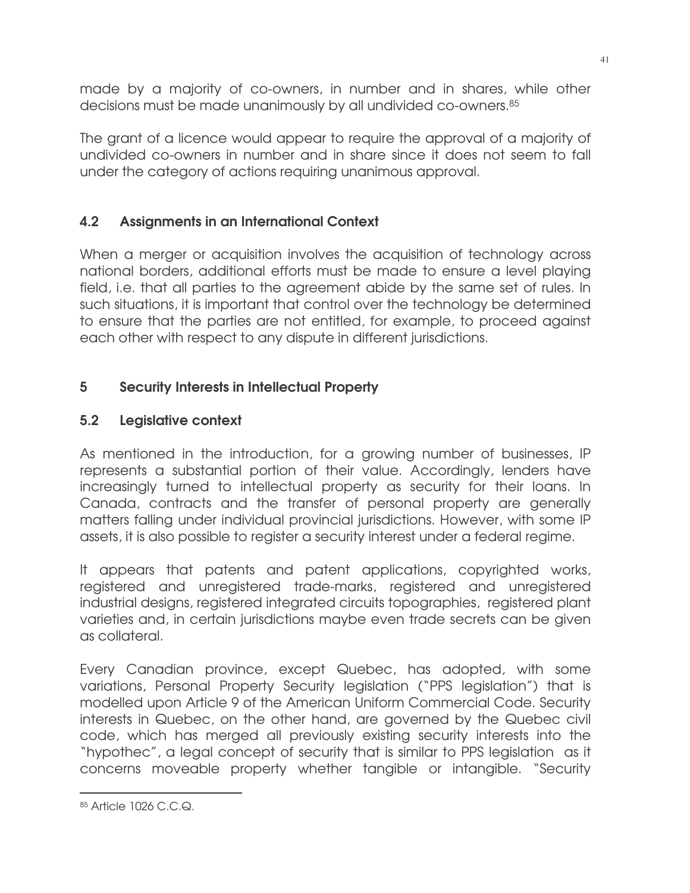made by a majority of co-owners, in number and in shares, while other decisions must be made unanimously by all undivided co-owners.[85]

The grant of a licence would appear to require the approval of a majority of undivided co-owners in number and in share since it does not seem to fall under the category of actions requiring unanimous approval.

### 4.2 Assignments in an International Context

When a merger or acquisition involves the acquisition of technology across national borders, additional efforts must be made to ensure a level playing field, i.e. that all parties to the agreement abide by the same set of rules. In such situations, it is important that control over the technology be determined to ensure that the parties are not entitled, for example, to proceed against each other with respect to any dispute in different jurisdictions.

## 5 Security Interests in Intellectual Property

### 5.2 Legislative context

As mentioned in the introduction, for a growing number of businesses, IP represents a substantial portion of their value. Accordingly, lenders have increasingly turned to intellectual property as security for their loans. In Canada, contracts and the transfer of personal property are generally matters falling under individual provincial jurisdictions. However, with some IP assets, it is also possible to register a security interest under a federal regime.

It appears that patents and patent applications, copyrighted works, registered and unregistered trade-marks, registered and unregistered industrial designs, registered integrated circuits topographies, registered plant varieties and, in certain jurisdictions maybe even trade secrets can be given as collateral.

Every Canadian province, except Quebec, has adopted, with some variations, Personal Property Security legislation ("PPS legislation") that is modelled upon Article 9 of the American Uniform Commercial Code. Security interests in Quebec, on the other hand, are governed by the Quebec civil code, which has merged all previously existing security interests into the "hypothec", a legal concept of security that is similar to PPS legislation as it concerns moveable property whether tangible or intangible. "Security

---

[85] Article 1026 C.C.Q.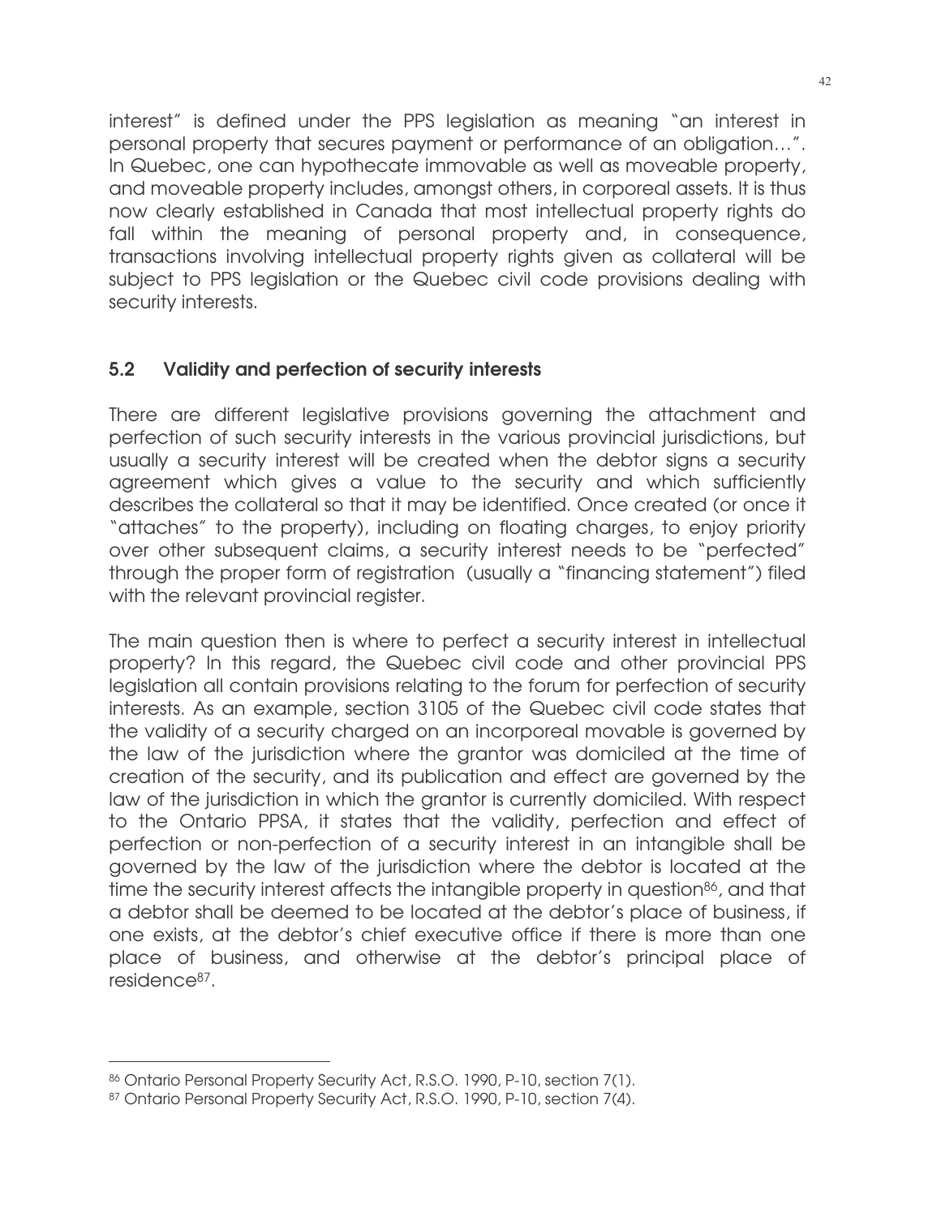interest" is defined under the PPS legislation as meaning "an interest in personal property that secures payment or performance of an obligation…". In Quebec, one can hypothecate immovable as well as moveable property, and moveable property includes, amongst others, in corporeal assets. It is thus now clearly established in Canada that most intellectual property rights do fall within the meaning of personal property and, in consequence, transactions involving intellectual property rights given as collateral will be subject to PPS legislation or the Quebec civil code provisions dealing with security interests.

## 5.2 Validity and perfection of security interests

There are different legislative provisions governing the attachment and perfection of such security interests in the various provincial jurisdictions, but usually a security interest will be created when the debtor signs a security agreement which gives a value to the security and which sufficiently describes the collateral so that it may be identified. Once created (or once it "attaches" to the property), including on floating charges, to enjoy priority over other subsequent claims, a security interest needs to be "perfected" through the proper form of registration (usually a "financing statement") filed with the relevant provincial register.

The main question then is where to perfect a security interest in intellectual property? In this regard, the Quebec civil code and other provincial PPS legislation all contain provisions relating to the forum for perfection of security interests. As an example, section 3105 of the Quebec civil code states that the validity of a security charged on an incorporeal movable is governed by the law of the jurisdiction where the grantor was domiciled at the time of creation of the security, and its publication and effect are governed by the law of the jurisdiction in which the grantor is currently domiciled. With respect to the Ontario PPSA, it states that the validity, perfection and effect of perfection or non-perfection of a security interest in an intangible shall be governed by the law of the jurisdiction where the debtor is located at the time the security interest affects the intangible property in question[86], and that a debtor shall be deemed to be located at the debtor's place of business, if one exists, at the debtor's chief executive office if there is more than one place of business, and otherwise at the debtor's principal place of residence[87].

---

[86] Ontario Personal Property Security Act, R.S.O. 1990, P-10, section 7(1).

[87] Ontario Personal Property Security Act, R.S.O. 1990, P-10, section 7(4).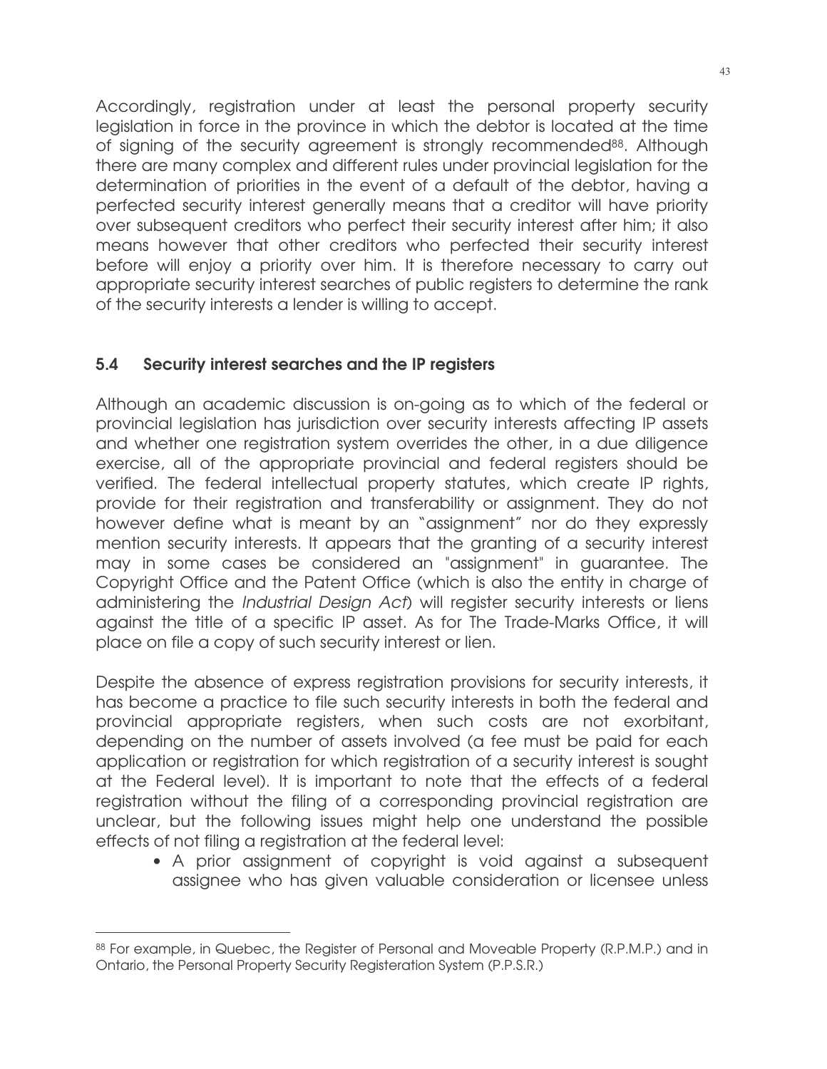Accordingly, registration under at least the personal property security legislation in force in the province in which the debtor is located at the time of signing of the security agreement is strongly recommended[88]. Although there are many complex and different rules under provincial legislation for the determination of priorities in the event of a default of the debtor, having a perfected security interest generally means that a creditor will have priority over subsequent creditors who perfect their security interest after him; it also means however that other creditors who perfected their security interest before will enjoy a priority over him. It is therefore necessary to carry out appropriate security interest searches of public registers to determine the rank of the security interests a lender is willing to accept.

## 5.4 Security interest searches and the IP registers

Although an academic discussion is on-going as to which of the federal or provincial legislation has jurisdiction over security interests affecting IP assets and whether one registration system overrides the other, in a due diligence exercise, all of the appropriate provincial and federal registers should be verified. The federal intellectual property statutes, which create IP rights, provide for their registration and transferability or assignment. They do not however define what is meant by an "assignment" nor do they expressly mention security interests. It appears that the granting of a security interest may in some cases be considered an "assignment" in guarantee. The Copyright Office and the Patent Office (which is also the entity in charge of administering the *Industrial Design Act*) will register security interests or liens against the title of a specific IP asset. As for The Trade-Marks Office, it will place on file a copy of such security interest or lien.

Despite the absence of express registration provisions for security interests, it has become a practice to file such security interests in both the federal and provincial appropriate registers, when such costs are not exorbitant, depending on the number of assets involved (a fee must be paid for each application or registration for which registration of a security interest is sought at the Federal level). It is important to note that the effects of a federal registration without the filing of a corresponding provincial registration are unclear, but the following issues might help one understand the possible effects of not filing a registration at the federal level:

- A prior assignment of copyright is void against a subsequent assignee who has given valuable consideration or licensee unless

[88] For example, in Quebec, the Register of Personal and Moveable Property (R.P.M.P.) and in Ontario, the Personal Property Security Registeration System (P.P.S.R.)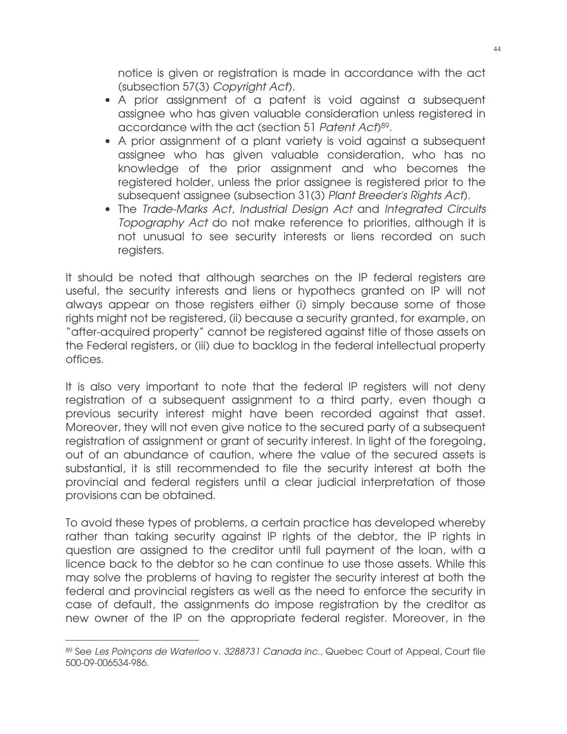notice is given or registration is made in accordance with the act (subsection 57(3) *Copyright Act*).

- A prior assignment of a patent is void against a subsequent assignee who has given valuable consideration unless registered in accordance with the act (section 51 *Patent Act*)[89].
- A prior assignment of a plant variety is void against a subsequent assignee who has given valuable consideration, who has no knowledge of the prior assignment and who becomes the registered holder, unless the prior assignee is registered prior to the subsequent assignee (subsection 31(3) *Plant Breeder's Rights Act*).
- The *Trade-Marks Act*, *Industrial Design Act* and *Integrated Circuits Topography Act* do not make reference to priorities, although it is not unusual to see security interests or liens recorded on such registers.

It should be noted that although searches on the IP federal registers are useful, the security interests and liens or hypothecs granted on IP will not always appear on those registers either (i) simply because some of those rights might not be registered, (ii) because a security granted, for example, on "after-acquired property" cannot be registered against title of those assets on the Federal registers, or (iii) due to backlog in the federal intellectual property offices.

It is also very important to note that the federal IP registers will not deny registration of a subsequent assignment to a third party, even though a previous security interest might have been recorded against that asset. Moreover, they will not even give notice to the secured party of a subsequent registration of assignment or grant of security interest. In light of the foregoing, out of an abundance of caution, where the value of the secured assets is substantial, it is still recommended to file the security interest at both the provincial and federal registers until a clear judicial interpretation of those provisions can be obtained.

To avoid these types of problems, a certain practice has developed whereby rather than taking security against IP rights of the debtor, the IP rights in question are assigned to the creditor until full payment of the loan, with a licence back to the debtor so he can continue to use those assets. While this may solve the problems of having to register the security interest at both the federal and provincial registers as well as the need to enforce the security in case of default, the assignments do impose registration by the creditor as new owner of the IP on the appropriate federal register. Moreover, in the

---

[89] See *Les Poinçons de Waterloo* v. *3288731 Canada inc.*, Quebec Court of Appeal, Court file 500-09-006534-986.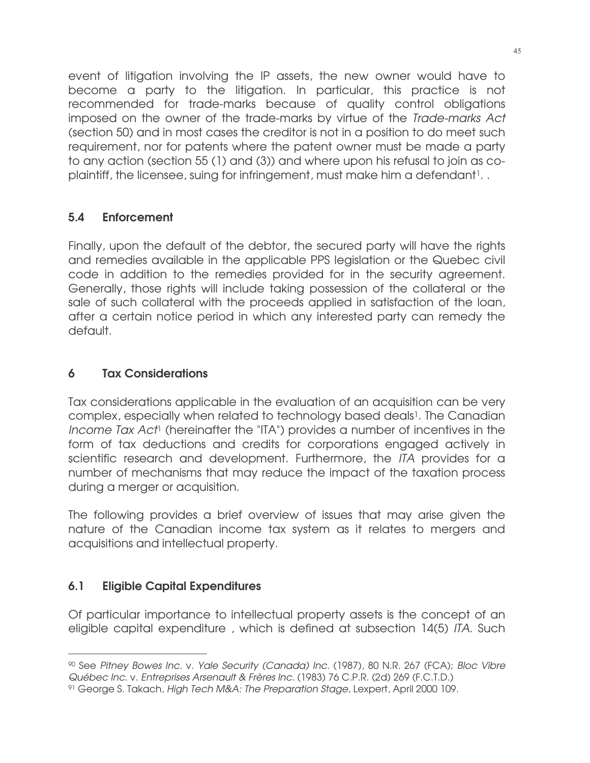event of litigation involving the IP assets, the new owner would have to become a party to the litigation. In particular, this practice is not recommended for trade-marks because of quality control obligations imposed on the owner of the trade-marks by virtue of the *Trade-marks Act* (section 50) and in most cases the creditor is not in a position to do meet such requirement, nor for patents where the patent owner must be made a party to any action (section 55 (1) and (3)) and where upon his refusal to join as co-plaintiff, the licensee, suing for infringement, must make him a defendant[1]. .

## 5.4 Enforcement

Finally, upon the default of the debtor, the secured party will have the rights and remedies available in the applicable PPS legislation or the Quebec civil code in addition to the remedies provided for in the security agreement. Generally, those rights will include taking possession of the collateral or the sale of such collateral with the proceeds applied in satisfaction of the loan, after a certain notice period in which any interested party can remedy the default.

# 6 Tax Considerations

Tax considerations applicable in the evaluation of an acquisition can be very complex, especially when related to technology based deals[1]. The Canadian *Income Tax Act*[1] (hereinafter the "ITA") provides a number of incentives in the form of tax deductions and credits for corporations engaged actively in scientific research and development. Furthermore, the *ITA* provides for a number of mechanisms that may reduce the impact of the taxation process during a merger or acquisition.

The following provides a brief overview of issues that may arise given the nature of the Canadian income tax system as it relates to mergers and acquisitions and intellectual property.

## 6.1 Eligible Capital Expenditures

Of particular importance to intellectual property assets is the concept of an eligible capital expenditure , which is defined at subsection 14(5) *ITA*. Such

---

[90] See *Pitney Bowes Inc.* v. *Yale Security (Canada) Inc.* (1987), 80 N.R. 267 (FCA); *Bloc Vibre Québec Inc.* v. *Entreprises Arsenault & Frères Inc.* (1983) 76 C.P.R. (2d) 269 (F.C.T.D.)

[91] George S. Takach, *High Tech M&A: The Preparation Stage*, Lexpert, April 2000 109.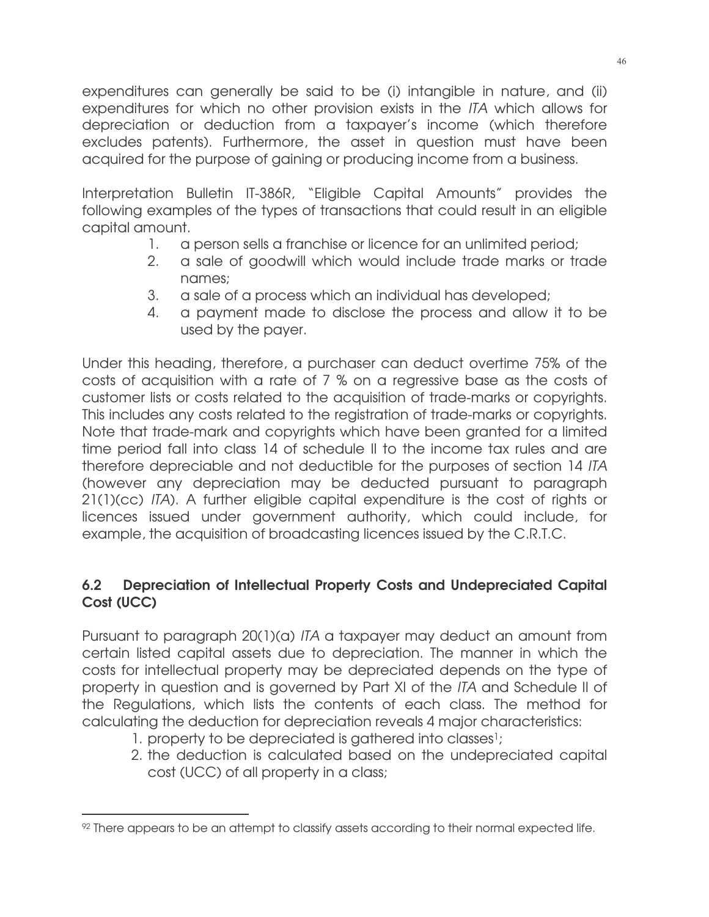expenditures can generally be said to be (i) intangible in nature, and (ii) expenditures for which no other provision exists in the *ITA* which allows for depreciation or deduction from a taxpayer's income (which therefore excludes patents). Furthermore, the asset in question must have been acquired for the purpose of gaining or producing income from a business.

Interpretation Bulletin IT-386R, "Eligible Capital Amounts" provides the following examples of the types of transactions that could result in an eligible capital amount.

1. a person sells a franchise or licence for an unlimited period;
2. a sale of goodwill which would include trade marks or trade names;
3. a sale of a process which an individual has developed;
4. a payment made to disclose the process and allow it to be used by the payer.

Under this heading, therefore, a purchaser can deduct overtime 75% of the costs of acquisition with a rate of 7 % on a regressive base as the costs of customer lists or costs related to the acquisition of trade-marks or copyrights. This includes any costs related to the registration of trade-marks or copyrights. Note that trade-mark and copyrights which have been granted for a limited time period fall into class 14 of schedule II to the income tax rules and are therefore depreciable and not deductible for the purposes of section 14 *ITA* (however any depreciation may be deducted pursuant to paragraph 21(1)(cc) *ITA*). A further eligible capital expenditure is the cost of rights or licences issued under government authority, which could include, for example, the acquisition of broadcasting licences issued by the C.R.T.C.

## 6.2 Depreciation of Intellectual Property Costs and Undepreciated Capital Cost (UCC)

Pursuant to paragraph 20(1)(a) *ITA* a taxpayer may deduct an amount from certain listed capital assets due to depreciation. The manner in which the costs for intellectual property may be depreciated depends on the type of property in question and is governed by Part XI of the *ITA* and Schedule II of the Regulations, which lists the contents of each class. The method for calculating the deduction for depreciation reveals 4 major characteristics:

1. property to be depreciated is gathered into classes[1];
2. the deduction is calculated based on the undepreciated capital cost (UCC) of all property in a class;

---

[92] There appears to be an attempt to classify assets according to their normal expected life.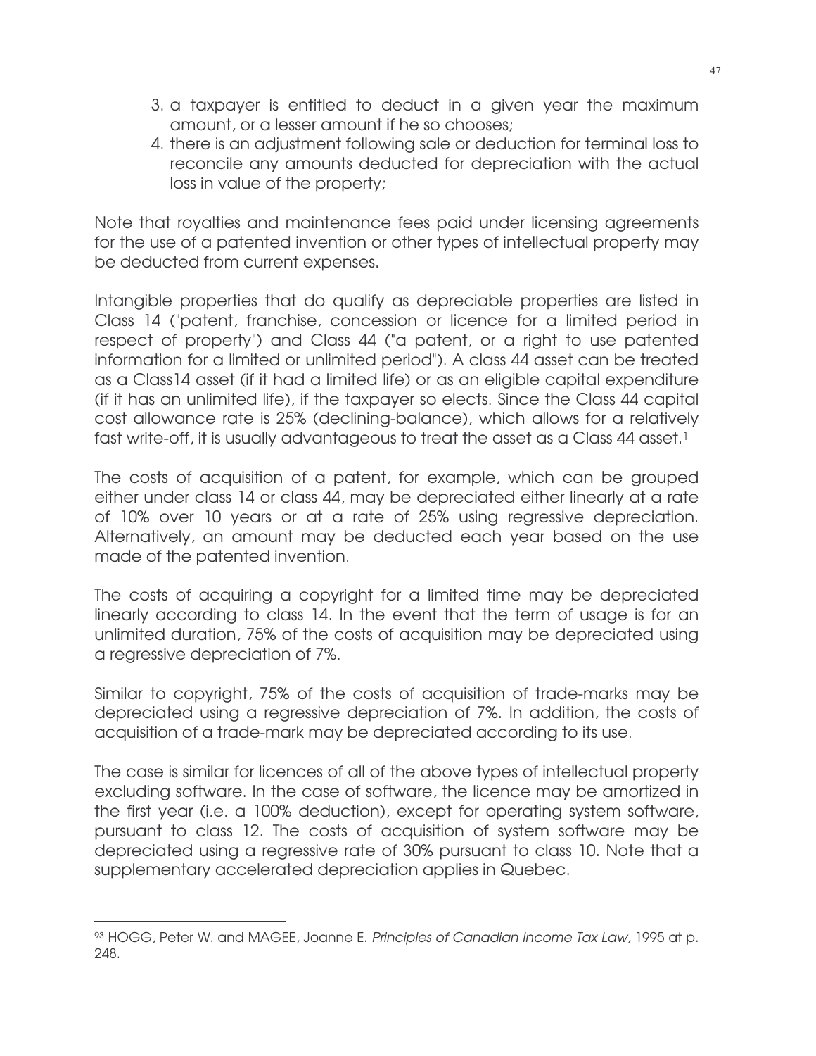3. a taxpayer is entitled to deduct in a given year the maximum amount, or a lesser amount if he so chooses;
4. there is an adjustment following sale or deduction for terminal loss to reconcile any amounts deducted for depreciation with the actual loss in value of the property;

Note that royalties and maintenance fees paid under licensing agreements for the use of a patented invention or other types of intellectual property may be deducted from current expenses.

Intangible properties that do qualify as depreciable properties are listed in Class 14 ("patent, franchise, concession or licence for a limited period in respect of property") and Class 44 ("a patent, or a right to use patented information for a limited or unlimited period"). A class 44 asset can be treated as a Class14 asset (if it had a limited life) or as an eligible capital expenditure (if it has an unlimited life), if the taxpayer so elects. Since the Class 44 capital cost allowance rate is 25% (declining-balance), which allows for a relatively fast write-off, it is usually advantageous to treat the asset as a Class 44 asset.[1]

The costs of acquisition of a patent, for example, which can be grouped either under class 14 or class 44, may be depreciated either linearly at a rate of 10% over 10 years or at a rate of 25% using regressive depreciation. Alternatively, an amount may be deducted each year based on the use made of the patented invention.

The costs of acquiring a copyright for a limited time may be depreciated linearly according to class 14. In the event that the term of usage is for an unlimited duration, 75% of the costs of acquisition may be depreciated using a regressive depreciation of 7%.

Similar to copyright, 75% of the costs of acquisition of trade-marks may be depreciated using a regressive depreciation of 7%. In addition, the costs of acquisition of a trade-mark may be depreciated according to its use.

The case is similar for licences of all of the above types of intellectual property excluding software. In the case of software, the licence may be amortized in the first year (i.e. a 100% deduction), except for operating system software, pursuant to class 12. The costs of acquisition of system software may be depreciated using a regressive rate of 30% pursuant to class 10. Note that a supplementary accelerated depreciation applies in Quebec.

---

[93] HOGG, Peter W. and MAGEE, Joanne E. *Principles of Canadian Income Tax Law,* 1995 at p. 248.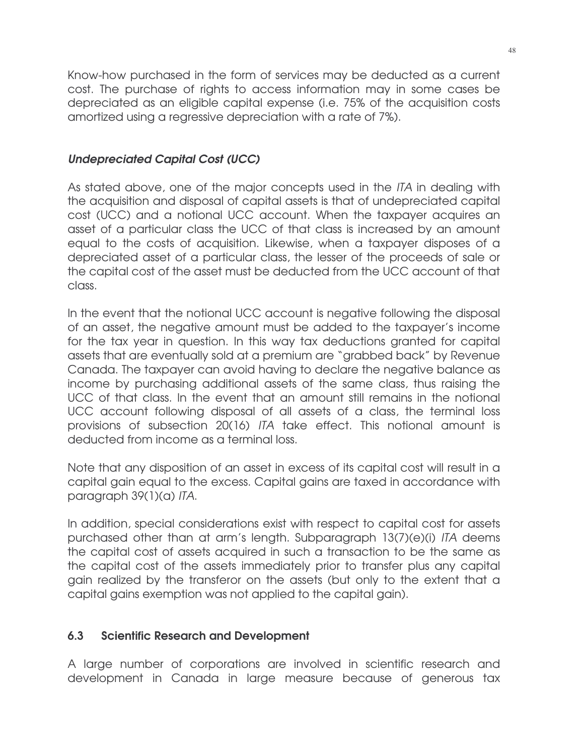Know-how purchased in the form of services may be deducted as a current cost. The purchase of rights to access information may in some cases be depreciated as an eligible capital expense (i.e. 75% of the acquisition costs amortized using a regressive depreciation with a rate of 7%).

### *Undepreciated Capital Cost (UCC)*

As stated above, one of the major concepts used in the *ITA* in dealing with the acquisition and disposal of capital assets is that of undepreciated capital cost (UCC) and a notional UCC account. When the taxpayer acquires an asset of a particular class the UCC of that class is increased by an amount equal to the costs of acquisition. Likewise, when a taxpayer disposes of a depreciated asset of a particular class, the lesser of the proceeds of sale or the capital cost of the asset must be deducted from the UCC account of that class.

In the event that the notional UCC account is negative following the disposal of an asset, the negative amount must be added to the taxpayer's income for the tax year in question. In this way tax deductions granted for capital assets that are eventually sold at a premium are "grabbed back" by Revenue Canada. The taxpayer can avoid having to declare the negative balance as income by purchasing additional assets of the same class, thus raising the UCC of that class. In the event that an amount still remains in the notional UCC account following disposal of all assets of a class, the terminal loss provisions of subsection 20(16) *ITA* take effect. This notional amount is deducted from income as a terminal loss.

Note that any disposition of an asset in excess of its capital cost will result in a capital gain equal to the excess. Capital gains are taxed in accordance with paragraph 39(1)(a) *ITA*.

In addition, special considerations exist with respect to capital cost for assets purchased other than at arm's length. Subparagraph 13(7)(e)(i) *ITA* deems the capital cost of assets acquired in such a transaction to be the same as the capital cost of the assets immediately prior to transfer plus any capital gain realized by the transferor on the assets (but only to the extent that a capital gains exemption was not applied to the capital gain).

## 6.3 Scientific Research and Development

A large number of corporations are involved in scientific research and development in Canada in large measure because of generous tax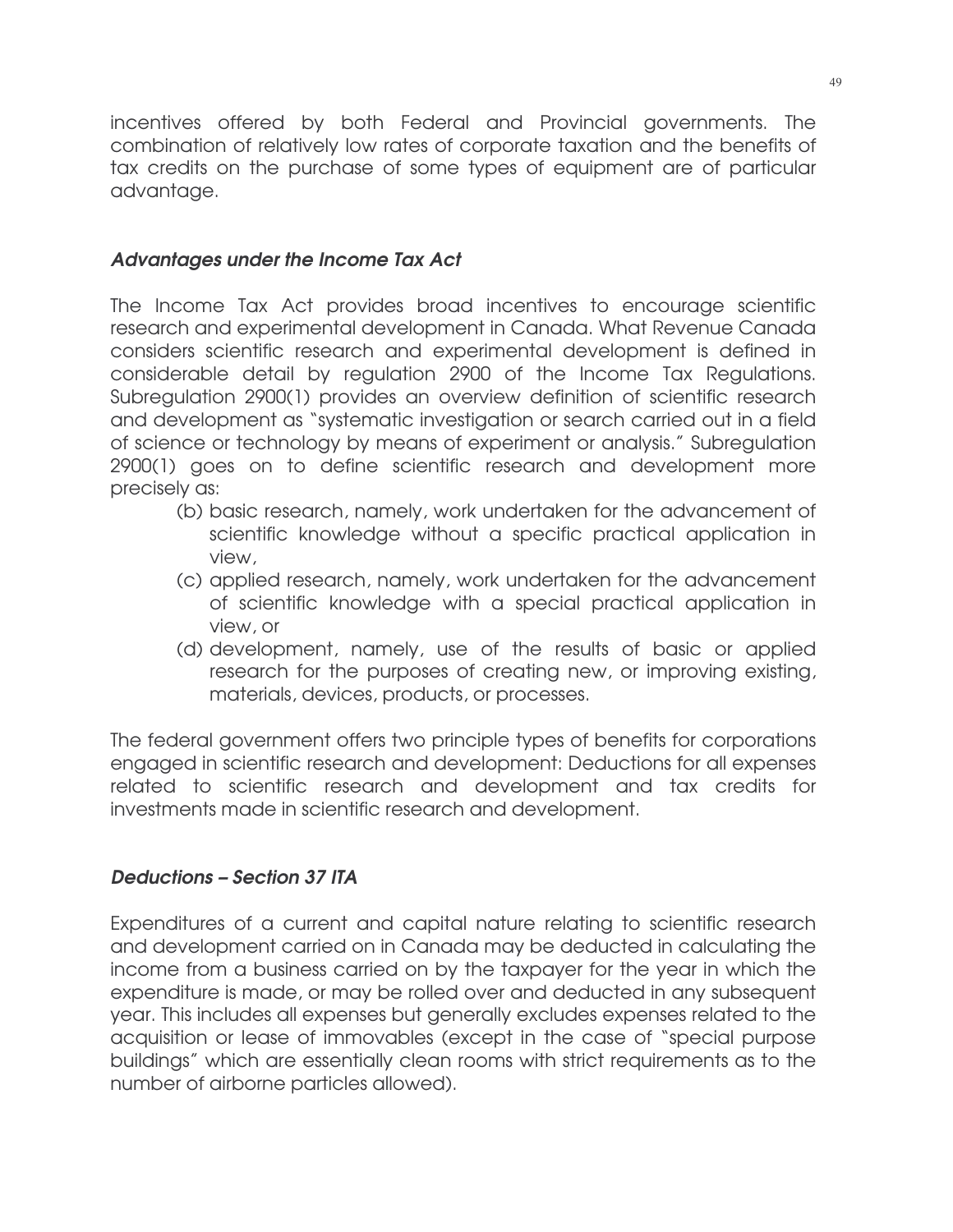incentives offered by both Federal and Provincial governments. The combination of relatively low rates of corporate taxation and the benefits of tax credits on the purchase of some types of equipment are of particular advantage.

### *Advantages under the Income Tax Act*

The Income Tax Act provides broad incentives to encourage scientific research and experimental development in Canada. What Revenue Canada considers scientific research and experimental development is defined in considerable detail by regulation 2900 of the Income Tax Regulations. Subregulation 2900(1) provides an overview definition of scientific research and development as "systematic investigation or search carried out in a field of science or technology by means of experiment or analysis." Subregulation 2900(1) goes on to define scientific research and development more precisely as:

(b) basic research, namely, work undertaken for the advancement of scientific knowledge without a specific practical application in view,

(c) applied research, namely, work undertaken for the advancement of scientific knowledge with a special practical application in view, or

(d) development, namely, use of the results of basic or applied research for the purposes of creating new, or improving existing, materials, devices, products, or processes.

The federal government offers two principle types of benefits for corporations engaged in scientific research and development: Deductions for all expenses related to scientific research and development and tax credits for investments made in scientific research and development.

### *Deductions – Section 37 ITA*

Expenditures of a current and capital nature relating to scientific research and development carried on in Canada may be deducted in calculating the income from a business carried on by the taxpayer for the year in which the expenditure is made, or may be rolled over and deducted in any subsequent year. This includes all expenses but generally excludes expenses related to the acquisition or lease of immovables (except in the case of "special purpose buildings" which are essentially clean rooms with strict requirements as to the number of airborne particles allowed).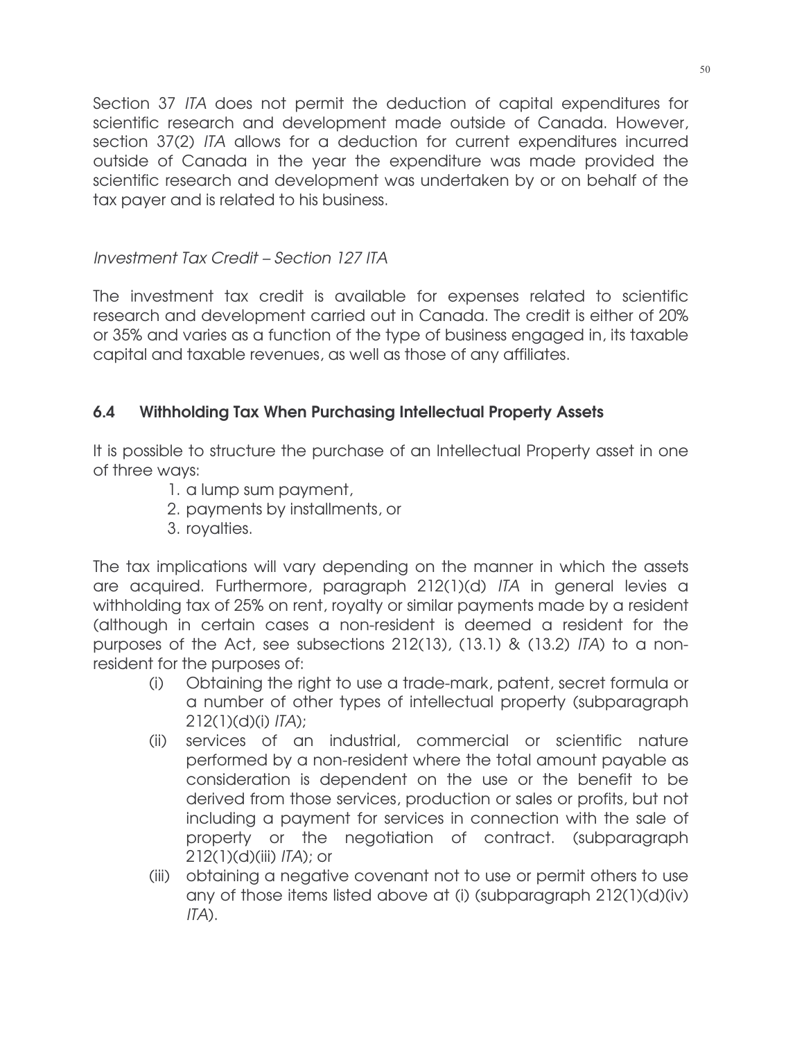Section 37 *ITA* does not permit the deduction of capital expenditures for scientific research and development made outside of Canada. However, section 37(2) *ITA* allows for a deduction for current expenditures incurred outside of Canada in the year the expenditure was made provided the scientific research and development was undertaken by or on behalf of the tax payer and is related to his business.

*Investment Tax Credit – Section 127 ITA*

The investment tax credit is available for expenses related to scientific research and development carried out in Canada. The credit is either of 20% or 35% and varies as a function of the type of business engaged in, its taxable capital and taxable revenues, as well as those of any affiliates.

### 6.4 Withholding Tax When Purchasing Intellectual Property Assets

It is possible to structure the purchase of an Intellectual Property asset in one of three ways:

1. a lump sum payment,
2. payments by installments, or
3. royalties.

The tax implications will vary depending on the manner in which the assets are acquired. Furthermore, paragraph 212(1)(d) *ITA* in general levies a withholding tax of 25% on rent, royalty or similar payments made by a resident (although in certain cases a non-resident is deemed a resident for the purposes of the Act, see subsections 212(13), (13.1) & (13.2) *ITA*) to a non-resident for the purposes of:

(i) Obtaining the right to use a trade-mark, patent, secret formula or a number of other types of intellectual property (subparagraph 212(1)(d)(i) *ITA*);

(ii) services of an industrial, commercial or scientific nature performed by a non-resident where the total amount payable as consideration is dependent on the use or the benefit to be derived from those services, production or sales or profits, but not including a payment for services in connection with the sale of property or the negotiation of contract. (subparagraph 212(1)(d)(iii) *ITA*); or

(iii) obtaining a negative covenant not to use or permit others to use any of those items listed above at (i) (subparagraph 212(1)(d)(iv) *ITA*).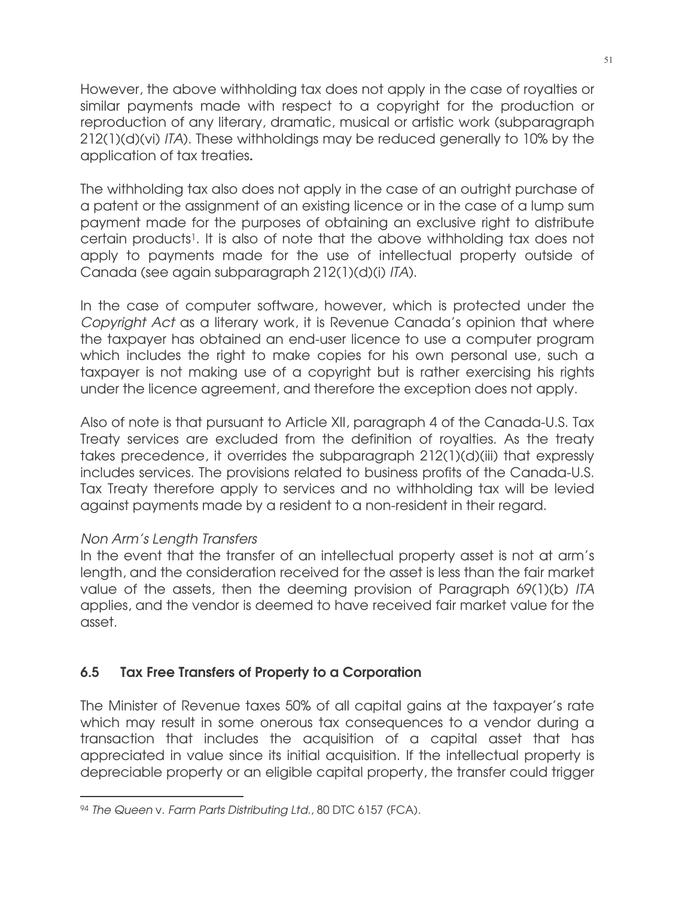However, the above withholding tax does not apply in the case of royalties or similar payments made with respect to a copyright for the production or reproduction of any literary, dramatic, musical or artistic work (subparagraph 212(1)(d)(vi) *ITA*). These withholdings may be reduced generally to 10% by the application of tax treaties**.**

The withholding tax also does not apply in the case of an outright purchase of a patent or the assignment of an existing licence or in the case of a lump sum payment made for the purposes of obtaining an exclusive right to distribute certain products[1]. It is also of note that the above withholding tax does not apply to payments made for the use of intellectual property outside of Canada (see again subparagraph 212(1)(d)(i) *ITA*).

In the case of computer software, however, which is protected under the *Copyright Act* as a literary work, it is Revenue Canada's opinion that where the taxpayer has obtained an end-user licence to use a computer program which includes the right to make copies for his own personal use, such a taxpayer is not making use of a copyright but is rather exercising his rights under the licence agreement, and therefore the exception does not apply.

Also of note is that pursuant to Article XII, paragraph 4 of the Canada-U.S. Tax Treaty services are excluded from the definition of royalties. As the treaty takes precedence, it overrides the subparagraph 212(1)(d)(iii) that expressly includes services. The provisions related to business profits of the Canada-U.S. Tax Treaty therefore apply to services and no withholding tax will be levied against payments made by a resident to a non-resident in their regard.

*Non Arm's Length Transfers*
In the event that the transfer of an intellectual property asset is not at arm's length, and the consideration received for the asset is less than the fair market value of the assets, then the deeming provision of Paragraph 69(1)(b) *ITA* applies, and the vendor is deemed to have received fair market value for the asset.

### 6.5 Tax Free Transfers of Property to a Corporation

The Minister of Revenue taxes 50% of all capital gains at the taxpayer's rate which may result in some onerous tax consequences to a vendor during a transaction that includes the acquisition of a capital asset that has appreciated in value since its initial acquisition. If the intellectual property is depreciable property or an eligible capital property, the transfer could trigger

---

[94] *The Queen* v. *Farm Parts Distributing Ltd.*, 80 DTC 6157 (FCA).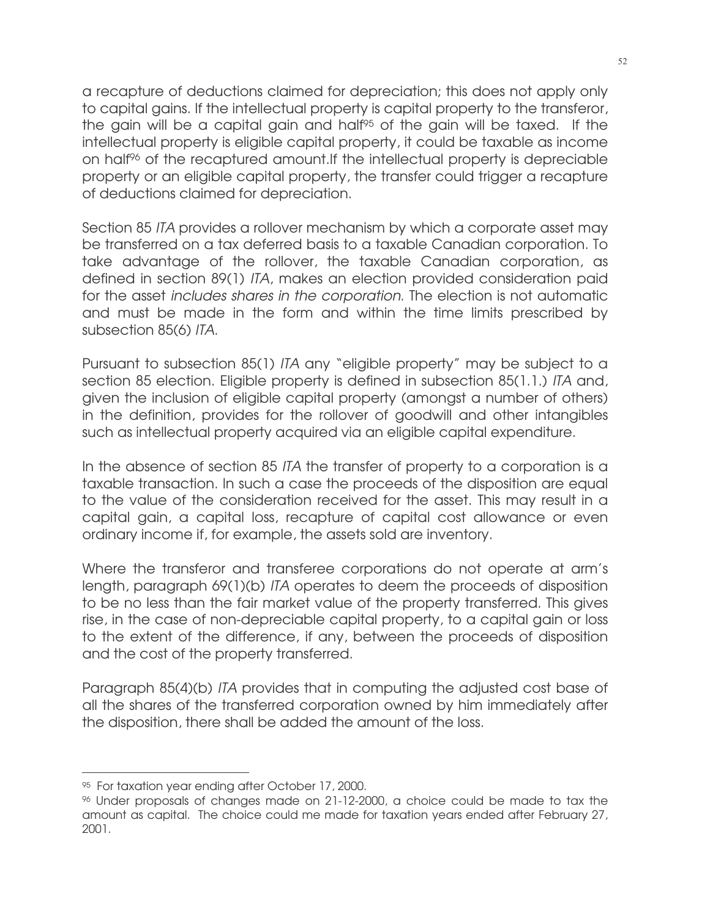a recapture of deductions claimed for depreciation; this does not apply only to capital gains. If the intellectual property is capital property to the transferor, the gain will be a capital gain and half[95] of the gain will be taxed. If the intellectual property is eligible capital property, it could be taxable as income on half[96] of the recaptured amount.If the intellectual property is depreciable property or an eligible capital property, the transfer could trigger a recapture of deductions claimed for depreciation.

Section 85 *ITA* provides a rollover mechanism by which a corporate asset may be transferred on a tax deferred basis to a taxable Canadian corporation. To take advantage of the rollover, the taxable Canadian corporation, as defined in section 89(1) *ITA*, makes an election provided consideration paid for the asset *includes shares in the corporation*. The election is not automatic and must be made in the form and within the time limits prescribed by subsection 85(6) *ITA*.

Pursuant to subsection 85(1) *ITA* any "eligible property" may be subject to a section 85 election. Eligible property is defined in subsection 85(1.1.) *ITA* and, given the inclusion of eligible capital property (amongst a number of others) in the definition, provides for the rollover of goodwill and other intangibles such as intellectual property acquired via an eligible capital expenditure.

In the absence of section 85 *ITA* the transfer of property to a corporation is a taxable transaction. In such a case the proceeds of the disposition are equal to the value of the consideration received for the asset. This may result in a capital gain, a capital loss, recapture of capital cost allowance or even ordinary income if, for example, the assets sold are inventory.

Where the transferor and transferee corporations do not operate at arm's length, paragraph 69(1)(b) *ITA* operates to deem the proceeds of disposition to be no less than the fair market value of the property transferred. This gives rise, in the case of non-depreciable capital property, to a capital gain or loss to the extent of the difference, if any, between the proceeds of disposition and the cost of the property transferred.

Paragraph 85(4)(b) *ITA* provides that in computing the adjusted cost base of all the shares of the transferred corporation owned by him immediately after the disposition, there shall be added the amount of the loss.

---

[95] For taxation year ending after October 17, 2000.

[96] Under proposals of changes made on 21-12-2000, a choice could be made to tax the amount as capital. The choice could me made for taxation years ended after February 27, 2001.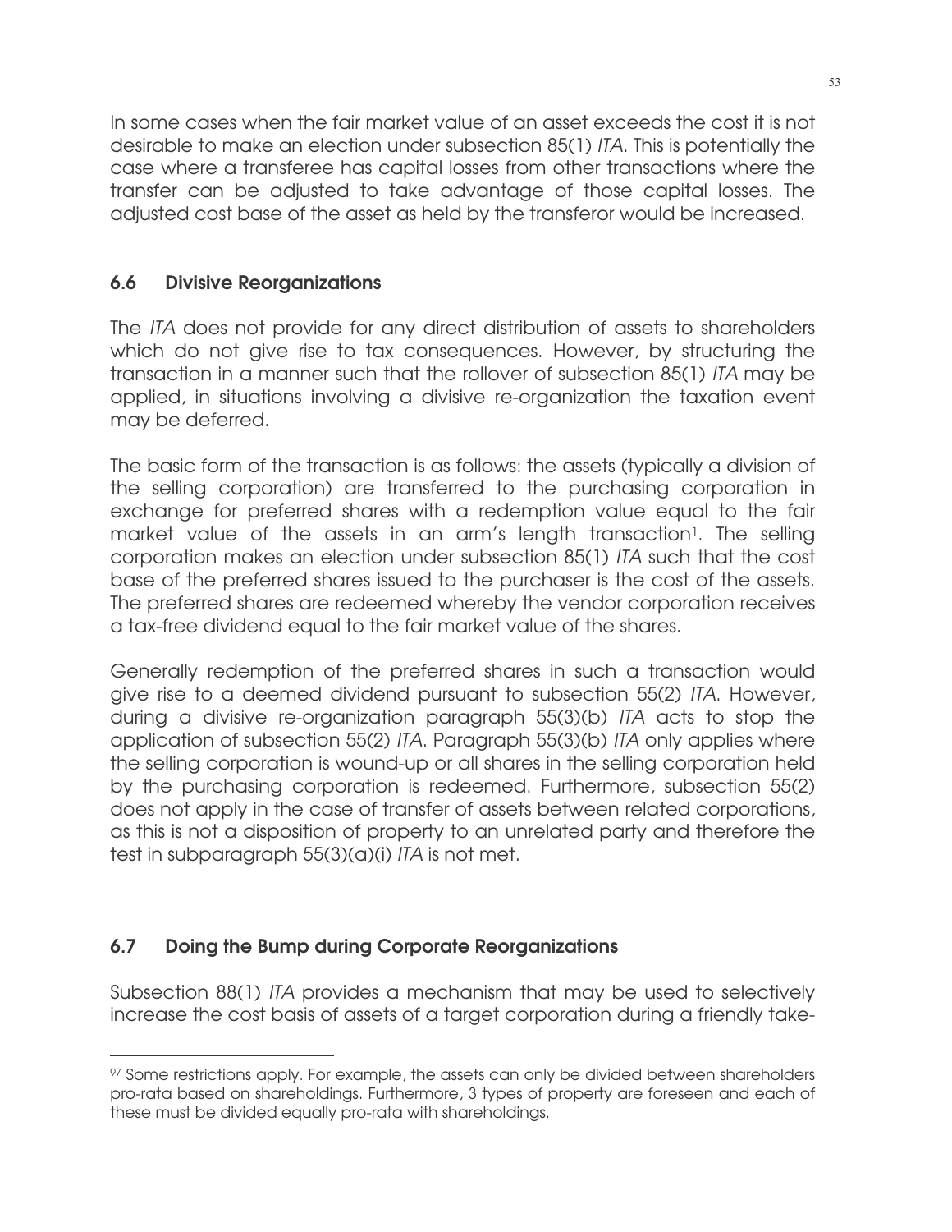In some cases when the fair market value of an asset exceeds the cost it is not desirable to make an election under subsection 85(1) *ITA*. This is potentially the case where a transferee has capital losses from other transactions where the transfer can be adjusted to take advantage of those capital losses. The adjusted cost base of the asset as held by the transferor would be increased.

## 6.6 Divisive Reorganizations

The *ITA* does not provide for any direct distribution of assets to shareholders which do not give rise to tax consequences. However, by structuring the transaction in a manner such that the rollover of subsection 85(1) *ITA* may be applied, in situations involving a divisive re-organization the taxation event may be deferred.

The basic form of the transaction is as follows: the assets (typically a division of the selling corporation) are transferred to the purchasing corporation in exchange for preferred shares with a redemption value equal to the fair market value of the assets in an arm's length transaction[1]. The selling corporation makes an election under subsection 85(1) *ITA* such that the cost base of the preferred shares issued to the purchaser is the cost of the assets. The preferred shares are redeemed whereby the vendor corporation receives a tax-free dividend equal to the fair market value of the shares.

Generally redemption of the preferred shares in such a transaction would give rise to a deemed dividend pursuant to subsection 55(2) *ITA*. However, during a divisive re-organization paragraph 55(3)(b) *ITA* acts to stop the application of subsection 55(2) *ITA*. Paragraph 55(3)(b) *ITA* only applies where the selling corporation is wound-up or all shares in the selling corporation held by the purchasing corporation is redeemed. Furthermore, subsection 55(2) does not apply in the case of transfer of assets between related corporations, as this is not a disposition of property to an unrelated party and therefore the test in subparagraph 55(3)(a)(i) *ITA* is not met.

## 6.7 Doing the Bump during Corporate Reorganizations

Subsection 88(1) *ITA* provides a mechanism that may be used to selectively increase the cost basis of assets of a target corporation during a friendly take-

---

[97] Some restrictions apply. For example, the assets can only be divided between shareholders pro-rata based on shareholdings. Furthermore, 3 types of property are foreseen and each of these must be divided equally pro-rata with shareholdings.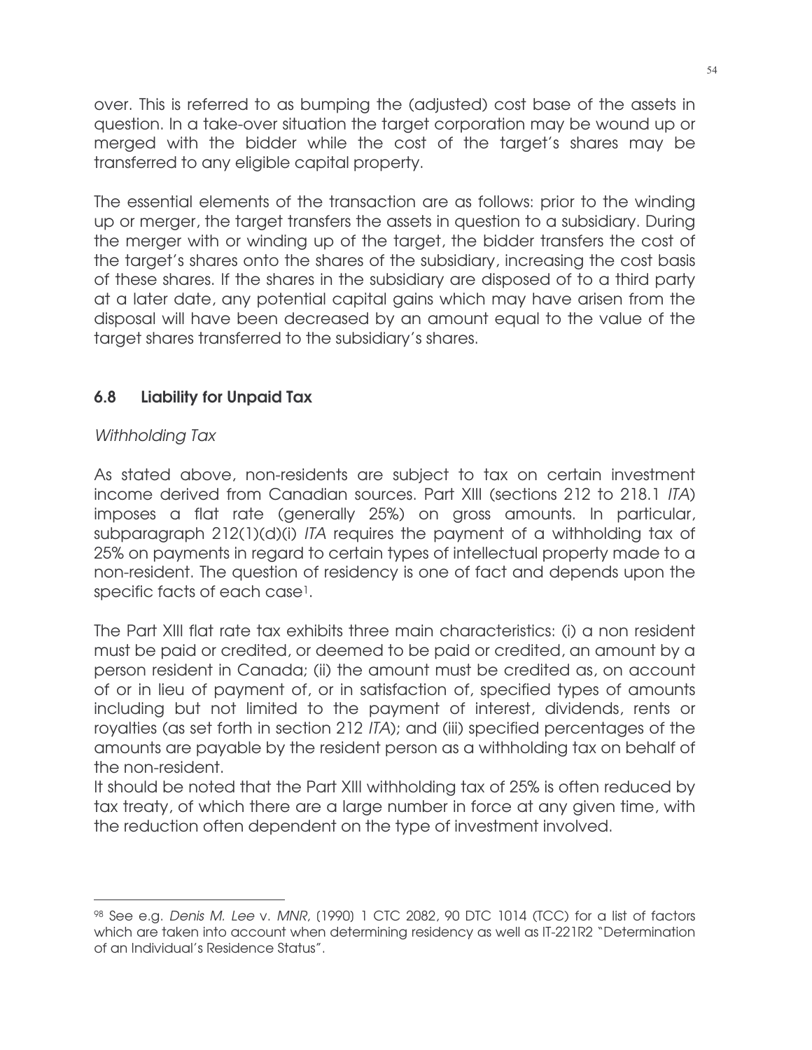over. This is referred to as bumping the (adjusted) cost base of the assets in question. In a take-over situation the target corporation may be wound up or merged with the bidder while the cost of the target's shares may be transferred to any eligible capital property.

The essential elements of the transaction are as follows: prior to the winding up or merger, the target transfers the assets in question to a subsidiary. During the merger with or winding up of the target, the bidder transfers the cost of the target's shares onto the shares of the subsidiary, increasing the cost basis of these shares. If the shares in the subsidiary are disposed of to a third party at a later date, any potential capital gains which may have arisen from the disposal will have been decreased by an amount equal to the value of the target shares transferred to the subsidiary's shares.

### 6.8 Liability for Unpaid Tax

*Withholding Tax*

As stated above, non-residents are subject to tax on certain investment income derived from Canadian sources. Part XIII (sections 212 to 218.1 *ITA*) imposes a flat rate (generally 25%) on gross amounts. In particular, subparagraph 212(1)(d)(i) *ITA* requires the payment of a withholding tax of 25% on payments in regard to certain types of intellectual property made to a non-resident. The question of residency is one of fact and depends upon the specific facts of each case[1].

The Part XIII flat rate tax exhibits three main characteristics: (i) a non resident must be paid or credited, or deemed to be paid or credited, an amount by a person resident in Canada; (ii) the amount must be credited as, on account of or in lieu of payment of, or in satisfaction of, specified types of amounts including but not limited to the payment of interest, dividends, rents or royalties (as set forth in section 212 *ITA*); and (iii) specified percentages of the amounts are payable by the resident person as a withholding tax on behalf of the non-resident.
It should be noted that the Part XIII withholding tax of 25% is often reduced by tax treaty, of which there are a large number in force at any given time, with the reduction often dependent on the type of investment involved.

---

[98] See e.g. *Denis M. Lee* v. *MNR*, (1990) 1 CTC 2082, 90 DTC 1014 (TCC) for a list of factors which are taken into account when determining residency as well as IT-221R2 "Determination of an Individual's Residence Status".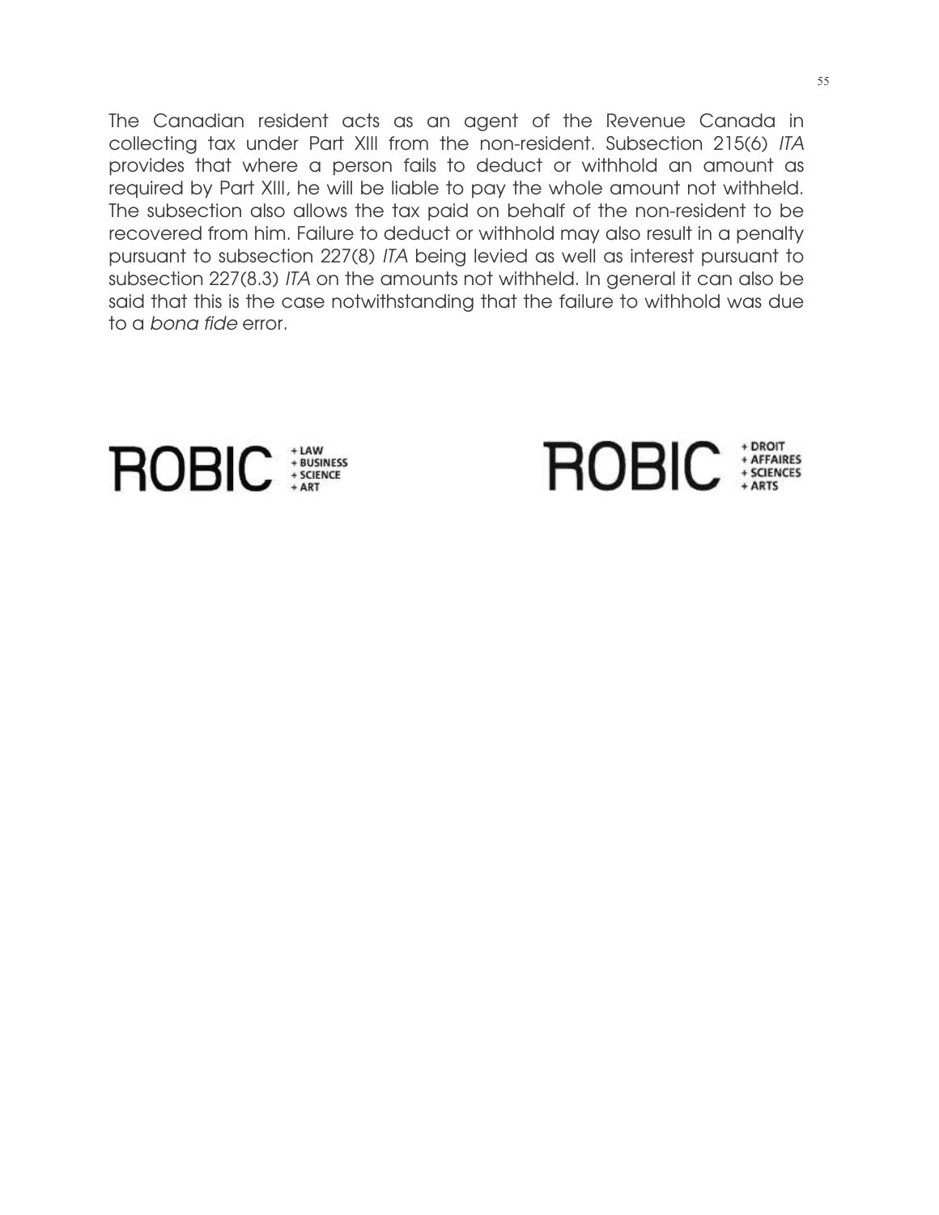The Canadian resident acts as an agent of the Revenue Canada in collecting tax under Part XIII from the non-resident. Subsection 215(6) *ITA* provides that where a person fails to deduct or withhold an amount as required by Part XIII, he will be liable to pay the whole amount not withheld. The subsection also allows the tax paid on behalf of the non-resident to be recovered from him. Failure to deduct or withhold may also result in a penalty pursuant to subsection 227(8) *ITA* being levied as well as interest pursuant to subsection 227(8.3) *ITA* on the amounts not withheld. In general it can also be said that this is the case notwithstanding that the failure to withhold was due to a *bona fide* error.

ROBIC + LAW + BUSINESS + SCIENCE + ART

ROBIC + DROIT + AFFAIRES + SCIENCES + ARTS